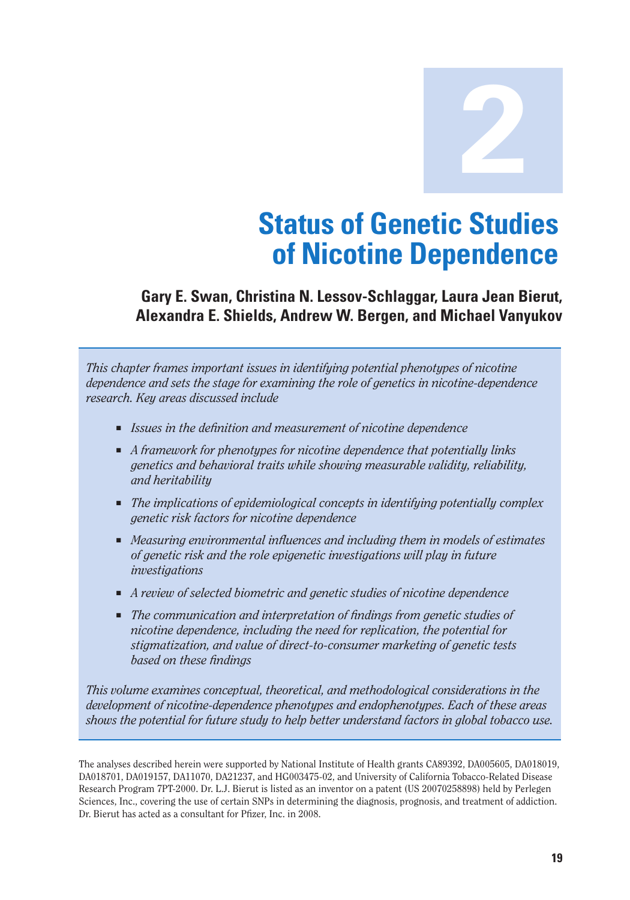# 2

# Status of Genetic Studies of Nicotine Dependence

**Gary E. Swan, Christina N. Lessov-Schlaggar, Laura Jean Bierut, Alexandra E. Shields, Andrew W. Bergen, and Michael Vanyukov**

*This chapter frames important issues in identifying potential phenotypes of nicotine dependence and sets the stage for examining the role of genetics in nicotine-dependence research. Key areas discussed include*

- *Issues in the definition and measurement of nicotine dependence*
- *A framework for phenotypes for nicotine dependence that potentially links genetics and behavioral traits while showing measurable validity, reliability, and heritability*
- *The implications of epidemiological concepts in identifying potentially complex genetic risk factors for nicotine dependence*
- *Measuring environmental influences and including them in models of estimates of genetic risk and the role epigenetic investigations will play in future investigations*
- *A review of selected biometric and genetic studies of nicotine dependence*
- *The communication and interpretation of findings from genetic studies of nicotine dependence, including the need for replication, the potential for stigmatization, and value of direct-to-consumer marketing of genetic tests based on these findings*

*This volume examines conceptual, theoretical, and methodological considerations in the development of nicotine-dependence phenotypes and endophenotypes. Each of these areas shows the potential for future study to help better understand factors in global tobacco use.*

The analyses described herein were supported by National Institute of Health grants CA89392, DA005605, DA018019, DA018701, DA019157, DA11070, DA21237, and HG003475-02, and University of California Tobacco-Related Disease Research Program 7PT-2000. Dr. L.J. Bierut is listed as an inventor on a patent (US 20070258898) held by Perlegen Sciences, Inc., covering the use of certain SNPs in determining the diagnosis, prognosis, and treatment of addiction. Dr. Bierut has acted as a consultant for Pfizer, Inc. in 2008.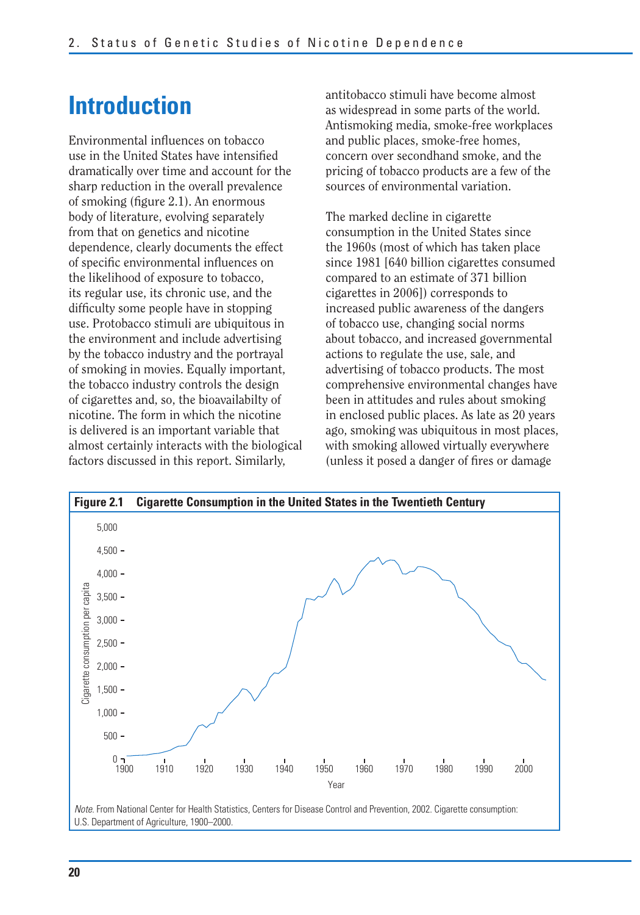# Introduction

Environmental influences on tobacco use in the United States have intensified dramatically over time and account for the sharp reduction in the overall prevalence of smoking (figure 2.1). An enormous body of literature, evolving separately from that on genetics and nicotine dependence, clearly documents the effect of specific environmental influences on the likelihood of exposure to tobacco, its regular use, its chronic use, and the difficulty some people have in stopping use. Protobacco stimuli are ubiquitous in the environment and include advertising by the tobacco industry and the portrayal of smoking in movies. Equally important, the tobacco industry controls the design of cigarettes and, so, the bioavailabilty of nicotine. The form in which the nicotine is delivered is an important variable that almost certainly interacts with the biological factors discussed in this report. Similarly, antitobacco stimuli have become almost as widespread in some parts of the world. Antismoking media, smoke-free workplaces and public places, smoke-free homes, concern over secondhand smoke, and the pricing of tobacco products are a few of the sources of environmental variation.

The marked decline in cigarette consumption in the United States since the 1960s (most of which has taken place since 1981 [640 billion cigarettes consumed compared to an estimate of 371 billion cigarettes in 2006]) corresponds to increased public awareness of the dangers of tobacco use, changing social norms about tobacco, and increased governmental actions to regulate the use, sale, and advertising of tobacco products. The most comprehensive environmental changes have been in attitudes and rules about smoking in enclosed public places. As late as 20 years ago, smoking was ubiquitous in most places, with smoking allowed virtually everywhere (unless it posed a danger of fires or damage

**Figure 2.1 Cigarette Consumption in the United States in the Twentieth Century**

*Note.* From National Center for Health Statistics, Centers for Disease Control and Prevention, 2002. Cigarette consumption: U.S. Department of Agriculture, 1900–2000.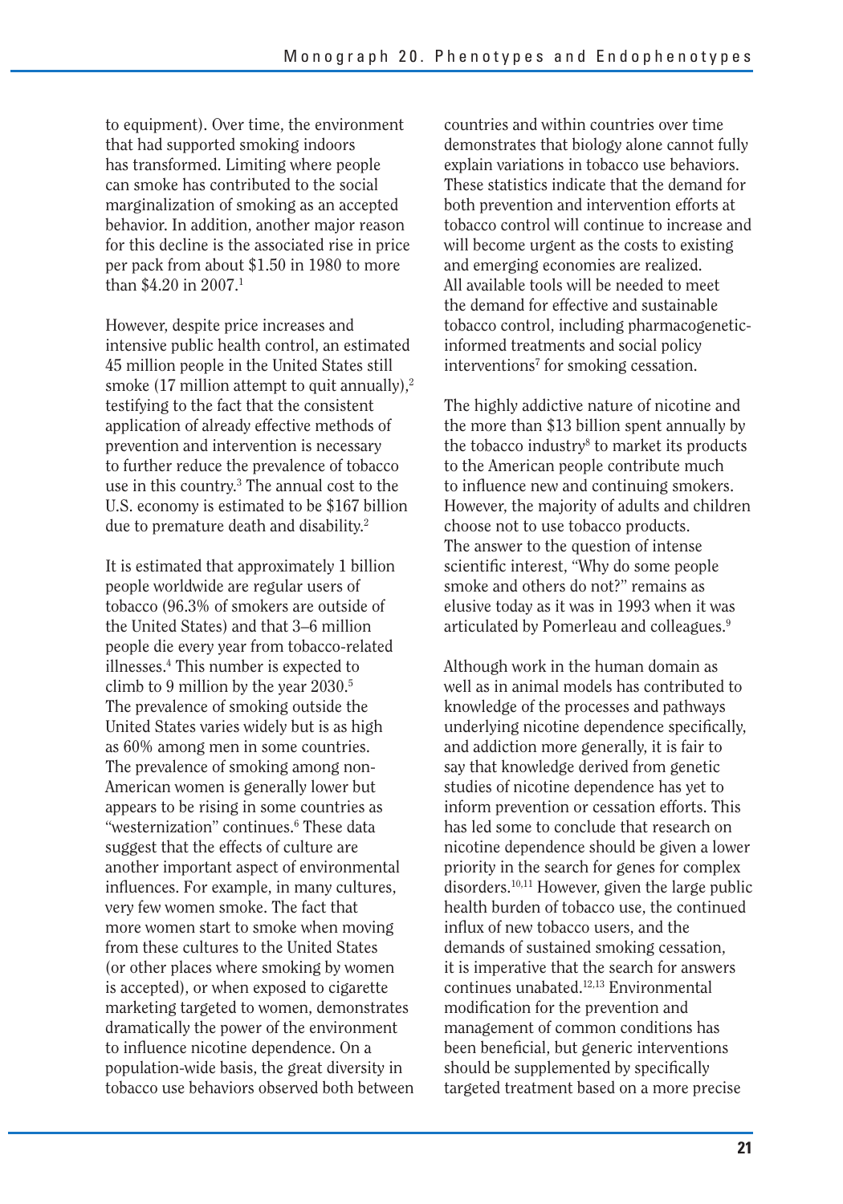to equipment). Over time, the environment that had supported smoking indoors has transformed. Limiting where people can smoke has contributed to the social marginalization of smoking as an accepted behavior. In addition, another major reason for this decline is the associated rise in price per pack from about $1.50 in 1980 to more than $4.20 in 2007.[1]

However, despite price increases and intensive public health control, an estimated 45 million people in the United States still smoke (17 million attempt to quit annually),[2] testifying to the fact that the consistent application of already effective methods of prevention and intervention is necessary to further reduce the prevalence of tobacco use in this country.[3] The annual cost to the U.S. economy is estimated to be $167 billion due to premature death and disability.[2]

It is estimated that approximately 1 billion people worldwide are regular users of tobacco (96.3% of smokers are outside of the United States) and that 3–6 million people die every year from tobacco-related illnesses.[4] This number is expected to climb to 9 million by the year 2030.[5] The prevalence of smoking outside the United States varies widely but is as high as 60% among men in some countries. The prevalence of smoking among non-American women is generally lower but appears to be rising in some countries as "westernization" continues.[6] These data suggest that the effects of culture are another important aspect of environmental influences. For example, in many cultures, very few women smoke. The fact that more women start to smoke when moving from these cultures to the United States (or other places where smoking by women is accepted), or when exposed to cigarette marketing targeted to women, demonstrates dramatically the power of the environment to influence nicotine dependence. On a population-wide basis, the great diversity in tobacco use behaviors observed both between countries and within countries over time demonstrates that biology alone cannot fully explain variations in tobacco use behaviors. These statistics indicate that the demand for both prevention and intervention efforts at tobacco control will continue to increase and will become urgent as the costs to existing and emerging economies are realized. All available tools will be needed to meet the demand for effective and sustainable tobacco control, including pharmacogenetic-informed treatments and social policy interventions[7] for smoking cessation.

The highly addictive nature of nicotine and the more than $13 billion spent annually by the tobacco industry[8] to market its products to the American people contribute much to influence new and continuing smokers. However, the majority of adults and children choose not to use tobacco products. The answer to the question of intense scientific interest, "Why do some people smoke and others do not?" remains as elusive today as it was in 1993 when it was articulated by Pomerleau and colleagues.[9]

Although work in the human domain as well as in animal models has contributed to knowledge of the processes and pathways underlying nicotine dependence specifically, and addiction more generally, it is fair to say that knowledge derived from genetic studies of nicotine dependence has yet to inform prevention or cessation efforts. This has led some to conclude that research on nicotine dependence should be given a lower priority in the search for genes for complex disorders.[10,11] However, given the large public health burden of tobacco use, the continued influx of new tobacco users, and the demands of sustained smoking cessation, it is imperative that the search for answers continues unabated.[12,13] Environmental modification for the prevention and management of common conditions has been beneficial, but generic interventions should be supplemented by specifically targeted treatment based on a more precise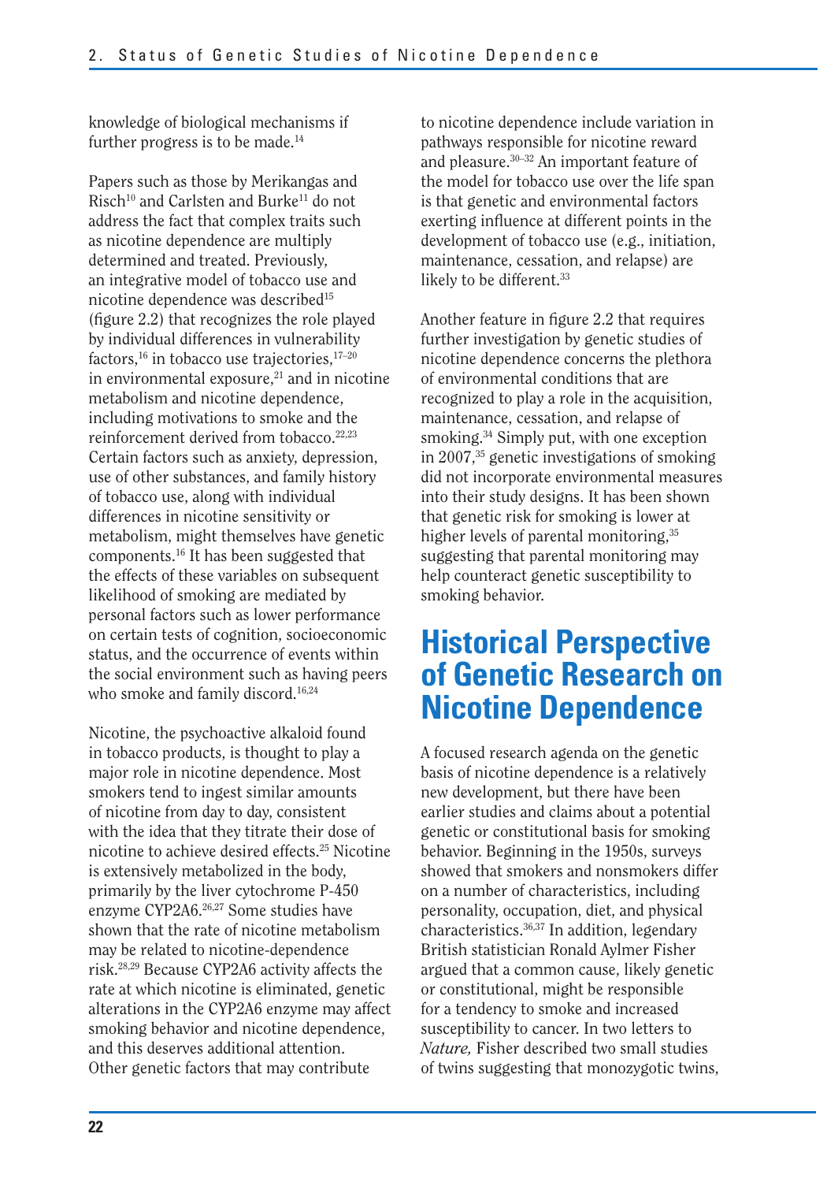knowledge of biological mechanisms if further progress is to be made.[14]

Papers such as those by Merikangas and Risch[10] and Carlsten and Burke[11] do not address the fact that complex traits such as nicotine dependence are multiply determined and treated. Previously, an integrative model of tobacco use and nicotine dependence was described[15] (figure 2.2) that recognizes the role played by individual differences in vulnerability factors,[16] in tobacco use trajectories,[17–20] in environmental exposure,[21] and in nicotine metabolism and nicotine dependence, including motivations to smoke and the reinforcement derived from tobacco.[22,23] Certain factors such as anxiety, depression, use of other substances, and family history of tobacco use, along with individual differences in nicotine sensitivity or metabolism, might themselves have genetic components.[16] It has been suggested that the effects of these variables on subsequent likelihood of smoking are mediated by personal factors such as lower performance on certain tests of cognition, socioeconomic status, and the occurrence of events within the social environment such as having peers who smoke and family discord.[16,24]

Nicotine, the psychoactive alkaloid found in tobacco products, is thought to play a major role in nicotine dependence. Most smokers tend to ingest similar amounts of nicotine from day to day, consistent with the idea that they titrate their dose of nicotine to achieve desired effects.[25] Nicotine is extensively metabolized in the body, primarily by the liver cytochrome P-450 enzyme CYP2A6.[26,27] Some studies have shown that the rate of nicotine metabolism may be related to nicotine-dependence risk.[28,29] Because CYP2A6 activity affects the rate at which nicotine is eliminated, genetic alterations in the CYP2A6 enzyme may affect smoking behavior and nicotine dependence, and this deserves additional attention. Other genetic factors that may contribute to nicotine dependence include variation in pathways responsible for nicotine reward and pleasure.[30–32] An important feature of the model for tobacco use over the life span is that genetic and environmental factors exerting influence at different points in the development of tobacco use (e.g., initiation, maintenance, cessation, and relapse) are likely to be different.[33]

Another feature in figure 2.2 that requires further investigation by genetic studies of nicotine dependence concerns the plethora of environmental conditions that are recognized to play a role in the acquisition, maintenance, cessation, and relapse of smoking.[34] Simply put, with one exception in 2007,[35] genetic investigations of smoking did not incorporate environmental measures into their study designs. It has been shown that genetic risk for smoking is lower at higher levels of parental monitoring,[35] suggesting that parental monitoring may help counteract genetic susceptibility to smoking behavior.

## Historical Perspective of Genetic Research on Nicotine Dependence

A focused research agenda on the genetic basis of nicotine dependence is a relatively new development, but there have been earlier studies and claims about a potential genetic or constitutional basis for smoking behavior. Beginning in the 1950s, surveys showed that smokers and nonsmokers differ on a number of characteristics, including personality, occupation, diet, and physical characteristics.[36,37] In addition, legendary British statistician Ronald Aylmer Fisher argued that a common cause, likely genetic or constitutional, might be responsible for a tendency to smoke and increased susceptibility to cancer. In two letters to *Nature,* Fisher described two small studies of twins suggesting that monozygotic twins,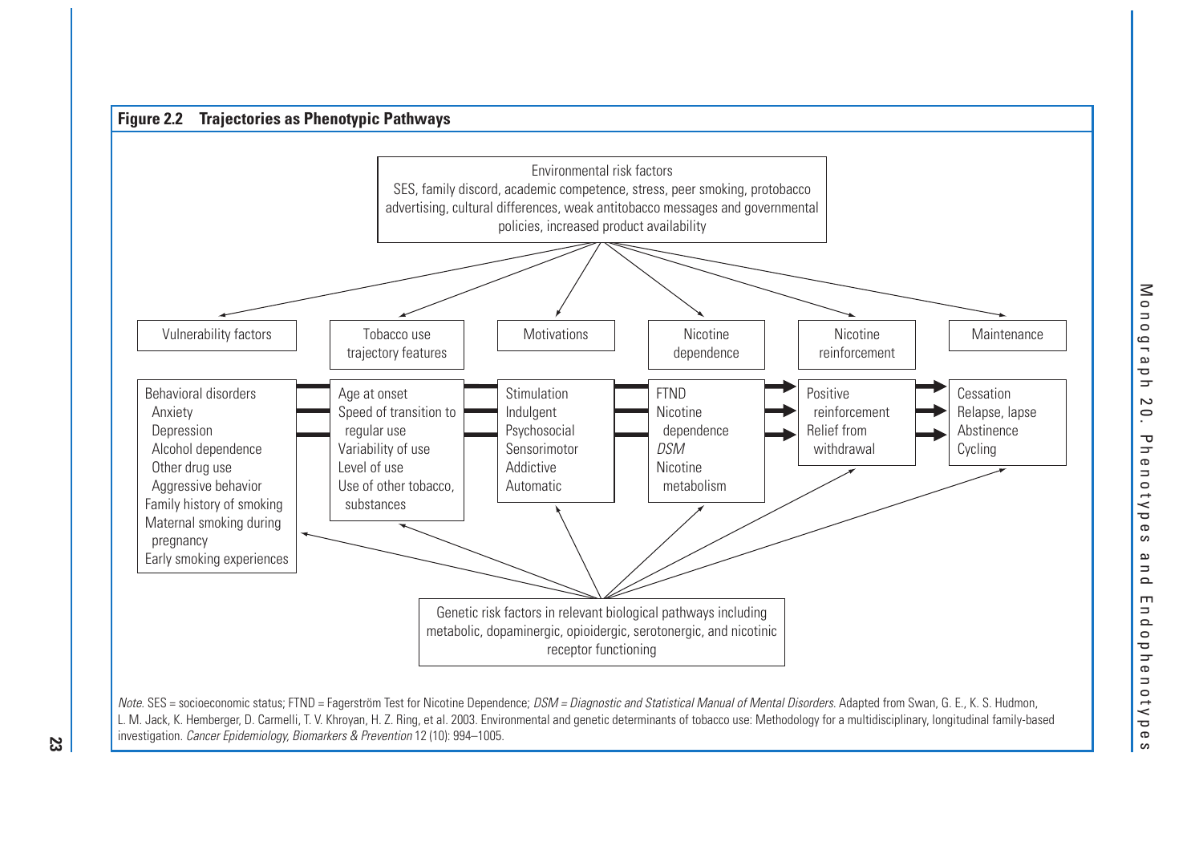**Figure 2.2 Trajectories as Phenotypic Pathways**

Environmental risk factors
SES, family discord, academic competence, stress, peer smoking, protobacco advertising, cultural differences, weak antitobacco messages and governmental policies, increased product availability

| Vulnerability factors | Tobacco use trajectory features | Motivations | Nicotine dependence | Nicotine reinforcement | Maintenance |
|---|---|---|---|---|---|
| Behavioral disorders<br>Anxiety<br>Depression<br>Alcohol dependence<br>Other drug use<br>Aggressive behavior<br>Family history of smoking<br>Maternal smoking during pregnancy<br>Early smoking experiences | Age at onset<br>Speed of transition to regular use<br>Variability of use<br>Level of use<br>Use of other tobacco, substances | Stimulation<br>Indulgent<br>Psychosocial<br>Sensorimotor<br>Addictive<br>Automatic | FTND<br>Nicotine dependence<br>*DSM*<br>Nicotine metabolism | Positive reinforcement<br>Relief from withdrawal | Cessation<br>Relapse, lapse<br>Abstinence<br>Cycling |

Genetic risk factors in relevant biological pathways including metabolic, dopaminergic, opioidergic, serotonergic, and nicotinic receptor functioning

*Note.* SES = socioeconomic status; FTND = Fagerström Test for Nicotine Dependence; *DSM = Diagnostic and Statistical Manual of Mental Disorders*. Adapted from Swan, G. E., K. S. Hudmon, L. M. Jack, K. Hemberger, D. Carmelli, T. V. Khroyan, H. Z. Ring, et al. 2003. Environmental and genetic determinants of tobacco use: Methodology for a multidisciplinary, longitudinal family-based investigation. *Cancer Epidemiology, Biomarkers & Prevention* 12 (10): 994–1005.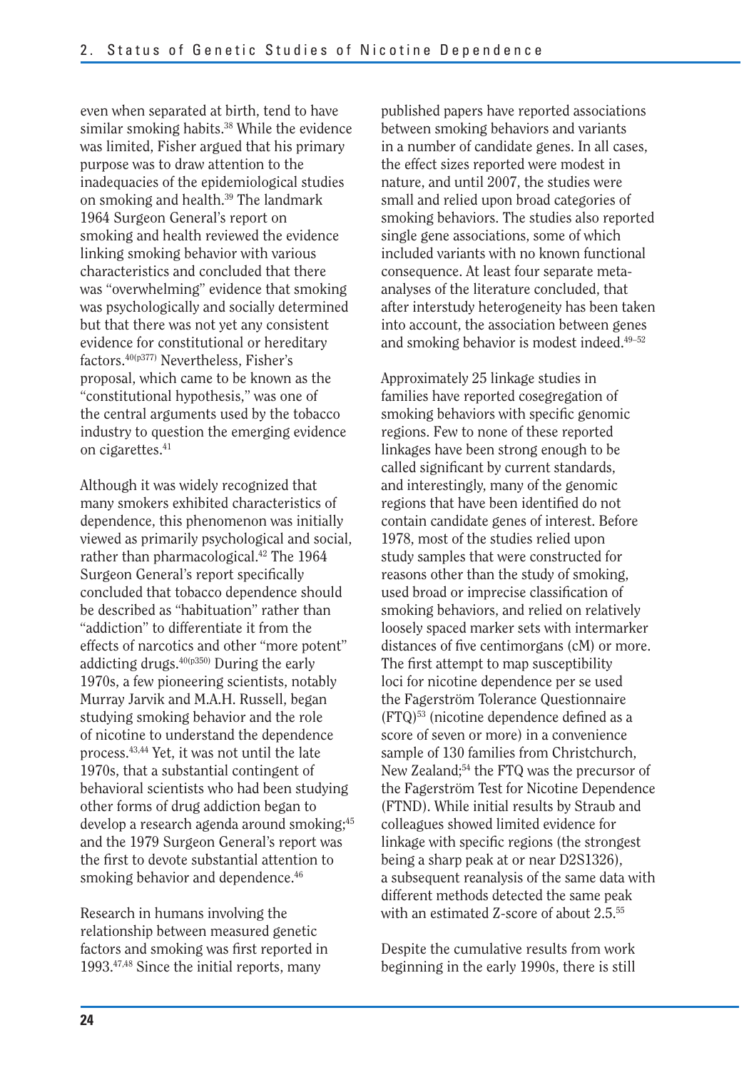even when separated at birth, tend to have similar smoking habits.[38] While the evidence was limited, Fisher argued that his primary purpose was to draw attention to the inadequacies of the epidemiological studies on smoking and health.[39] The landmark 1964 Surgeon General's report on smoking and health reviewed the evidence linking smoking behavior with various characteristics and concluded that there was "overwhelming" evidence that smoking was psychologically and socially determined but that there was not yet any consistent evidence for constitutional or hereditary factors.[40(p377)] Nevertheless, Fisher's proposal, which came to be known as the "constitutional hypothesis," was one of the central arguments used by the tobacco industry to question the emerging evidence on cigarettes.[41]

Although it was widely recognized that many smokers exhibited characteristics of dependence, this phenomenon was initially viewed as primarily psychological and social, rather than pharmacological.[42] The 1964 Surgeon General's report specifically concluded that tobacco dependence should be described as "habituation" rather than "addiction" to differentiate it from the effects of narcotics and other "more potent" addicting drugs.[40(p350)] During the early 1970s, a few pioneering scientists, notably Murray Jarvik and M.A.H. Russell, began studying smoking behavior and the role of nicotine to understand the dependence process.[43,44] Yet, it was not until the late 1970s, that a substantial contingent of behavioral scientists who had been studying other forms of drug addiction began to develop a research agenda around smoking;[45] and the 1979 Surgeon General's report was the first to devote substantial attention to smoking behavior and dependence.[46]

Research in humans involving the relationship between measured genetic factors and smoking was first reported in 1993.[47,48] Since the initial reports, many published papers have reported associations between smoking behaviors and variants in a number of candidate genes. In all cases, the effect sizes reported were modest in nature, and until 2007, the studies were small and relied upon broad categories of smoking behaviors. The studies also reported single gene associations, some of which included variants with no known functional consequence. At least four separate meta-analyses of the literature concluded, that after interstudy heterogeneity has been taken into account, the association between genes and smoking behavior is modest indeed.[49–52]

Approximately 25 linkage studies in families have reported cosegregation of smoking behaviors with specific genomic regions. Few to none of these reported linkages have been strong enough to be called significant by current standards, and interestingly, many of the genomic regions that have been identified do not contain candidate genes of interest. Before 1978, most of the studies relied upon study samples that were constructed for reasons other than the study of smoking, used broad or imprecise classification of smoking behaviors, and relied on relatively loosely spaced marker sets with intermarker distances of five centimorgans (cM) or more. The first attempt to map susceptibility loci for nicotine dependence per se used the Fagerström Tolerance Questionnaire (FTQ)[53] (nicotine dependence defined as a score of seven or more) in a convenience sample of 130 families from Christchurch, New Zealand;[54] the FTQ was the precursor of the Fagerström Test for Nicotine Dependence (FTND). While initial results by Straub and colleagues showed limited evidence for linkage with specific regions (the strongest being a sharp peak at or near D2S1326), a subsequent reanalysis of the same data with different methods detected the same peak with an estimated Z-score of about 2.5.[55]

Despite the cumulative results from work beginning in the early 1990s, there is still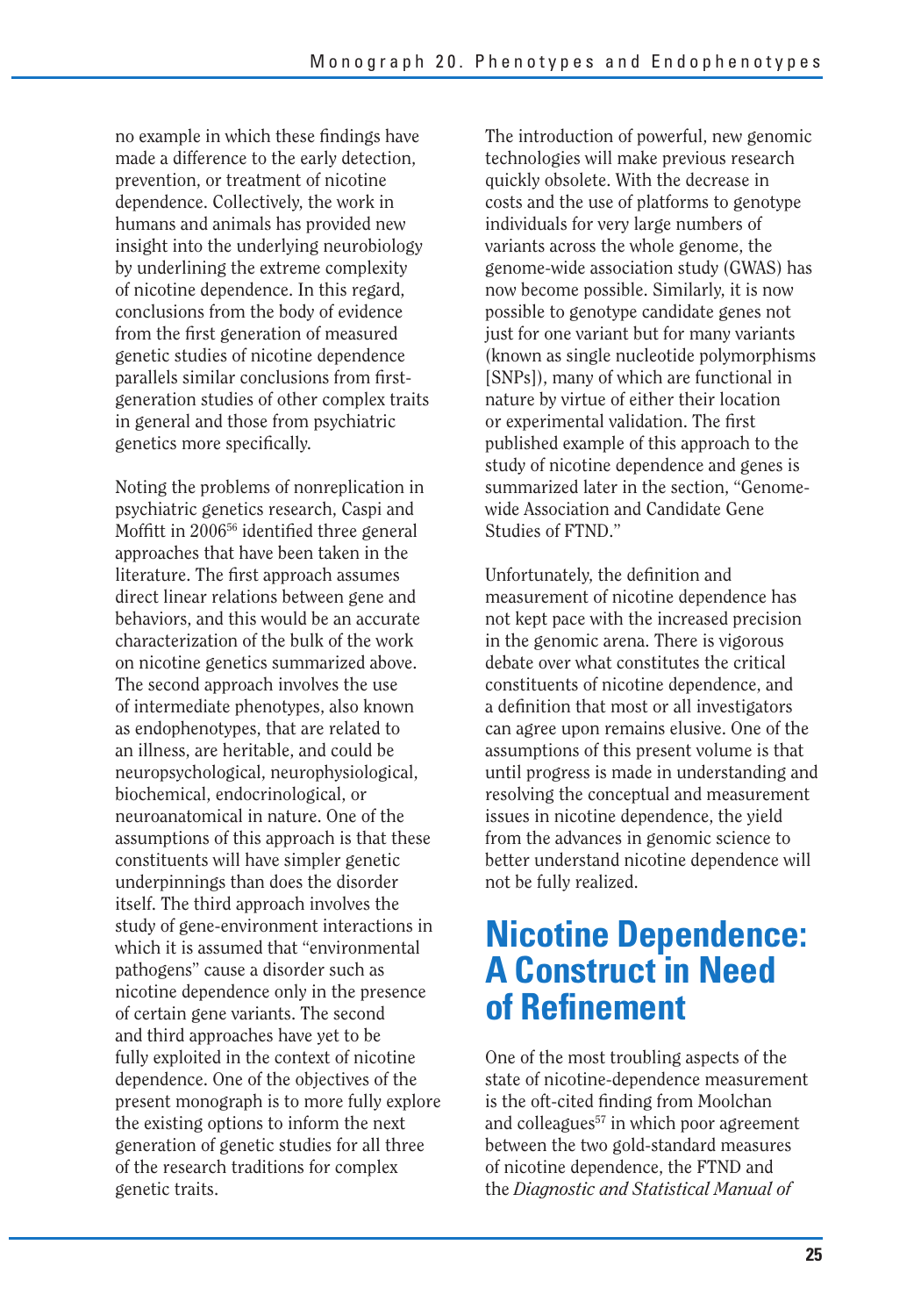no example in which these findings have made a difference to the early detection, prevention, or treatment of nicotine dependence. Collectively, the work in humans and animals has provided new insight into the underlying neurobiology by underlining the extreme complexity of nicotine dependence. In this regard, conclusions from the body of evidence from the first generation of measured genetic studies of nicotine dependence parallels similar conclusions from first-generation studies of other complex traits in general and those from psychiatric genetics more specifically.

Noting the problems of nonreplication in psychiatric genetics research, Caspi and Moffitt in 2006[56] identified three general approaches that have been taken in the literature. The first approach assumes direct linear relations between gene and behaviors, and this would be an accurate characterization of the bulk of the work on nicotine genetics summarized above. The second approach involves the use of intermediate phenotypes, also known as endophenotypes, that are related to an illness, are heritable, and could be neuropsychological, neurophysiological, biochemical, endocrinological, or neuroanatomical in nature. One of the assumptions of this approach is that these constituents will have simpler genetic underpinnings than does the disorder itself. The third approach involves the study of gene-environment interactions in which it is assumed that "environmental pathogens" cause a disorder such as nicotine dependence only in the presence of certain gene variants. The second and third approaches have yet to be fully exploited in the context of nicotine dependence. One of the objectives of the present monograph is to more fully explore the existing options to inform the next generation of genetic studies for all three of the research traditions for complex genetic traits.

The introduction of powerful, new genomic technologies will make previous research quickly obsolete. With the decrease in costs and the use of platforms to genotype individuals for very large numbers of variants across the whole genome, the genome-wide association study (GWAS) has now become possible. Similarly, it is now possible to genotype candidate genes not just for one variant but for many variants (known as single nucleotide polymorphisms [SNPs]), many of which are functional in nature by virtue of either their location or experimental validation. The first published example of this approach to the study of nicotine dependence and genes is summarized later in the section, "Genome-wide Association and Candidate Gene Studies of FTND."

Unfortunately, the definition and measurement of nicotine dependence has not kept pace with the increased precision in the genomic arena. There is vigorous debate over what constitutes the critical constituents of nicotine dependence, and a definition that most or all investigators can agree upon remains elusive. One of the assumptions of this present volume is that until progress is made in understanding and resolving the conceptual and measurement issues in nicotine dependence, the yield from the advances in genomic science to better understand nicotine dependence will not be fully realized.

## Nicotine Dependence: A Construct in Need of Refinement

One of the most troubling aspects of the state of nicotine-dependence measurement is the oft-cited finding from Moolchan and colleagues[57] in which poor agreement between the two gold-standard measures of nicotine dependence, the FTND and the *Diagnostic and Statistical Manual of*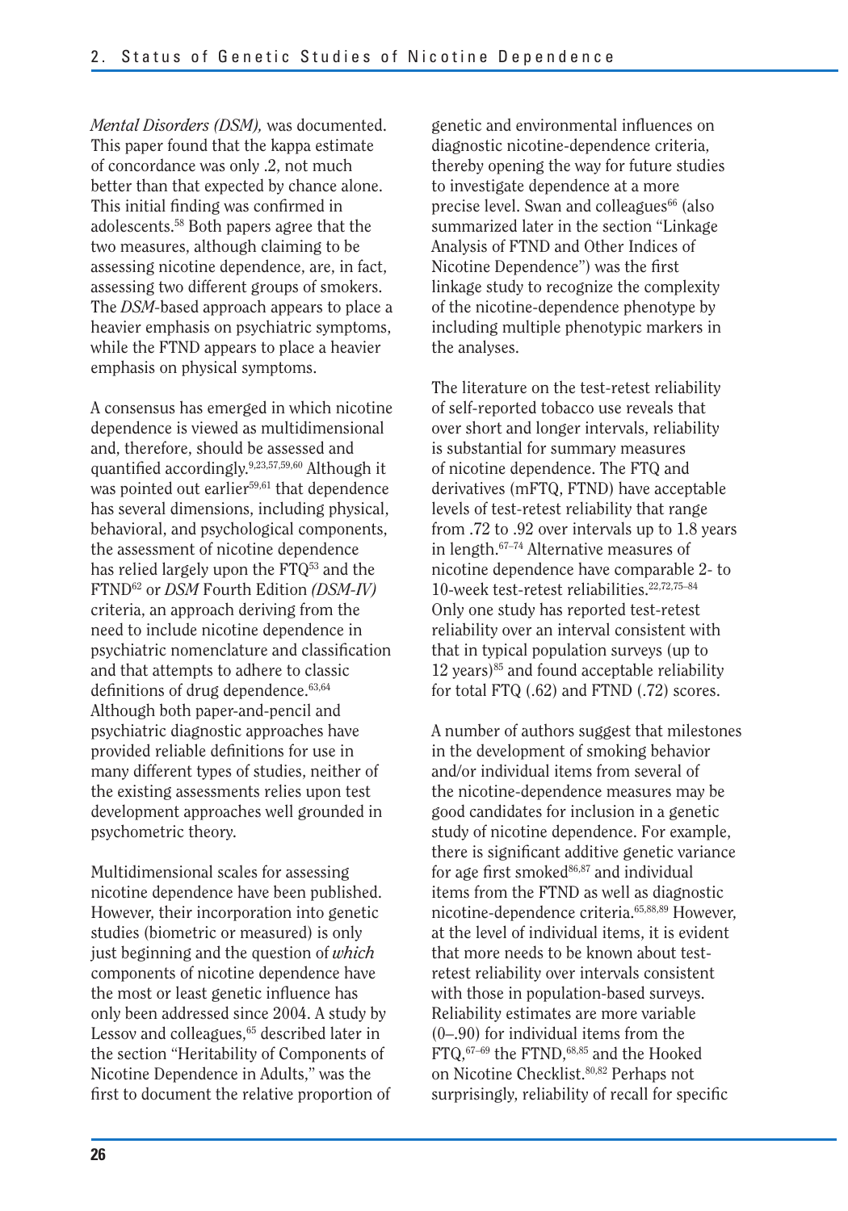*Mental Disorders (DSM),* was documented. This paper found that the kappa estimate of concordance was only .2, not much better than that expected by chance alone. This initial finding was confirmed in adolescents.[58] Both papers agree that the two measures, although claiming to be assessing nicotine dependence, are, in fact, assessing two different groups of smokers. The *DSM*-based approach appears to place a heavier emphasis on psychiatric symptoms, while the FTND appears to place a heavier emphasis on physical symptoms.

A consensus has emerged in which nicotine dependence is viewed as multidimensional and, therefore, should be assessed and quantified accordingly.[9,23,57,59,60] Although it was pointed out earlier[59,61] that dependence has several dimensions, including physical, behavioral, and psychological components, the assessment of nicotine dependence has relied largely upon the FTQ[53] and the FTND[62] or *DSM* Fourth Edition *(DSM-IV)* criteria, an approach deriving from the need to include nicotine dependence in psychiatric nomenclature and classification and that attempts to adhere to classic definitions of drug dependence.[63,64] Although both paper-and-pencil and psychiatric diagnostic approaches have provided reliable definitions for use in many different types of studies, neither of the existing assessments relies upon test development approaches well grounded in psychometric theory.

Multidimensional scales for assessing nicotine dependence have been published. However, their incorporation into genetic studies (biometric or measured) is only just beginning and the question of *which* components of nicotine dependence have the most or least genetic influence has only been addressed since 2004. A study by Lessov and colleagues,[65] described later in the section "Heritability of Components of Nicotine Dependence in Adults," was the first to document the relative proportion of genetic and environmental influences on diagnostic nicotine-dependence criteria, thereby opening the way for future studies to investigate dependence at a more precise level. Swan and colleagues[66] (also summarized later in the section "Linkage Analysis of FTND and Other Indices of Nicotine Dependence") was the first linkage study to recognize the complexity of the nicotine-dependence phenotype by including multiple phenotypic markers in the analyses.

The literature on the test-retest reliability of self-reported tobacco use reveals that over short and longer intervals, reliability is substantial for summary measures of nicotine dependence. The FTQ and derivatives (mFTQ, FTND) have acceptable levels of test-retest reliability that range from .72 to .92 over intervals up to 1.8 years in length.[67–74] Alternative measures of nicotine dependence have comparable 2- to 10-week test-retest reliabilities.[22,72,75–84] Only one study has reported test-retest reliability over an interval consistent with that in typical population surveys (up to 12 years)[85] and found acceptable reliability for total FTQ (.62) and FTND (.72) scores.

A number of authors suggest that milestones in the development of smoking behavior and/or individual items from several of the nicotine-dependence measures may be good candidates for inclusion in a genetic study of nicotine dependence. For example, there is significant additive genetic variance for age first smoked[86,87] and individual items from the FTND as well as diagnostic nicotine-dependence criteria.[65,88,89] However, at the level of individual items, it is evident that more needs to be known about test-retest reliability over intervals consistent with those in population-based surveys. Reliability estimates are more variable (0–.90) for individual items from the FTQ,[67–69] the FTND,[68,85] and the Hooked on Nicotine Checklist.[80,82] Perhaps not surprisingly, reliability of recall for specific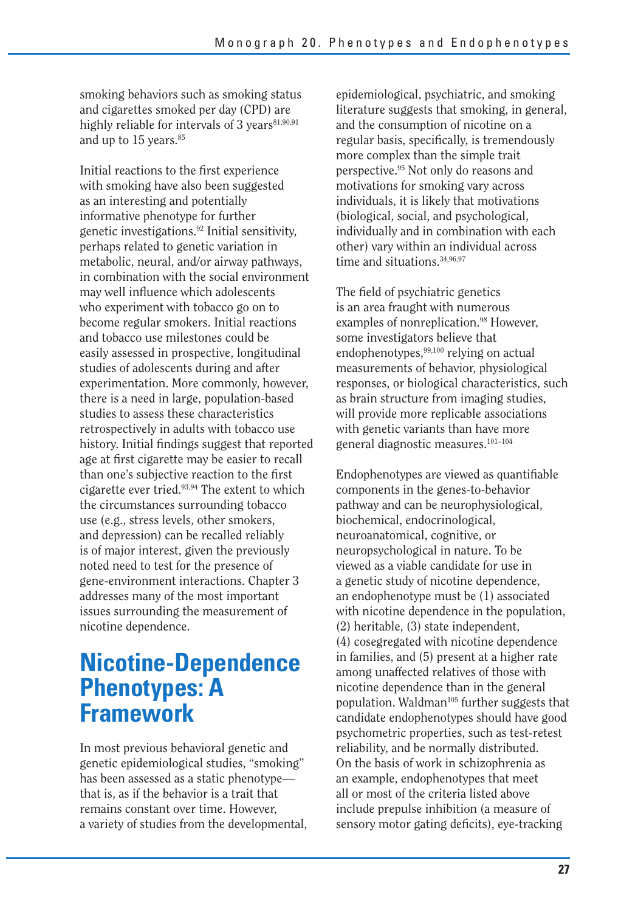smoking behaviors such as smoking status and cigarettes smoked per day (CPD) are highly reliable for intervals of 3 years[81,90,91] and up to 15 years.[85]

Initial reactions to the first experience with smoking have also been suggested as an interesting and potentially informative phenotype for further genetic investigations.[92] Initial sensitivity, perhaps related to genetic variation in metabolic, neural, and/or airway pathways, in combination with the social environment may well influence which adolescents who experiment with tobacco go on to become regular smokers. Initial reactions and tobacco use milestones could be easily assessed in prospective, longitudinal studies of adolescents during and after experimentation. More commonly, however, there is a need in large, population-based studies to assess these characteristics retrospectively in adults with tobacco use history. Initial findings suggest that reported age at first cigarette may be easier to recall than one's subjective reaction to the first cigarette ever tried.[93,94] The extent to which the circumstances surrounding tobacco use (e.g., stress levels, other smokers, and depression) can be recalled reliably is of major interest, given the previously noted need to test for the presence of gene-environment interactions. Chapter 3 addresses many of the most important issues surrounding the measurement of nicotine dependence.

## Nicotine-Dependence Phenotypes: A Framework

In most previous behavioral genetic and genetic epidemiological studies, "smoking" has been assessed as a static phenotype—that is, as if the behavior is a trait that remains constant over time. However, a variety of studies from the developmental, epidemiological, psychiatric, and smoking literature suggests that smoking, in general, and the consumption of nicotine on a regular basis, specifically, is tremendously more complex than the simple trait perspective.[95] Not only do reasons and motivations for smoking vary across individuals, it is likely that motivations (biological, social, and psychological, individually and in combination with each other) vary within an individual across time and situations.[34,96,97]

The field of psychiatric genetics is an area fraught with numerous examples of nonreplication.[98] However, some investigators believe that endophenotypes,[99,100] relying on actual measurements of behavior, physiological responses, or biological characteristics, such as brain structure from imaging studies, will provide more replicable associations with genetic variants than have more general diagnostic measures.[101–104]

Endophenotypes are viewed as quantifiable components in the genes-to-behavior pathway and can be neurophysiological, biochemical, endocrinological, neuroanatomical, cognitive, or neuropsychological in nature. To be viewed as a viable candidate for use in a genetic study of nicotine dependence, an endophenotype must be (1) associated with nicotine dependence in the population, (2) heritable, (3) state independent, (4) cosegregated with nicotine dependence in families, and (5) present at a higher rate among unaffected relatives of those with nicotine dependence than in the general population. Waldman[105] further suggests that candidate endophenotypes should have good psychometric properties, such as test-retest reliability, and be normally distributed. On the basis of work in schizophrenia as an example, endophenotypes that meet all or most of the criteria listed above include prepulse inhibition (a measure of sensory motor gating deficits), eye-tracking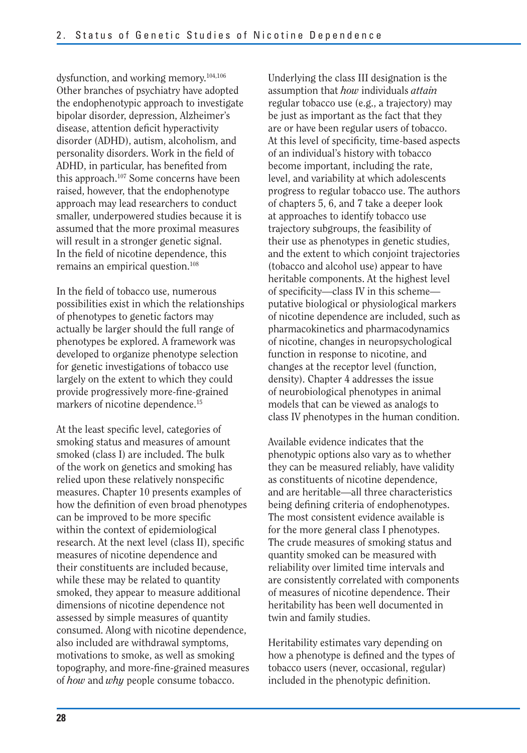dysfunction, and working memory.[104,106] Other branches of psychiatry have adopted the endophenotypic approach to investigate bipolar disorder, depression, Alzheimer's disease, attention deficit hyperactivity disorder (ADHD), autism, alcoholism, and personality disorders. Work in the field of ADHD, in particular, has benefited from this approach.[107] Some concerns have been raised, however, that the endophenotype approach may lead researchers to conduct smaller, underpowered studies because it is assumed that the more proximal measures will result in a stronger genetic signal. In the field of nicotine dependence, this remains an empirical question.[108]

In the field of tobacco use, numerous possibilities exist in which the relationships of phenotypes to genetic factors may actually be larger should the full range of phenotypes be explored. A framework was developed to organize phenotype selection for genetic investigations of tobacco use largely on the extent to which they could provide progressively more-fine-grained markers of nicotine dependence.[15]

At the least specific level, categories of smoking status and measures of amount smoked (class I) are included. The bulk of the work on genetics and smoking has relied upon these relatively nonspecific measures. Chapter 10 presents examples of how the definition of even broad phenotypes can be improved to be more specific within the context of epidemiological research. At the next level (class II), specific measures of nicotine dependence and their constituents are included because, while these may be related to quantity smoked, they appear to measure additional dimensions of nicotine dependence not assessed by simple measures of quantity consumed. Along with nicotine dependence, also included are withdrawal symptoms, motivations to smoke, as well as smoking topography, and more-fine-grained measures of *how* and *why* people consume tobacco.

Underlying the class III designation is the assumption that *how* individuals *attain* regular tobacco use (e.g., a trajectory) may be just as important as the fact that they are or have been regular users of tobacco. At this level of specificity, time-based aspects of an individual's history with tobacco become important, including the rate, level, and variability at which adolescents progress to regular tobacco use. The authors of chapters 5, 6, and 7 take a deeper look at approaches to identify tobacco use trajectory subgroups, the feasibility of their use as phenotypes in genetic studies, and the extent to which conjoint trajectories (tobacco and alcohol use) appear to have heritable components. At the highest level of specificity—class IV in this scheme—putative biological or physiological markers of nicotine dependence are included, such as pharmacokinetics and pharmacodynamics of nicotine, changes in neuropsychological function in response to nicotine, and changes at the receptor level (function, density). Chapter 4 addresses the issue of neurobiological phenotypes in animal models that can be viewed as analogs to class IV phenotypes in the human condition.

Available evidence indicates that the phenotypic options also vary as to whether they can be measured reliably, have validity as constituents of nicotine dependence, and are heritable—all three characteristics being defining criteria of endophenotypes. The most consistent evidence available is for the more general class I phenotypes. The crude measures of smoking status and quantity smoked can be measured with reliability over limited time intervals and are consistently correlated with components of measures of nicotine dependence. Their heritability has been well documented in twin and family studies.

Heritability estimates vary depending on how a phenotype is defined and the types of tobacco users (never, occasional, regular) included in the phenotypic definition.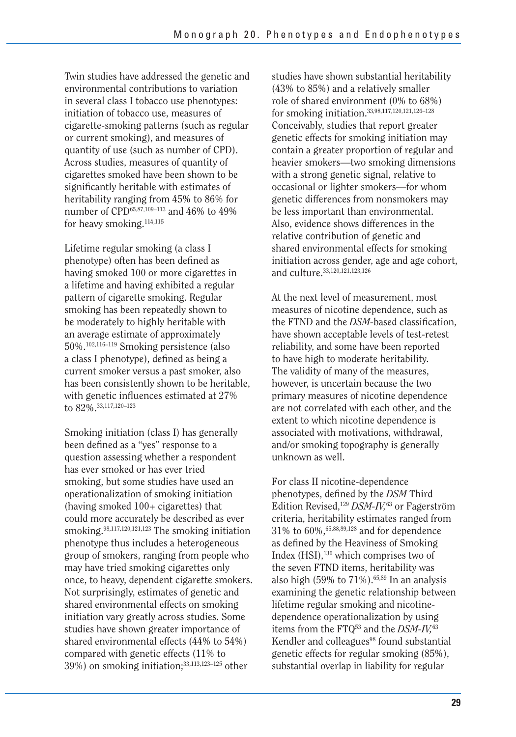Twin studies have addressed the genetic and environmental contributions to variation in several class I tobacco use phenotypes: initiation of tobacco use, measures of cigarette-smoking patterns (such as regular or current smoking), and measures of quantity of use (such as number of CPD). Across studies, measures of quantity of cigarettes smoked have been shown to be significantly heritable with estimates of heritability ranging from 45% to 86% for number of CPD[65,87,109–113] and 46% to 49% for heavy smoking.[114,115]

Lifetime regular smoking (a class I phenotype) often has been defined as having smoked 100 or more cigarettes in a lifetime and having exhibited a regular pattern of cigarette smoking. Regular smoking has been repeatedly shown to be moderately to highly heritable with an average estimate of approximately 50%.[102,116–119] Smoking persistence (also a class I phenotype), defined as being a current smoker versus a past smoker, also has been consistently shown to be heritable, with genetic influences estimated at 27% to 82%.[33,117,120–123]

Smoking initiation (class I) has generally been defined as a "yes" response to a question assessing whether a respondent has ever smoked or has ever tried smoking, but some studies have used an operationalization of smoking initiation (having smoked 100+ cigarettes) that could more accurately be described as ever smoking.[98,117,120,121,123] The smoking initiation phenotype thus includes a heterogeneous group of smokers, ranging from people who may have tried smoking cigarettes only once, to heavy, dependent cigarette smokers. Not surprisingly, estimates of genetic and shared environmental effects on smoking initiation vary greatly across studies. Some studies have shown greater importance of shared environmental effects (44% to 54%) compared with genetic effects (11% to 39%) on smoking initiation;[33,113,123–125] other studies have shown substantial heritability (43% to 85%) and a relatively smaller role of shared environment (0% to 68%) for smoking initiation.[33,98,117,120,121,126–128] Conceivably, studies that report greater genetic effects for smoking initiation may contain a greater proportion of regular and heavier smokers—two smoking dimensions with a strong genetic signal, relative to occasional or lighter smokers—for whom genetic differences from nonsmokers may be less important than environmental. Also, evidence shows differences in the relative contribution of genetic and shared environmental effects for smoking initiation across gender, age and age cohort, and culture.[33,120,121,123,126]

At the next level of measurement, most measures of nicotine dependence, such as the FTND and the *DSM*-based classification, have shown acceptable levels of test-retest reliability, and some have been reported to have high to moderate heritability. The validity of many of the measures, however, is uncertain because the two primary measures of nicotine dependence are not correlated with each other, and the extent to which nicotine dependence is associated with motivations, withdrawal, and/or smoking topography is generally unknown as well.

For class II nicotine-dependence phenotypes, defined by the *DSM* Third Edition Revised,[129] *DSM-IV,*[63] or Fagerström criteria, heritability estimates ranged from 31% to 60%,[65,88,89,128] and for dependence as defined by the Heaviness of Smoking Index (HSI),[130] which comprises two of the seven FTND items, heritability was also high (59% to 71%).[65,89] In an analysis examining the genetic relationship between lifetime regular smoking and nicotine-dependence operationalization by using items from the FTQ[53] and the *DSM-IV,*[63] Kendler and colleagues[98] found substantial genetic effects for regular smoking (85%), substantial overlap in liability for regular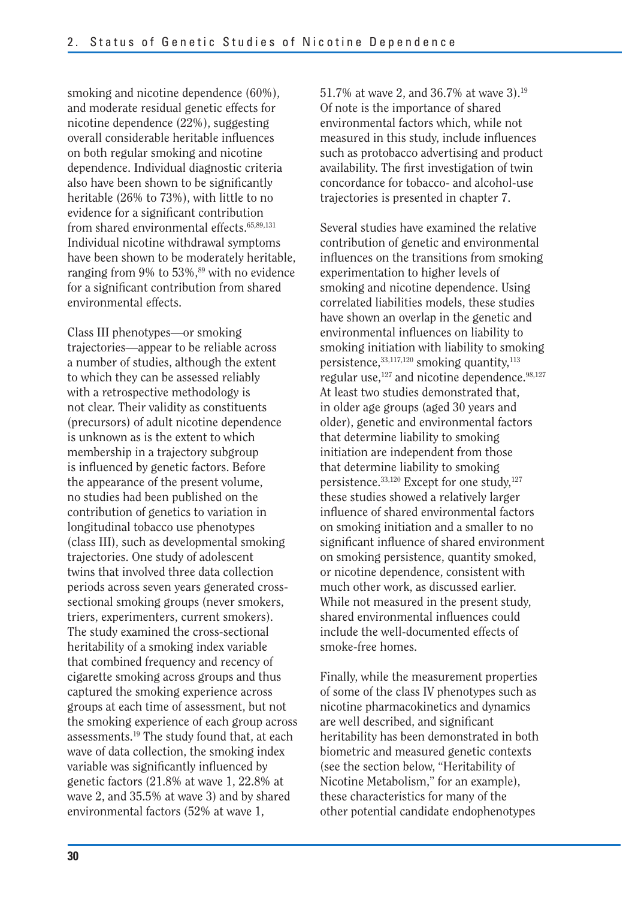smoking and nicotine dependence (60%), and moderate residual genetic effects for nicotine dependence (22%), suggesting overall considerable heritable influences on both regular smoking and nicotine dependence. Individual diagnostic criteria also have been shown to be significantly heritable (26% to 73%), with little to no evidence for a significant contribution from shared environmental effects.[65,89,131] Individual nicotine withdrawal symptoms have been shown to be moderately heritable, ranging from 9% to 53%,[89] with no evidence for a significant contribution from shared environmental effects.

Class III phenotypes—or smoking trajectories—appear to be reliable across a number of studies, although the extent to which they can be assessed reliably with a retrospective methodology is not clear. Their validity as constituents (precursors) of adult nicotine dependence is unknown as is the extent to which membership in a trajectory subgroup is influenced by genetic factors. Before the appearance of the present volume, no studies had been published on the contribution of genetics to variation in longitudinal tobacco use phenotypes (class III), such as developmental smoking trajectories. One study of adolescent twins that involved three data collection periods across seven years generated cross-sectional smoking groups (never smokers, triers, experimenters, current smokers). The study examined the cross-sectional heritability of a smoking index variable that combined frequency and recency of cigarette smoking across groups and thus captured the smoking experience across groups at each time of assessment, but not the smoking experience of each group across assessments.[19] The study found that, at each wave of data collection, the smoking index variable was significantly influenced by genetic factors (21.8% at wave 1, 22.8% at wave 2, and 35.5% at wave 3) and by shared environmental factors (52% at wave 1, 51.7% at wave 2, and 36.7% at wave 3).[19] Of note is the importance of shared environmental factors which, while not measured in this study, include influences such as protobacco advertising and product availability. The first investigation of twin concordance for tobacco- and alcohol-use trajectories is presented in chapter 7.

Several studies have examined the relative contribution of genetic and environmental influences on the transitions from smoking experimentation to higher levels of smoking and nicotine dependence. Using correlated liabilities models, these studies have shown an overlap in the genetic and environmental influences on liability to smoking initiation with liability to smoking persistence,[33,117,120] smoking quantity,[113] regular use,[127] and nicotine dependence.[98,127] At least two studies demonstrated that, in older age groups (aged 30 years and older), genetic and environmental factors that determine liability to smoking initiation are independent from those that determine liability to smoking persistence.[33,120] Except for one study,[127] these studies showed a relatively larger influence of shared environmental factors on smoking initiation and a smaller to no significant influence of shared environment on smoking persistence, quantity smoked, or nicotine dependence, consistent with much other work, as discussed earlier. While not measured in the present study, shared environmental influences could include the well-documented effects of smoke-free homes.

Finally, while the measurement properties of some of the class IV phenotypes such as nicotine pharmacokinetics and dynamics are well described, and significant heritability has been demonstrated in both biometric and measured genetic contexts (see the section below, "Heritability of Nicotine Metabolism," for an example), these characteristics for many of the other potential candidate endophenotypes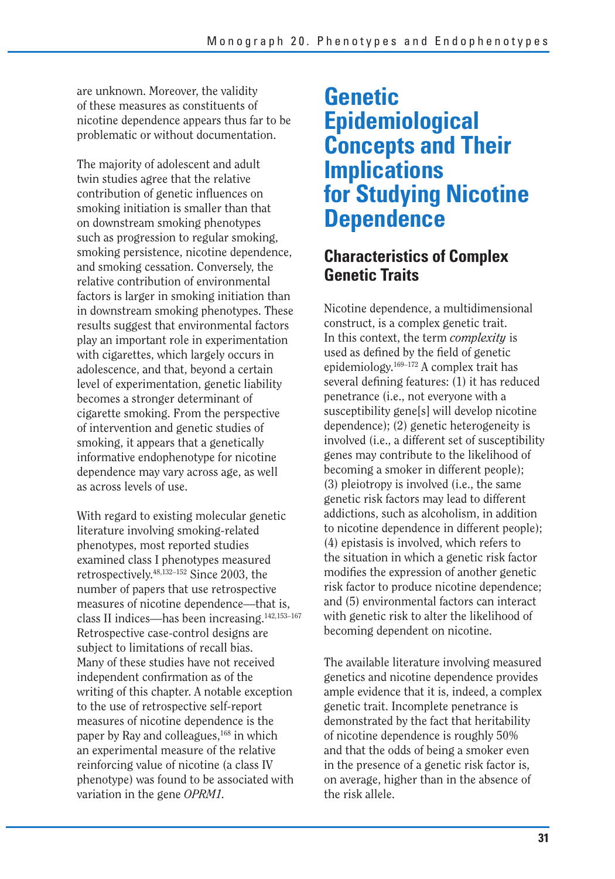are unknown. Moreover, the validity of these measures as constituents of nicotine dependence appears thus far to be problematic or without documentation.

The majority of adolescent and adult twin studies agree that the relative contribution of genetic influences on smoking initiation is smaller than that on downstream smoking phenotypes such as progression to regular smoking, smoking persistence, nicotine dependence, and smoking cessation. Conversely, the relative contribution of environmental factors is larger in smoking initiation than in downstream smoking phenotypes. These results suggest that environmental factors play an important role in experimentation with cigarettes, which largely occurs in adolescence, and that, beyond a certain level of experimentation, genetic liability becomes a stronger determinant of cigarette smoking. From the perspective of intervention and genetic studies of smoking, it appears that a genetically informative endophenotype for nicotine dependence may vary across age, as well as across levels of use.

With regard to existing molecular genetic literature involving smoking-related phenotypes, most reported studies examined class I phenotypes measured retrospectively.[48,132–152] Since 2003, the number of papers that use retrospective measures of nicotine dependence—that is, class II indices—has been increasing.[142,153–167] Retrospective case-control designs are subject to limitations of recall bias. Many of these studies have not received independent confirmation as of the writing of this chapter. A notable exception to the use of retrospective self-report measures of nicotine dependence is the paper by Ray and colleagues,[168] in which an experimental measure of the relative reinforcing value of nicotine (a class IV phenotype) was found to be associated with variation in the gene *OPRM1*.

# Genetic Epidemiological Concepts and Their Implications for Studying Nicotine Dependence

## Characteristics of Complex Genetic Traits

Nicotine dependence, a multidimensional construct, is a complex genetic trait. In this context, the term *complexity* is used as defined by the field of genetic epidemiology.[169–172] A complex trait has several defining features: (1) it has reduced penetrance (i.e., not everyone with a susceptibility gene[s] will develop nicotine dependence); (2) genetic heterogeneity is involved (i.e., a different set of susceptibility genes may contribute to the likelihood of becoming a smoker in different people); (3) pleiotropy is involved (i.e., the same genetic risk factors may lead to different addictions, such as alcoholism, in addition to nicotine dependence in different people); (4) epistasis is involved, which refers to the situation in which a genetic risk factor modifies the expression of another genetic risk factor to produce nicotine dependence; and (5) environmental factors can interact with genetic risk to alter the likelihood of becoming dependent on nicotine.

The available literature involving measured genetics and nicotine dependence provides ample evidence that it is, indeed, a complex genetic trait. Incomplete penetrance is demonstrated by the fact that heritability of nicotine dependence is roughly 50% and that the odds of being a smoker even in the presence of a genetic risk factor is, on average, higher than in the absence of the risk allele.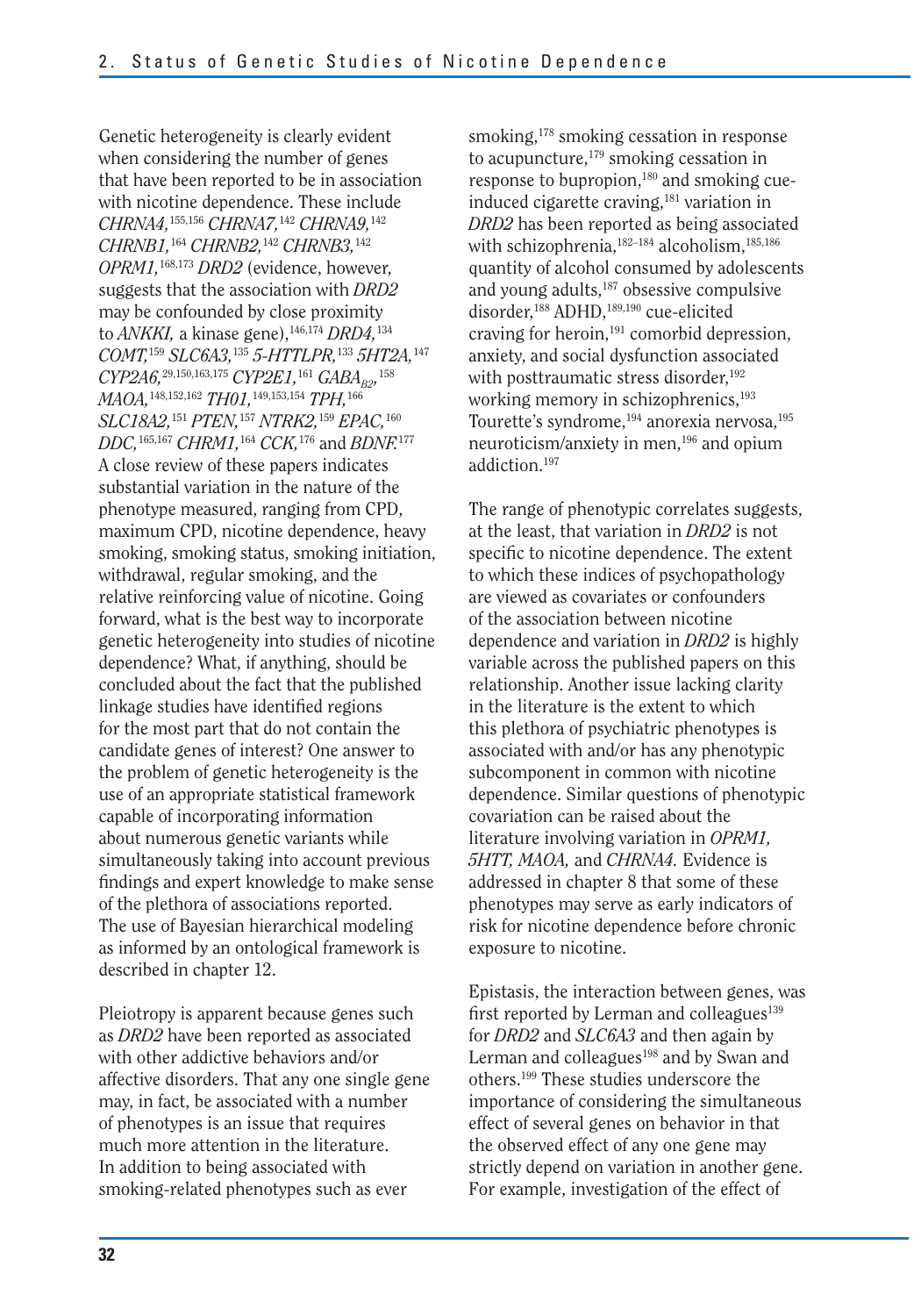Genetic heterogeneity is clearly evident when considering the number of genes that have been reported to be in association with nicotine dependence. These include *CHRNA4,*[155,156] *CHRNA7,*[142] *CHRNA9,*[142] *CHRNB1,*[164] *CHRNB2,*[142] *CHRNB3,*[142] *OPRM1,*[168,173] *DRD2* (evidence, however, suggests that the association with *DRD2* may be confounded by close proximity to *ANKKI,* a kinase gene),[146,174] *DRD4,*[134] *COMT,*[159] *SLC6A3,*[135] *5-HTTLPR,*[133] *5HT2A,*[147] *CYP2A6,*[29,150,163,175] *CYP2E1,*[161] $GABA_{B2}$,[158] *MAOA,*[148,152,162] *TH01,*[149,153,154] *TPH,*[166] *SLC18A2,*[151] *PTEN,*[157] *NTRK2,*[159] *EPAC,*[160] *DDC,*[165,167] *CHRM1,*[164] *CCK,*[176] and *BDNF.*[177] A close review of these papers indicates substantial variation in the nature of the phenotype measured, ranging from CPD, maximum CPD, nicotine dependence, heavy smoking, smoking status, smoking initiation, withdrawal, regular smoking, and the relative reinforcing value of nicotine. Going forward, what is the best way to incorporate genetic heterogeneity into studies of nicotine dependence? What, if anything, should be concluded about the fact that the published linkage studies have identified regions for the most part that do not contain the candidate genes of interest? One answer to the problem of genetic heterogeneity is the use of an appropriate statistical framework capable of incorporating information about numerous genetic variants while simultaneously taking into account previous findings and expert knowledge to make sense of the plethora of associations reported. The use of Bayesian hierarchical modeling as informed by an ontological framework is described in chapter 12.

Pleiotropy is apparent because genes such as *DRD2* have been reported as associated with other addictive behaviors and/or affective disorders. That any one single gene may, in fact, be associated with a number of phenotypes is an issue that requires much more attention in the literature. In addition to being associated with smoking-related phenotypes such as ever smoking,[178] smoking cessation in response to acupuncture,[179] smoking cessation in response to bupropion,[180] and smoking cue-induced cigarette craving,[181] variation in *DRD2* has been reported as being associated with schizophrenia,[182–184] alcoholism,[185,186] quantity of alcohol consumed by adolescents and young adults,[187] obsessive compulsive disorder,[188] ADHD,[189,190] cue-elicited craving for heroin,[191] comorbid depression, anxiety, and social dysfunction associated with posttraumatic stress disorder,[192] working memory in schizophrenics,[193] Tourette's syndrome,[194] anorexia nervosa,[195] neuroticism/anxiety in men,[196] and opium addiction.[197]

The range of phenotypic correlates suggests, at the least, that variation in *DRD2* is not specific to nicotine dependence. The extent to which these indices of psychopathology are viewed as covariates or confounders of the association between nicotine dependence and variation in *DRD2* is highly variable across the published papers on this relationship. Another issue lacking clarity in the literature is the extent to which this plethora of psychiatric phenotypes is associated with and/or has any phenotypic subcomponent in common with nicotine dependence. Similar questions of phenotypic covariation can be raised about the literature involving variation in *OPRM1, 5HTT, MAOA,* and *CHRNA4.* Evidence is addressed in chapter 8 that some of these phenotypes may serve as early indicators of risk for nicotine dependence before chronic exposure to nicotine.

Epistasis, the interaction between genes, was first reported by Lerman and colleagues[139] for *DRD2* and *SLC6A3* and then again by Lerman and colleagues[198] and by Swan and others.[199] These studies underscore the importance of considering the simultaneous effect of several genes on behavior in that the observed effect of any one gene may strictly depend on variation in another gene. For example, investigation of the effect of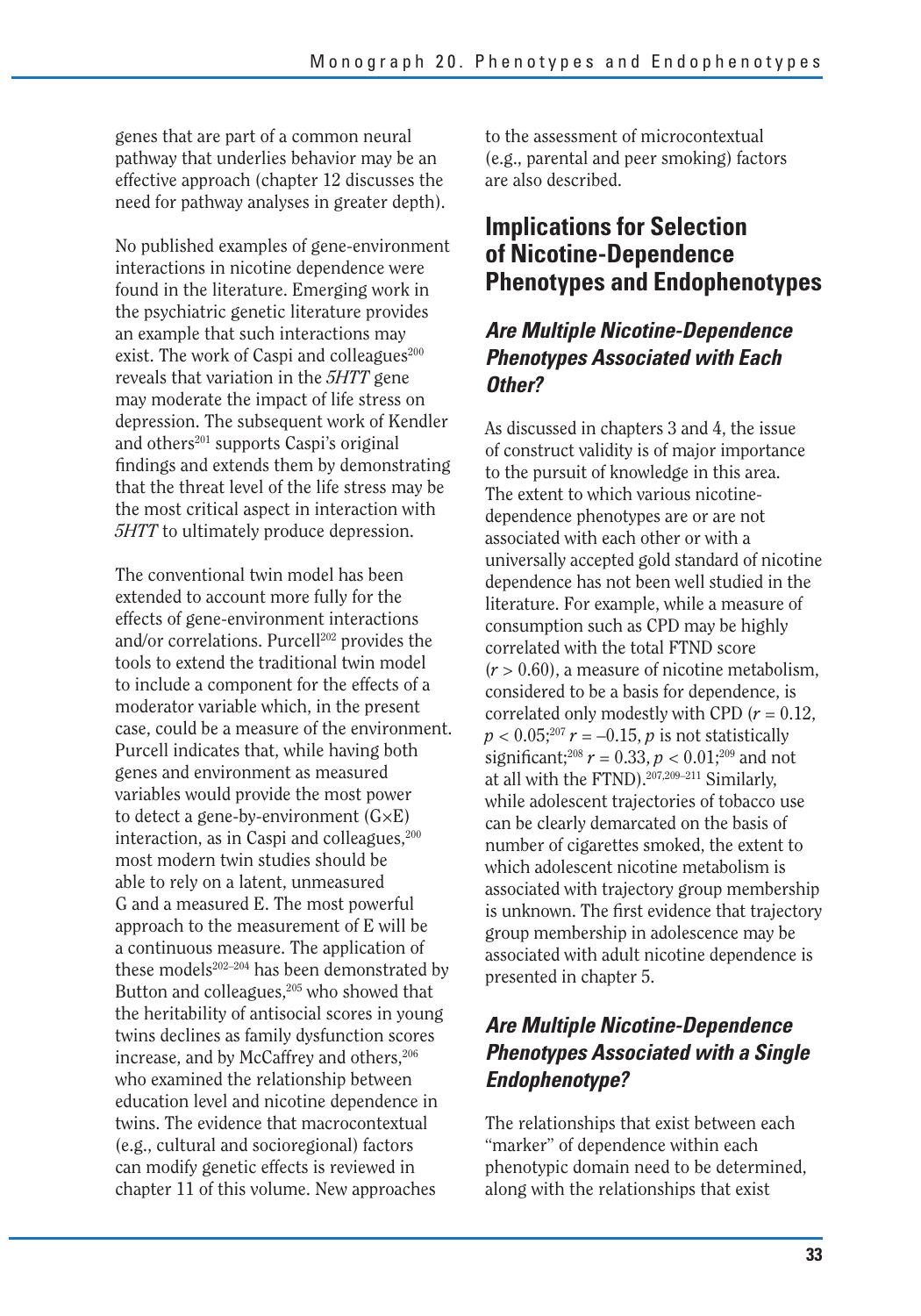genes that are part of a common neural pathway that underlies behavior may be an effective approach (chapter 12 discusses the need for pathway analyses in greater depth).

No published examples of gene-environment interactions in nicotine dependence were found in the literature. Emerging work in the psychiatric genetic literature provides an example that such interactions may exist. The work of Caspi and colleagues[200] reveals that variation in the *5HTT* gene may moderate the impact of life stress on depression. The subsequent work of Kendler and others[201] supports Caspi's original findings and extends them by demonstrating that the threat level of the life stress may be the most critical aspect in interaction with *5HTT* to ultimately produce depression.

The conventional twin model has been extended to account more fully for the effects of gene-environment interactions and/or correlations. Purcell[202] provides the tools to extend the traditional twin model to include a component for the effects of a moderator variable which, in the present case, could be a measure of the environment. Purcell indicates that, while having both genes and environment as measured variables would provide the most power to detect a gene-by-environment (G×E) interaction, as in Caspi and colleagues,[200] most modern twin studies should be able to rely on a latent, unmeasured G and a measured E. The most powerful approach to the measurement of E will be a continuous measure. The application of these models[202–204] has been demonstrated by Button and colleagues,[205] who showed that the heritability of antisocial scores in young twins declines as family dysfunction scores increase, and by McCaffrey and others,[206] who examined the relationship between education level and nicotine dependence in twins. The evidence that macrocontextual (e.g., cultural and socioregional) factors can modify genetic effects is reviewed in chapter 11 of this volume. New approaches to the assessment of microcontextual (e.g., parental and peer smoking) factors are also described.

## Implications for Selection of Nicotine-Dependence Phenotypes and Endophenotypes

### *Are Multiple Nicotine-Dependence Phenotypes Associated with Each Other?*

As discussed in chapters 3 and 4, the issue of construct validity is of major importance to the pursuit of knowledge in this area. The extent to which various nicotine-dependence phenotypes are or are not associated with each other or with a universally accepted gold standard of nicotine dependence has not been well studied in the literature. For example, while a measure of consumption such as CPD may be highly correlated with the total FTND score ($r > 0.60$), a measure of nicotine metabolism, considered to be a basis for dependence, is correlated only modestly with CPD ($r = 0.12$, $p < 0.05$;[207] $r = -0.15$, $p$ is not statistically significant;[208] $r = 0.33$, $p < 0.01$;[209] and not at all with the FTND).[207,209–211] Similarly, while adolescent trajectories of tobacco use can be clearly demarcated on the basis of number of cigarettes smoked, the extent to which adolescent nicotine metabolism is associated with trajectory group membership is unknown. The first evidence that trajectory group membership in adolescence may be associated with adult nicotine dependence is presented in chapter 5.

### *Are Multiple Nicotine-Dependence Phenotypes Associated with a Single Endophenotype?*

The relationships that exist between each "marker" of dependence within each phenotypic domain need to be determined, along with the relationships that exist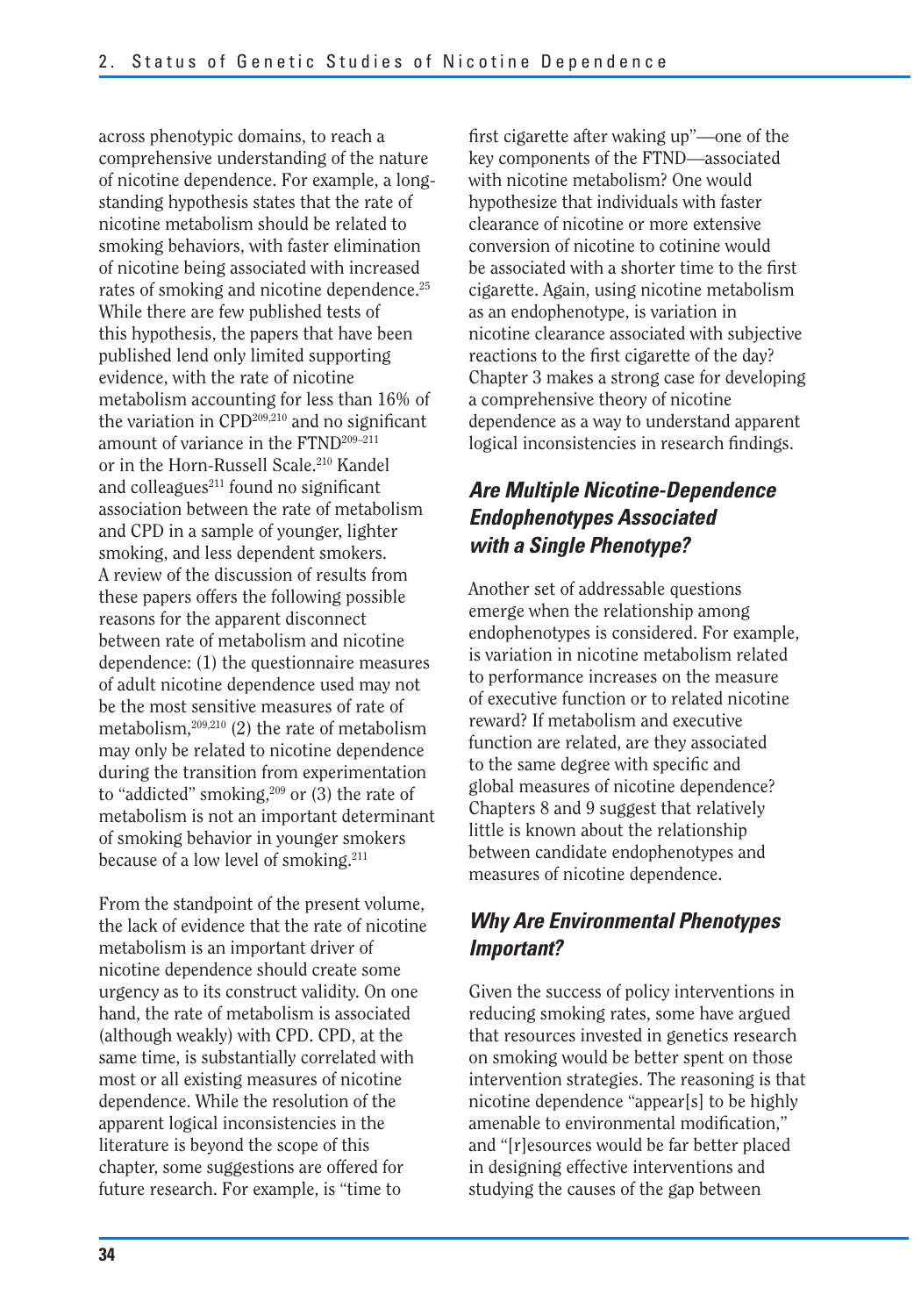across phenotypic domains, to reach a comprehensive understanding of the nature of nicotine dependence. For example, a long-standing hypothesis states that the rate of nicotine metabolism should be related to smoking behaviors, with faster elimination of nicotine being associated with increased rates of smoking and nicotine dependence.[25] While there are few published tests of this hypothesis, the papers that have been published lend only limited supporting evidence, with the rate of nicotine metabolism accounting for less than 16% of the variation in CPD[209,210] and no significant amount of variance in the FTND[209–211] or in the Horn-Russell Scale.[210] Kandel and colleagues[211] found no significant association between the rate of metabolism and CPD in a sample of younger, lighter smoking, and less dependent smokers. A review of the discussion of results from these papers offers the following possible reasons for the apparent disconnect between rate of metabolism and nicotine dependence: (1) the questionnaire measures of adult nicotine dependence used may not be the most sensitive measures of rate of metabolism,[209,210] (2) the rate of metabolism may only be related to nicotine dependence during the transition from experimentation to "addicted" smoking,[209] or (3) the rate of metabolism is not an important determinant of smoking behavior in younger smokers because of a low level of smoking.[211]

From the standpoint of the present volume, the lack of evidence that the rate of nicotine metabolism is an important driver of nicotine dependence should create some urgency as to its construct validity. On one hand, the rate of metabolism is associated (although weakly) with CPD. CPD, at the same time, is substantially correlated with most or all existing measures of nicotine dependence. While the resolution of the apparent logical inconsistencies in the literature is beyond the scope of this chapter, some suggestions are offered for future research. For example, is "time to first cigarette after waking up"—one of the key components of the FTND—associated with nicotine metabolism? One would hypothesize that individuals with faster clearance of nicotine or more extensive conversion of nicotine to cotinine would be associated with a shorter time to the first cigarette. Again, using nicotine metabolism as an endophenotype, is variation in nicotine clearance associated with subjective reactions to the first cigarette of the day? Chapter 3 makes a strong case for developing a comprehensive theory of nicotine dependence as a way to understand apparent logical inconsistencies in research findings.

### *Are Multiple Nicotine-Dependence Endophenotypes Associated with a Single Phenotype?*

Another set of addressable questions emerge when the relationship among endophenotypes is considered. For example, is variation in nicotine metabolism related to performance increases on the measure of executive function or to related nicotine reward? If metabolism and executive function are related, are they associated to the same degree with specific and global measures of nicotine dependence? Chapters 8 and 9 suggest that relatively little is known about the relationship between candidate endophenotypes and measures of nicotine dependence.

### *Why Are Environmental Phenotypes Important?*

Given the success of policy interventions in reducing smoking rates, some have argued that resources invested in genetics research on smoking would be better spent on those intervention strategies. The reasoning is that nicotine dependence "appear[s] to be highly amenable to environmental modification," and "[r]esources would be far better placed in designing effective interventions and studying the causes of the gap between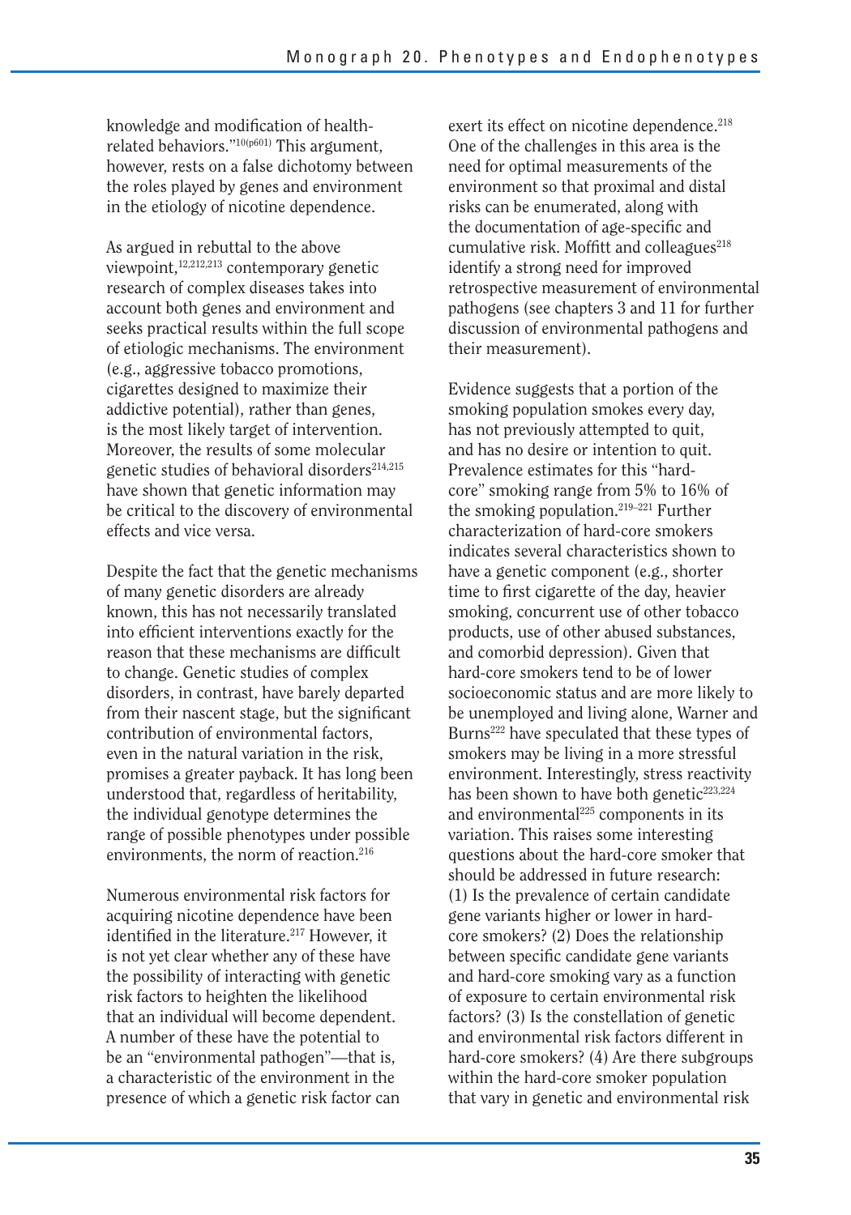knowledge and modification of health-related behaviors."[10(p601)] This argument, however, rests on a false dichotomy between the roles played by genes and environment in the etiology of nicotine dependence.

As argued in rebuttal to the above viewpoint,[12,212,213] contemporary genetic research of complex diseases takes into account both genes and environment and seeks practical results within the full scope of etiologic mechanisms. The environment (e.g., aggressive tobacco promotions, cigarettes designed to maximize their addictive potential), rather than genes, is the most likely target of intervention. Moreover, the results of some molecular genetic studies of behavioral disorders[214,215] have shown that genetic information may be critical to the discovery of environmental effects and vice versa.

Despite the fact that the genetic mechanisms of many genetic disorders are already known, this has not necessarily translated into efficient interventions exactly for the reason that these mechanisms are difficult to change. Genetic studies of complex disorders, in contrast, have barely departed from their nascent stage, but the significant contribution of environmental factors, even in the natural variation in the risk, promises a greater payback. It has long been understood that, regardless of heritability, the individual genotype determines the range of possible phenotypes under possible environments, the norm of reaction.[216]

Numerous environmental risk factors for acquiring nicotine dependence have been identified in the literature.[217] However, it is not yet clear whether any of these have the possibility of interacting with genetic risk factors to heighten the likelihood that an individual will become dependent. A number of these have the potential to be an "environmental pathogen"—that is, a characteristic of the environment in the presence of which a genetic risk factor can exert its effect on nicotine dependence.[218] One of the challenges in this area is the need for optimal measurements of the environment so that proximal and distal risks can be enumerated, along with the documentation of age-specific and cumulative risk. Moffitt and colleagues[218] identify a strong need for improved retrospective measurement of environmental pathogens (see chapters 3 and 11 for further discussion of environmental pathogens and their measurement).

Evidence suggests that a portion of the smoking population smokes every day, has not previously attempted to quit, and has no desire or intention to quit. Prevalence estimates for this "hard-core" smoking range from 5% to 16% of the smoking population.[219–221] Further characterization of hard-core smokers indicates several characteristics shown to have a genetic component (e.g., shorter time to first cigarette of the day, heavier smoking, concurrent use of other tobacco products, use of other abused substances, and comorbid depression). Given that hard-core smokers tend to be of lower socioeconomic status and are more likely to be unemployed and living alone, Warner and Burns[222] have speculated that these types of smokers may be living in a more stressful environment. Interestingly, stress reactivity has been shown to have both genetic[223,224] and environmental[225] components in its variation. This raises some interesting questions about the hard-core smoker that should be addressed in future research: (1) Is the prevalence of certain candidate gene variants higher or lower in hard-core smokers? (2) Does the relationship between specific candidate gene variants and hard-core smoking vary as a function of exposure to certain environmental risk factors? (3) Is the constellation of genetic and environmental risk factors different in hard-core smokers? (4) Are there subgroups within the hard-core smoker population that vary in genetic and environmental risk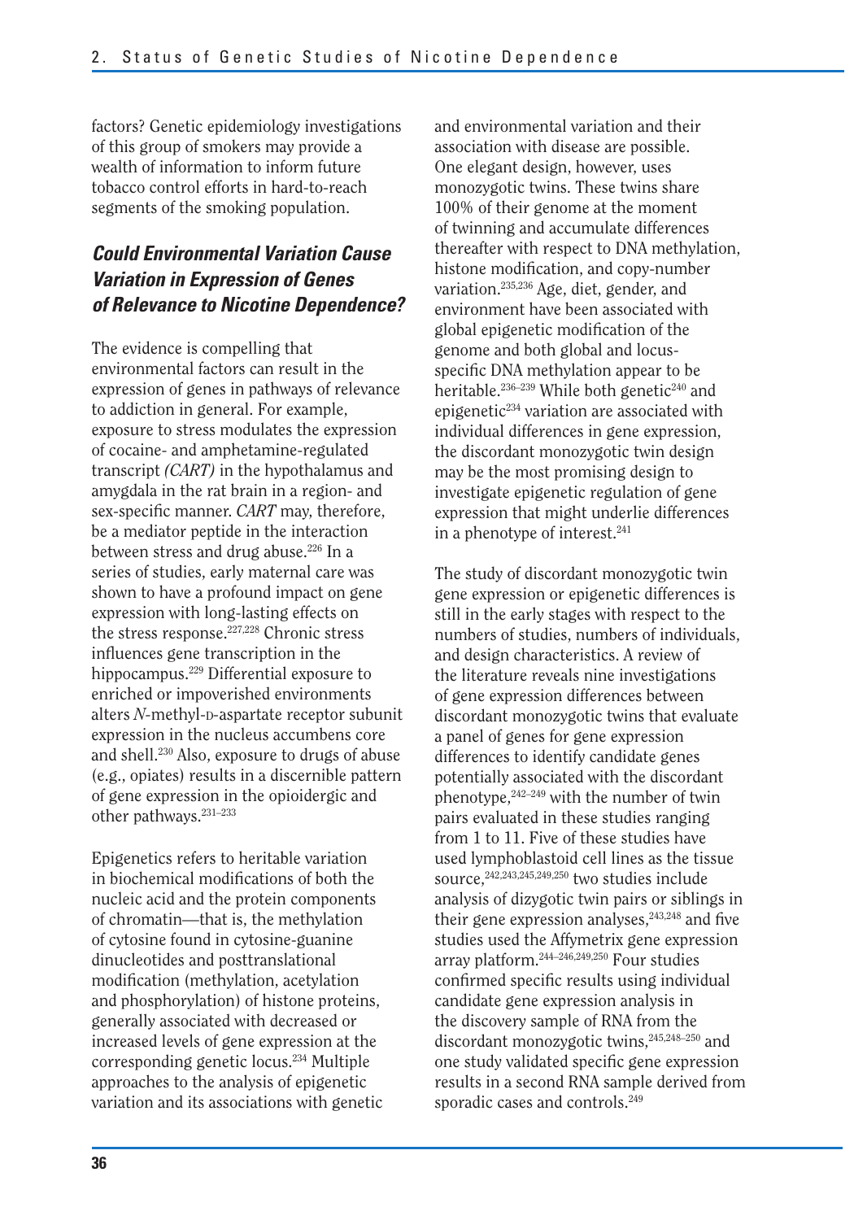factors? Genetic epidemiology investigations of this group of smokers may provide a wealth of information to inform future tobacco control efforts in hard-to-reach segments of the smoking population.

### *Could Environmental Variation Cause Variation in Expression of Genes of Relevance to Nicotine Dependence?*

The evidence is compelling that environmental factors can result in the expression of genes in pathways of relevance to addiction in general. For example, exposure to stress modulates the expression of cocaine- and amphetamine-regulated transcript *(CART)* in the hypothalamus and amygdala in the rat brain in a region- and sex-specific manner. *CART* may, therefore, be a mediator peptide in the interaction between stress and drug abuse.[226] In a series of studies, early maternal care was shown to have a profound impact on gene expression with long-lasting effects on the stress response.[227,228] Chronic stress influences gene transcription in the hippocampus.[229] Differential exposure to enriched or impoverished environments alters *N*-methyl-D-aspartate receptor subunit expression in the nucleus accumbens core and shell.[230] Also, exposure to drugs of abuse (e.g., opiates) results in a discernible pattern of gene expression in the opioidergic and other pathways.[231–233]

Epigenetics refers to heritable variation in biochemical modifications of both the nucleic acid and the protein components of chromatin—that is, the methylation of cytosine found in cytosine-guanine dinucleotides and posttranslational modification (methylation, acetylation and phosphorylation) of histone proteins, generally associated with decreased or increased levels of gene expression at the corresponding genetic locus.[234] Multiple approaches to the analysis of epigenetic variation and its associations with genetic and environmental variation and their association with disease are possible. One elegant design, however, uses monozygotic twins. These twins share 100% of their genome at the moment of twinning and accumulate differences thereafter with respect to DNA methylation, histone modification, and copy-number variation.[235,236] Age, diet, gender, and environment have been associated with global epigenetic modification of the genome and both global and locus-specific DNA methylation appear to be heritable.[236–239] While both genetic[240] and epigenetic[234] variation are associated with individual differences in gene expression, the discordant monozygotic twin design may be the most promising design to investigate epigenetic regulation of gene expression that might underlie differences in a phenotype of interest.[241]

The study of discordant monozygotic twin gene expression or epigenetic differences is still in the early stages with respect to the numbers of studies, numbers of individuals, and design characteristics. A review of the literature reveals nine investigations of gene expression differences between discordant monozygotic twins that evaluate a panel of genes for gene expression differences to identify candidate genes potentially associated with the discordant phenotype,[242–249] with the number of twin pairs evaluated in these studies ranging from 1 to 11. Five of these studies have used lymphoblastoid cell lines as the tissue source,[242,243,245,249,250] two studies include analysis of dizygotic twin pairs or siblings in their gene expression analyses,[243,248] and five studies used the Affymetrix gene expression array platform.[244–246,249,250] Four studies confirmed specific results using individual candidate gene expression analysis in the discovery sample of RNA from the discordant monozygotic twins,[245,248–250] and one study validated specific gene expression results in a second RNA sample derived from sporadic cases and controls.[249]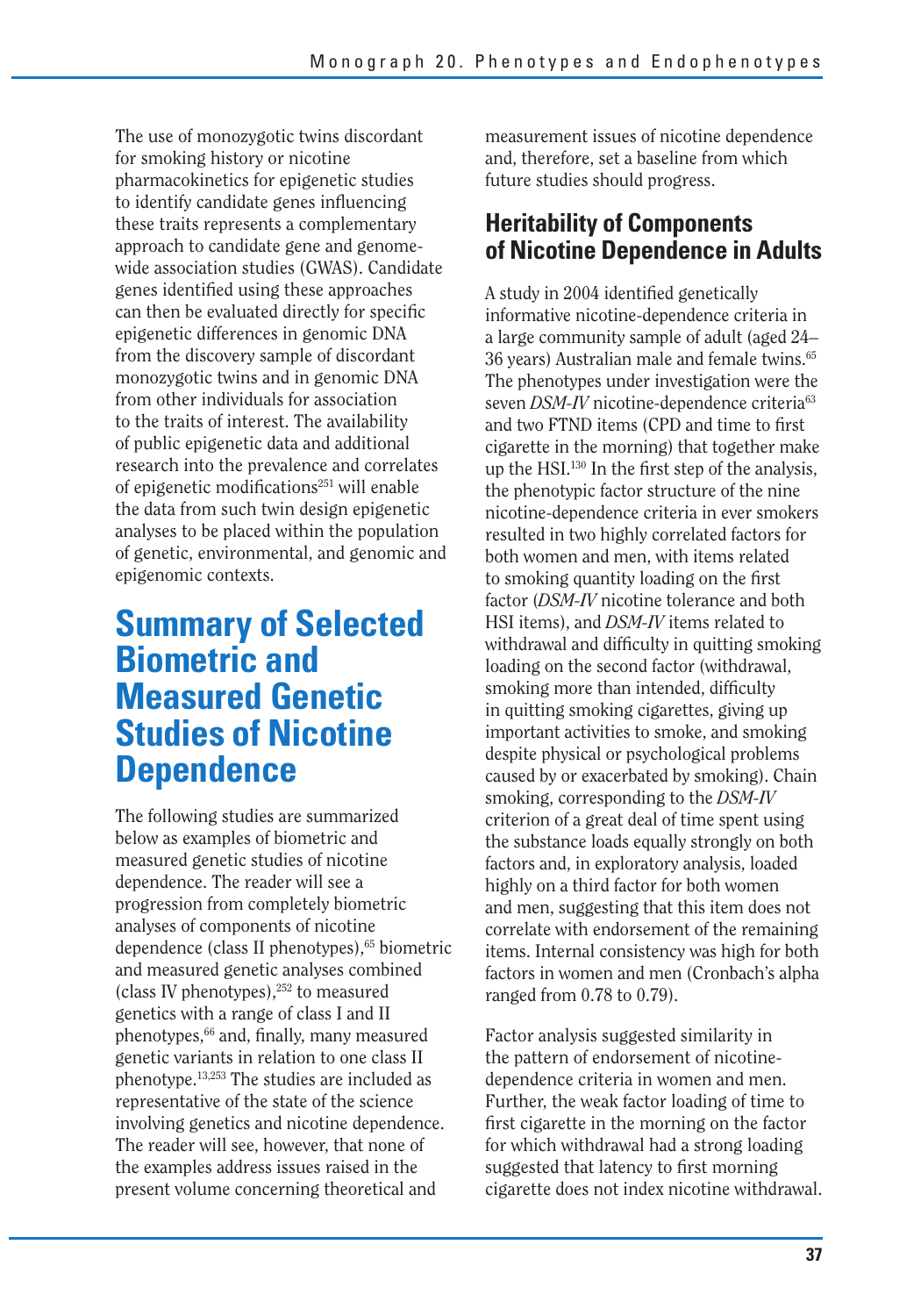The use of monozygotic twins discordant for smoking history or nicotine pharmacokinetics for epigenetic studies to identify candidate genes influencing these traits represents a complementary approach to candidate gene and genome-wide association studies (GWAS). Candidate genes identified using these approaches can then be evaluated directly for specific epigenetic differences in genomic DNA from the discovery sample of discordant monozygotic twins and in genomic DNA from other individuals for association to the traits of interest. The availability of public epigenetic data and additional research into the prevalence and correlates of epigenetic modifications[251] will enable the data from such twin design epigenetic analyses to be placed within the population of genetic, environmental, and genomic and epigenomic contexts.

# Summary of Selected Biometric and Measured Genetic Studies of Nicotine Dependence

The following studies are summarized below as examples of biometric and measured genetic studies of nicotine dependence. The reader will see a progression from completely biometric analyses of components of nicotine dependence (class II phenotypes),[65] biometric and measured genetic analyses combined (class IV phenotypes),[252] to measured genetics with a range of class I and II phenotypes,[66] and, finally, many measured genetic variants in relation to one class II phenotype.[13,253] The studies are included as representative of the state of the science involving genetics and nicotine dependence. The reader will see, however, that none of the examples address issues raised in the present volume concerning theoretical and measurement issues of nicotine dependence and, therefore, set a baseline from which future studies should progress.

## Heritability of Components of Nicotine Dependence in Adults

A study in 2004 identified genetically informative nicotine-dependence criteria in a large community sample of adult (aged 24–36 years) Australian male and female twins.[65] The phenotypes under investigation were the seven *DSM-IV* nicotine-dependence criteria[63] and two FTND items (CPD and time to first cigarette in the morning) that together make up the HSI.[130] In the first step of the analysis, the phenotypic factor structure of the nine nicotine-dependence criteria in ever smokers resulted in two highly correlated factors for both women and men, with items related to smoking quantity loading on the first factor (*DSM-IV* nicotine tolerance and both HSI items), and *DSM-IV* items related to withdrawal and difficulty in quitting smoking loading on the second factor (withdrawal, smoking more than intended, difficulty in quitting smoking cigarettes, giving up important activities to smoke, and smoking despite physical or psychological problems caused by or exacerbated by smoking). Chain smoking, corresponding to the *DSM-IV* criterion of a great deal of time spent using the substance loads equally strongly on both factors and, in exploratory analysis, loaded highly on a third factor for both women and men, suggesting that this item does not correlate with endorsement of the remaining items. Internal consistency was high for both factors in women and men (Cronbach's alpha ranged from 0.78 to 0.79).

Factor analysis suggested similarity in the pattern of endorsement of nicotine-dependence criteria in women and men. Further, the weak factor loading of time to first cigarette in the morning on the factor for which withdrawal had a strong loading suggested that latency to first morning cigarette does not index nicotine withdrawal.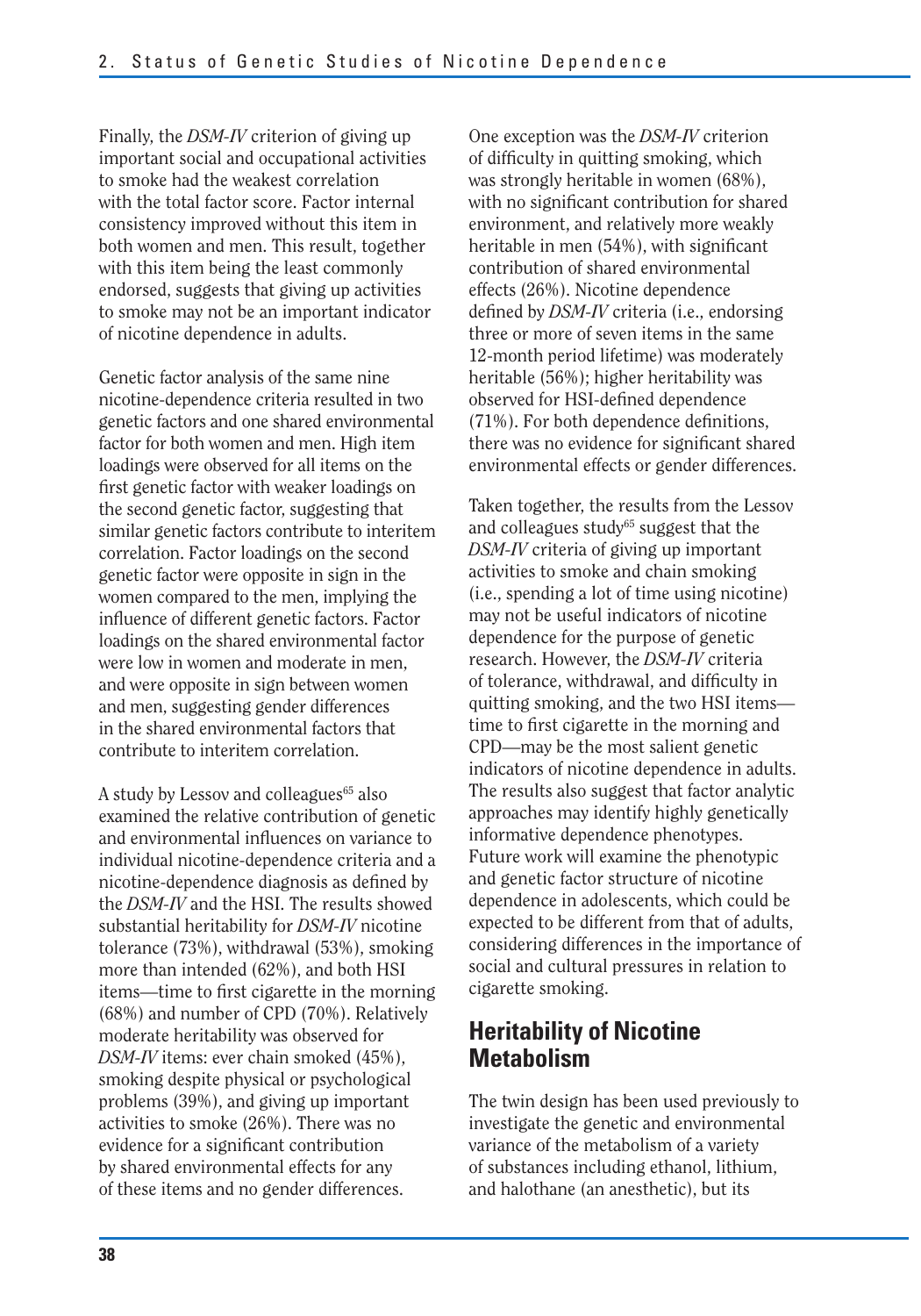Finally, the *DSM-IV* criterion of giving up important social and occupational activities to smoke had the weakest correlation with the total factor score. Factor internal consistency improved without this item in both women and men. This result, together with this item being the least commonly endorsed, suggests that giving up activities to smoke may not be an important indicator of nicotine dependence in adults.

Genetic factor analysis of the same nine nicotine-dependence criteria resulted in two genetic factors and one shared environmental factor for both women and men. High item loadings were observed for all items on the first genetic factor with weaker loadings on the second genetic factor, suggesting that similar genetic factors contribute to interitem correlation. Factor loadings on the second genetic factor were opposite in sign in the women compared to the men, implying the influence of different genetic factors. Factor loadings on the shared environmental factor were low in women and moderate in men, and were opposite in sign between women and men, suggesting gender differences in the shared environmental factors that contribute to interitem correlation.

A study by Lessov and colleagues[65] also examined the relative contribution of genetic and environmental influences on variance to individual nicotine-dependence criteria and a nicotine-dependence diagnosis as defined by the *DSM-IV* and the HSI. The results showed substantial heritability for *DSM-IV* nicotine tolerance (73%), withdrawal (53%), smoking more than intended (62%), and both HSI items—time to first cigarette in the morning (68%) and number of CPD (70%). Relatively moderate heritability was observed for *DSM-IV* items: ever chain smoked (45%), smoking despite physical or psychological problems (39%), and giving up important activities to smoke (26%). There was no evidence for a significant contribution by shared environmental effects for any of these items and no gender differences. One exception was the *DSM-IV* criterion of difficulty in quitting smoking, which was strongly heritable in women (68%), with no significant contribution for shared environment, and relatively more weakly heritable in men (54%), with significant contribution of shared environmental effects (26%). Nicotine dependence defined by *DSM-IV* criteria (i.e., endorsing three or more of seven items in the same 12-month period lifetime) was moderately heritable (56%); higher heritability was observed for HSI-defined dependence (71%). For both dependence definitions, there was no evidence for significant shared environmental effects or gender differences.

Taken together, the results from the Lessov and colleagues study[65] suggest that the *DSM-IV* criteria of giving up important activities to smoke and chain smoking (i.e., spending a lot of time using nicotine) may not be useful indicators of nicotine dependence for the purpose of genetic research. However, the *DSM-IV* criteria of tolerance, withdrawal, and difficulty in quitting smoking, and the two HSI items—time to first cigarette in the morning and CPD—may be the most salient genetic indicators of nicotine dependence in adults. The results also suggest that factor analytic approaches may identify highly genetically informative dependence phenotypes. Future work will examine the phenotypic and genetic factor structure of nicotine dependence in adolescents, which could be expected to be different from that of adults, considering differences in the importance of social and cultural pressures in relation to cigarette smoking.

## Heritability of Nicotine Metabolism

The twin design has been used previously to investigate the genetic and environmental variance of the metabolism of a variety of substances including ethanol, lithium, and halothane (an anesthetic), but its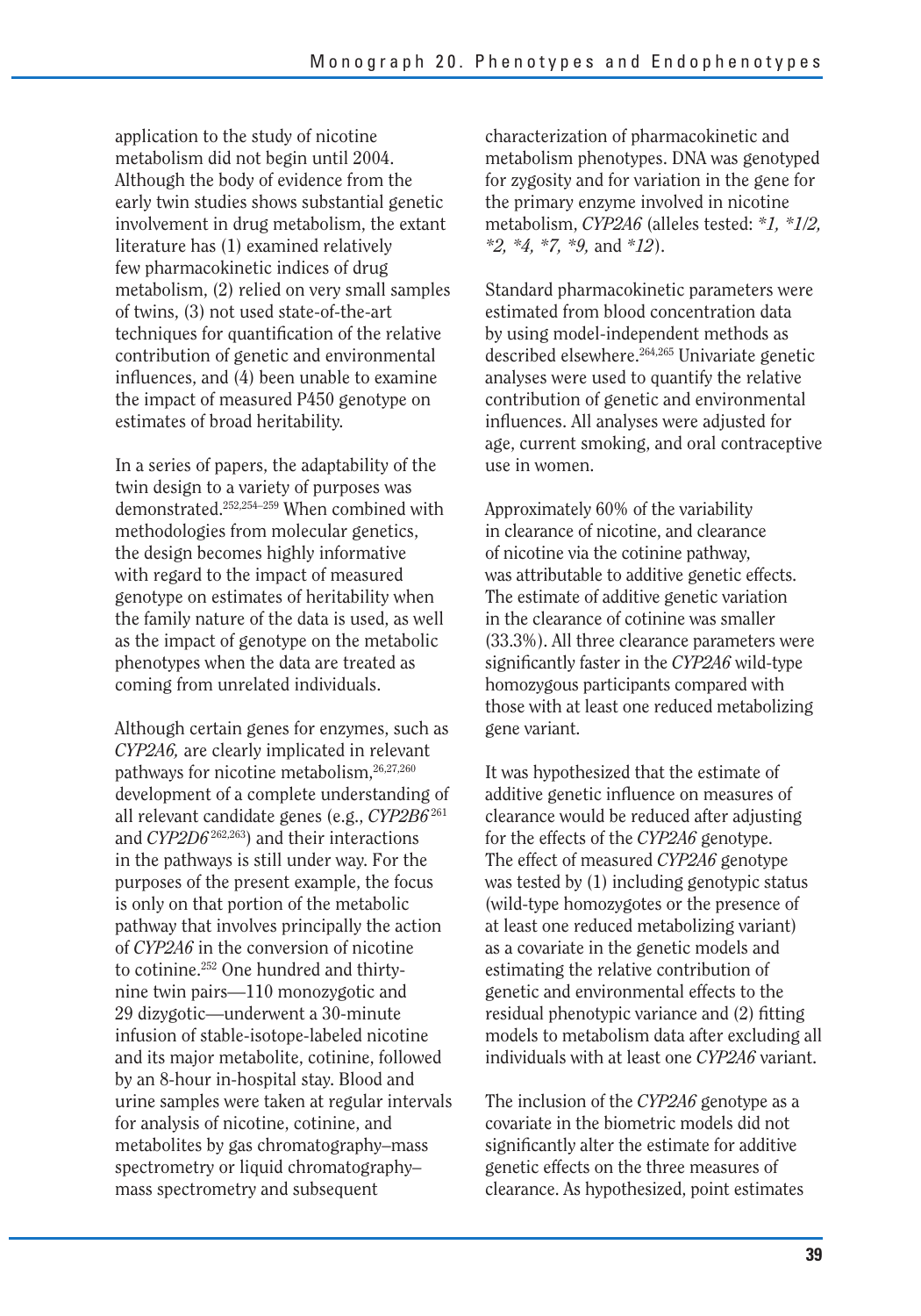application to the study of nicotine metabolism did not begin until 2004. Although the body of evidence from the early twin studies shows substantial genetic involvement in drug metabolism, the extant literature has (1) examined relatively few pharmacokinetic indices of drug metabolism, (2) relied on very small samples of twins, (3) not used state-of-the-art techniques for quantification of the relative contribution of genetic and environmental influences, and (4) been unable to examine the impact of measured P450 genotype on estimates of broad heritability.

In a series of papers, the adaptability of the twin design to a variety of purposes was demonstrated.[252,254–259] When combined with methodologies from molecular genetics, the design becomes highly informative with regard to the impact of measured genotype on estimates of heritability when the family nature of the data is used, as well as the impact of genotype on the metabolic phenotypes when the data are treated as coming from unrelated individuals.

Although certain genes for enzymes, such as *CYP2A6,* are clearly implicated in relevant pathways for nicotine metabolism,[26,27,260] development of a complete understanding of all relevant candidate genes (e.g., *CYP2B6*[261] and *CYP2D6*[262,263]) and their interactions in the pathways is still under way. For the purposes of the present example, the focus is only on that portion of the metabolic pathway that involves principally the action of *CYP2A6* in the conversion of nicotine to cotinine.[252] One hundred and thirty-nine twin pairs—110 monozygotic and 29 dizygotic—underwent a 30-minute infusion of stable-isotope-labeled nicotine and its major metabolite, cotinine, followed by an 8-hour in-hospital stay. Blood and urine samples were taken at regular intervals for analysis of nicotine, cotinine, and metabolites by gas chromatography–mass spectrometry or liquid chromatography–mass spectrometry and subsequent characterization of pharmacokinetic and metabolism phenotypes. DNA was genotyped for zygosity and for variation in the gene for the primary enzyme involved in nicotine metabolism, *CYP2A6* (alleles tested: *\*1, \*1/2, \*2, \*4, \*7, \*9,* and *\*12*).

Standard pharmacokinetic parameters were estimated from blood concentration data by using model-independent methods as described elsewhere.[264,265] Univariate genetic analyses were used to quantify the relative contribution of genetic and environmental influences. All analyses were adjusted for age, current smoking, and oral contraceptive use in women.

Approximately 60% of the variability in clearance of nicotine, and clearance of nicotine via the cotinine pathway, was attributable to additive genetic effects. The estimate of additive genetic variation in the clearance of cotinine was smaller (33.3%). All three clearance parameters were significantly faster in the *CYP2A6* wild-type homozygous participants compared with those with at least one reduced metabolizing gene variant.

It was hypothesized that the estimate of additive genetic influence on measures of clearance would be reduced after adjusting for the effects of the *CYP2A6* genotype. The effect of measured *CYP2A6* genotype was tested by (1) including genotypic status (wild-type homozygotes or the presence of at least one reduced metabolizing variant) as a covariate in the genetic models and estimating the relative contribution of genetic and environmental effects to the residual phenotypic variance and (2) fitting models to metabolism data after excluding all individuals with at least one *CYP2A6* variant.

The inclusion of the *CYP2A6* genotype as a covariate in the biometric models did not significantly alter the estimate for additive genetic effects on the three measures of clearance. As hypothesized, point estimates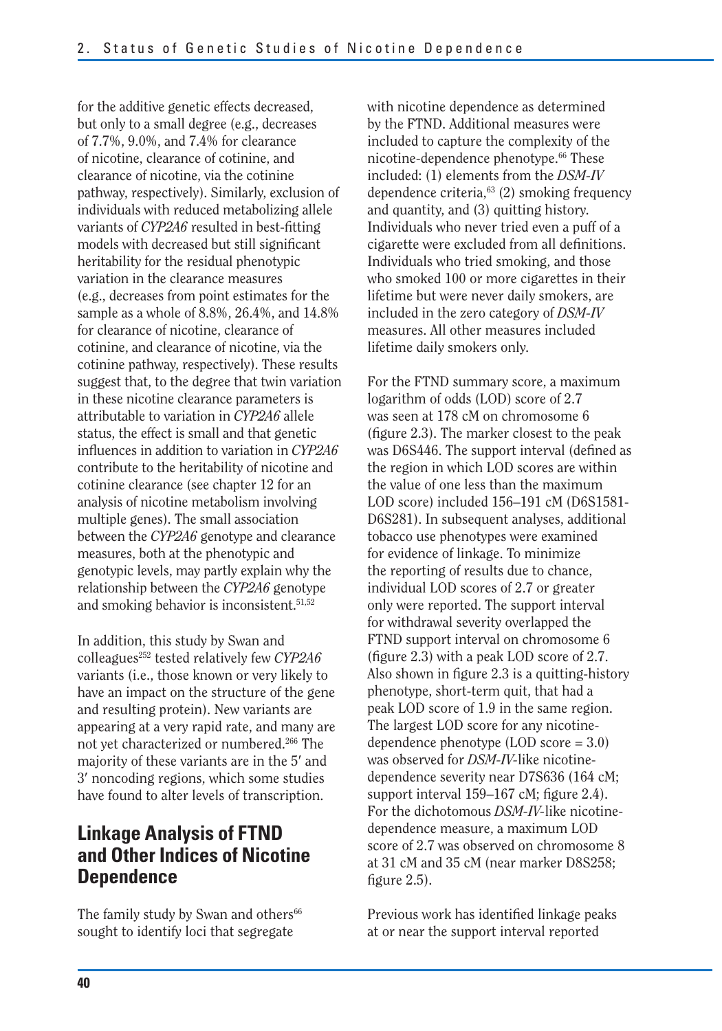for the additive genetic effects decreased, but only to a small degree (e.g., decreases of 7.7%, 9.0%, and 7.4% for clearance of nicotine, clearance of cotinine, and clearance of nicotine, via the cotinine pathway, respectively). Similarly, exclusion of individuals with reduced metabolizing allele variants of *CYP2A6* resulted in best-fitting models with decreased but still significant heritability for the residual phenotypic variation in the clearance measures (e.g., decreases from point estimates for the sample as a whole of 8.8%, 26.4%, and 14.8% for clearance of nicotine, clearance of cotinine, and clearance of nicotine, via the cotinine pathway, respectively). These results suggest that, to the degree that twin variation in these nicotine clearance parameters is attributable to variation in *CYP2A6* allele status, the effect is small and that genetic influences in addition to variation in *CYP2A6* contribute to the heritability of nicotine and cotinine clearance (see chapter 12 for an analysis of nicotine metabolism involving multiple genes). The small association between the *CYP2A6* genotype and clearance measures, both at the phenotypic and genotypic levels, may partly explain why the relationship between the *CYP2A6* genotype and smoking behavior is inconsistent.[51,52]

In addition, this study by Swan and colleagues[252] tested relatively few *CYP2A6* variants (i.e., those known or very likely to have an impact on the structure of the gene and resulting protein). New variants are appearing at a very rapid rate, and many are not yet characterized or numbered.[266] The majority of these variants are in the 5′ and 3′ noncoding regions, which some studies have found to alter levels of transcription.

## Linkage Analysis of FTND and Other Indices of Nicotine Dependence

The family study by Swan and others[66] sought to identify loci that segregate with nicotine dependence as determined by the FTND. Additional measures were included to capture the complexity of the nicotine-dependence phenotype.[66] These included: (1) elements from the *DSM-IV* dependence criteria,[63] (2) smoking frequency and quantity, and (3) quitting history. Individuals who never tried even a puff of a cigarette were excluded from all definitions. Individuals who tried smoking, and those who smoked 100 or more cigarettes in their lifetime but were never daily smokers, are included in the zero category of *DSM-IV* measures. All other measures included lifetime daily smokers only.

For the FTND summary score, a maximum logarithm of odds (LOD) score of 2.7 was seen at 178 cM on chromosome 6 (figure 2.3). The marker closest to the peak was D6S446. The support interval (defined as the region in which LOD scores are within the value of one less than the maximum LOD score) included 156–191 cM (D6S1581-D6S281). In subsequent analyses, additional tobacco use phenotypes were examined for evidence of linkage. To minimize the reporting of results due to chance, individual LOD scores of 2.7 or greater only were reported. The support interval for withdrawal severity overlapped the FTND support interval on chromosome 6 (figure 2.3) with a peak LOD score of 2.7. Also shown in figure 2.3 is a quitting-history phenotype, short-term quit, that had a peak LOD score of 1.9 in the same region. The largest LOD score for any nicotine-dependence phenotype (LOD score = 3.0) was observed for *DSM-IV*-like nicotine-dependence severity near D7S636 (164 cM; support interval 159–167 cM; figure 2.4). For the dichotomous *DSM-IV*-like nicotine-dependence measure, a maximum LOD score of 2.7 was observed on chromosome 8 at 31 cM and 35 cM (near marker D8S258; figure 2.5).

Previous work has identified linkage peaks at or near the support interval reported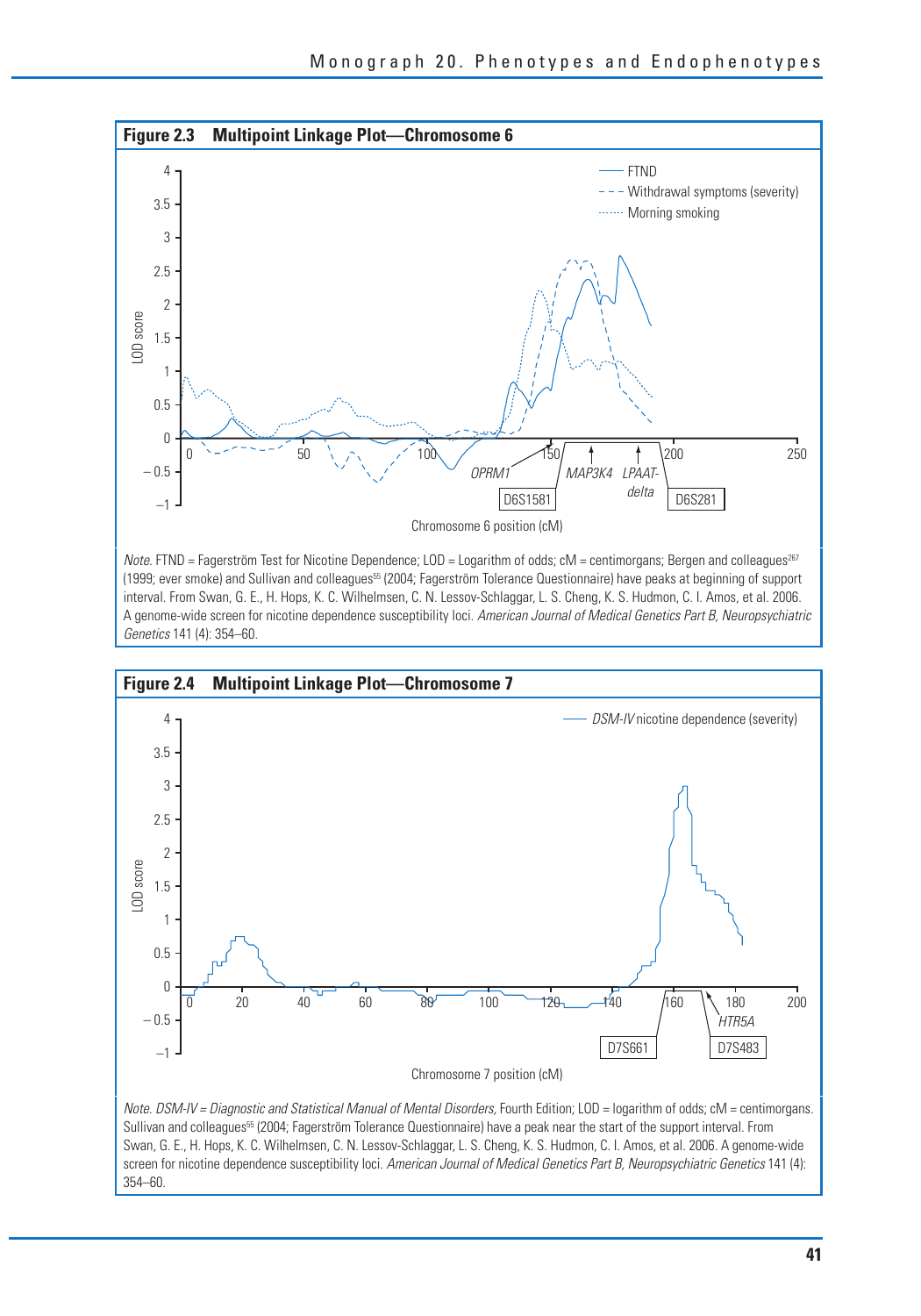**Figure 2.3 Multipoint Linkage Plot—Chromosome 6**

*Note.* FTND = Fagerström Test for Nicotine Dependence; LOD = Logarithm of odds; cM = centimorgans; Bergen and colleagues[267] (1999; ever smoke) and Sullivan and colleagues[55] (2004; Fagerström Tolerance Questionnaire) have peaks at beginning of support interval. From Swan, G. E., H. Hops, K. C. Wilhelmsen, C. N. Lessov-Schlaggar, L. S. Cheng, K. S. Hudmon, C. I. Amos, et al. 2006. A genome-wide screen for nicotine dependence susceptibility loci. *American Journal of Medical Genetics Part B, Neuropsychiatric Genetics* 141 (4): 354–60.

**Figure 2.4 Multipoint Linkage Plot—Chromosome 7**

*Note. DSM-IV = Diagnostic and Statistical Manual of Mental Disorders,* Fourth Edition; LOD = logarithm of odds; cM = centimorgans. Sullivan and colleagues[55] (2004; Fagerström Tolerance Questionnaire) have a peak near the start of the support interval. From Swan, G. E., H. Hops, K. C. Wilhelmsen, C. N. Lessov-Schlaggar, L. S. Cheng, K. S. Hudmon, C. I. Amos, et al. 2006. A genome-wide screen for nicotine dependence susceptibility loci. *American Journal of Medical Genetics Part B, Neuropsychiatric Genetics* 141 (4): 354–60.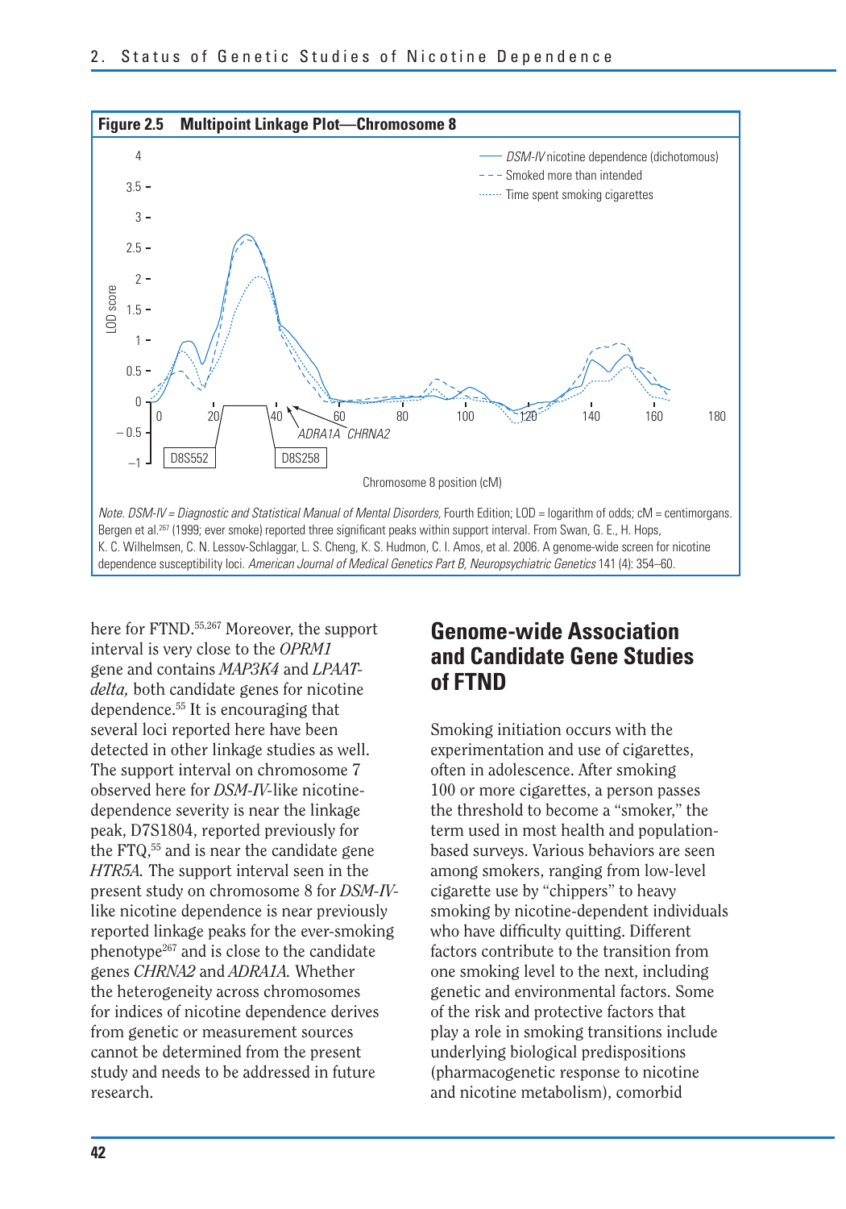**Figure 2.5 Multipoint Linkage Plot—Chromosome 8**

*Note. DSM-IV = Diagnostic and Statistical Manual of Mental Disorders,* Fourth Edition; LOD = logarithm of odds; cM = centimorgans. Bergen et al.[267] (1999; ever smoke) reported three significant peaks within support interval. From Swan, G. E., H. Hops, K. C. Wilhelmsen, C. N. Lessov-Schlaggar, L. S. Cheng, K. S. Hudmon, C. I. Amos, et al. 2006. A genome-wide screen for nicotine dependence susceptibility loci. *American Journal of Medical Genetics Part B, Neuropsychiatric Genetics* 141 (4): 354–60.

here for FTND.[55,267] Moreover, the support interval is very close to the *OPRM1* gene and contains *MAP3K4* and *LPAAT-delta,* both candidate genes for nicotine dependence.[55] It is encouraging that several loci reported here have been detected in other linkage studies as well. The support interval on chromosome 7 observed here for *DSM-IV*-like nicotine-dependence severity is near the linkage peak, D7S1804, reported previously for the FTQ,[55] and is near the candidate gene *HTR5A.* The support interval seen in the present study on chromosome 8 for *DSM-IV*-like nicotine dependence is near previously reported linkage peaks for the ever-smoking phenotype[267] and is close to the candidate genes *CHRNA2* and *ADRA1A.* Whether the heterogeneity across chromosomes for indices of nicotine dependence derives from genetic or measurement sources cannot be determined from the present study and needs to be addressed in future research.

## Genome-wide Association and Candidate Gene Studies of FTND

Smoking initiation occurs with the experimentation and use of cigarettes, often in adolescence. After smoking 100 or more cigarettes, a person passes the threshold to become a "smoker," the term used in most health and population-based surveys. Various behaviors are seen among smokers, ranging from low-level cigarette use by "chippers" to heavy smoking by nicotine-dependent individuals who have difficulty quitting. Different factors contribute to the transition from one smoking level to the next, including genetic and environmental factors. Some of the risk and protective factors that play a role in smoking transitions include underlying biological predispositions (pharmacogenetic response to nicotine and nicotine metabolism), comorbid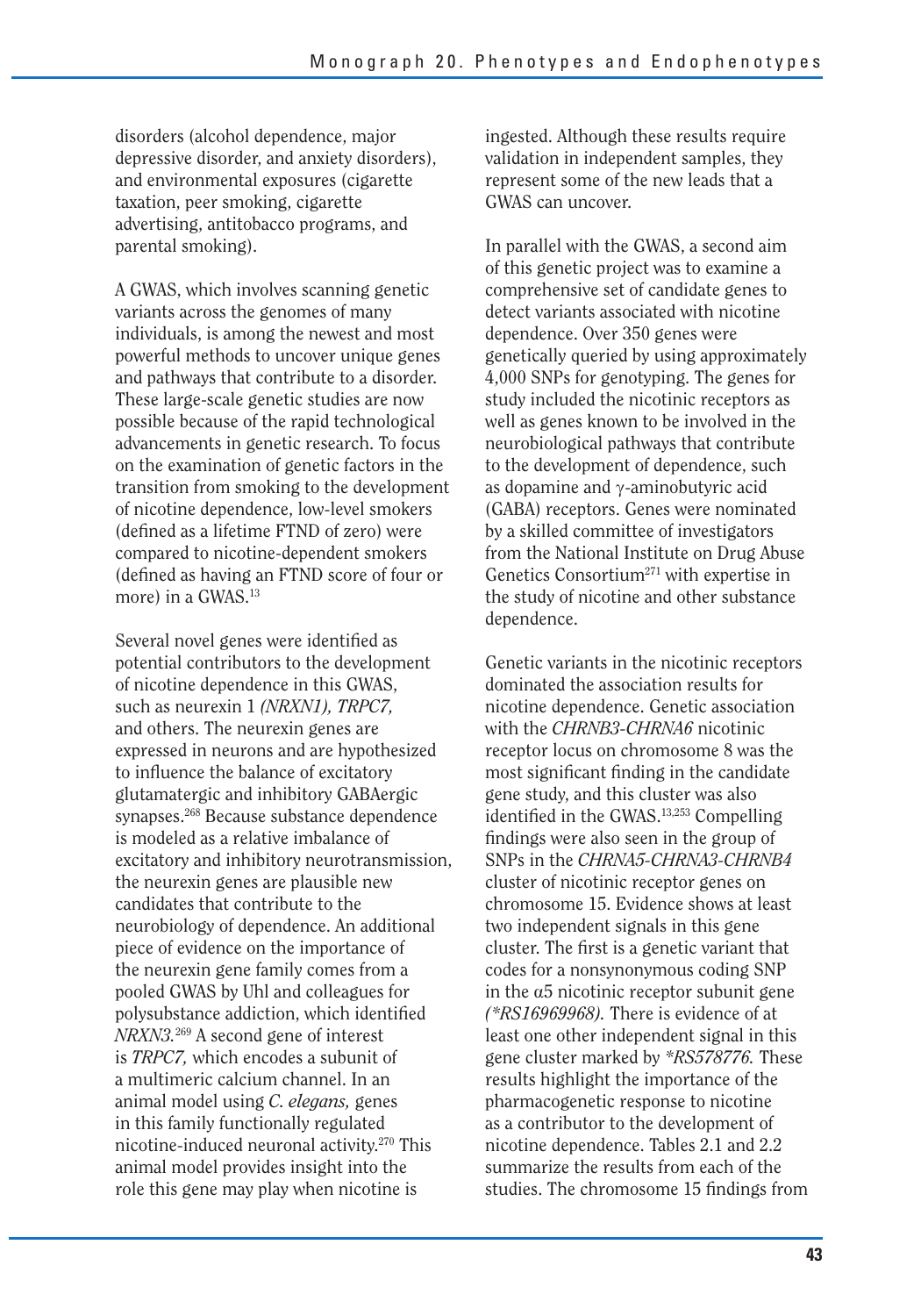disorders (alcohol dependence, major depressive disorder, and anxiety disorders), and environmental exposures (cigarette taxation, peer smoking, cigarette advertising, antitobacco programs, and parental smoking).

A GWAS, which involves scanning genetic variants across the genomes of many individuals, is among the newest and most powerful methods to uncover unique genes and pathways that contribute to a disorder. These large-scale genetic studies are now possible because of the rapid technological advancements in genetic research. To focus on the examination of genetic factors in the transition from smoking to the development of nicotine dependence, low-level smokers (defined as a lifetime FTND of zero) were compared to nicotine-dependent smokers (defined as having an FTND score of four or more) in a GWAS.[13]

Several novel genes were identified as potential contributors to the development of nicotine dependence in this GWAS, such as neurexin 1 *(NRXN1), TRPC7,* and others. The neurexin genes are expressed in neurons and are hypothesized to influence the balance of excitatory glutamatergic and inhibitory GABAergic synapses.[268] Because substance dependence is modeled as a relative imbalance of excitatory and inhibitory neurotransmission, the neurexin genes are plausible new candidates that contribute to the neurobiology of dependence. An additional piece of evidence on the importance of the neurexin gene family comes from a pooled GWAS by Uhl and colleagues for polysubstance addiction, which identified *NRXN3.*[269] A second gene of interest is *TRPC7,* which encodes a subunit of a multimeric calcium channel. In an animal model using *C. elegans,* genes in this family functionally regulated nicotine-induced neuronal activity.[270] This animal model provides insight into the role this gene may play when nicotine is ingested. Although these results require validation in independent samples, they represent some of the new leads that a GWAS can uncover.

In parallel with the GWAS, a second aim of this genetic project was to examine a comprehensive set of candidate genes to detect variants associated with nicotine dependence. Over 350 genes were genetically queried by using approximately 4,000 SNPs for genotyping. The genes for study included the nicotinic receptors as well as genes known to be involved in the neurobiological pathways that contribute to the development of dependence, such as dopamine and γ-aminobutyric acid (GABA) receptors. Genes were nominated by a skilled committee of investigators from the National Institute on Drug Abuse Genetics Consortium[271] with expertise in the study of nicotine and other substance dependence.

Genetic variants in the nicotinic receptors dominated the association results for nicotine dependence. Genetic association with the *CHRNB3-CHRNA6* nicotinic receptor locus on chromosome 8 was the most significant finding in the candidate gene study, and this cluster was also identified in the GWAS.[13,253] Compelling findings were also seen in the group of SNPs in the *CHRNA5-CHRNA3-CHRNB4* cluster of nicotinic receptor genes on chromosome 15. Evidence shows at least two independent signals in this gene cluster. The first is a genetic variant that codes for a nonsynonymous coding SNP in the α5 nicotinic receptor subunit gene *(*RS16969968).* There is evidence of at least one other independent signal in this gene cluster marked by **RS578776.* These results highlight the importance of the pharmacogenetic response to nicotine as a contributor to the development of nicotine dependence. Tables 2.1 and 2.2 summarize the results from each of the studies. The chromosome 15 findings from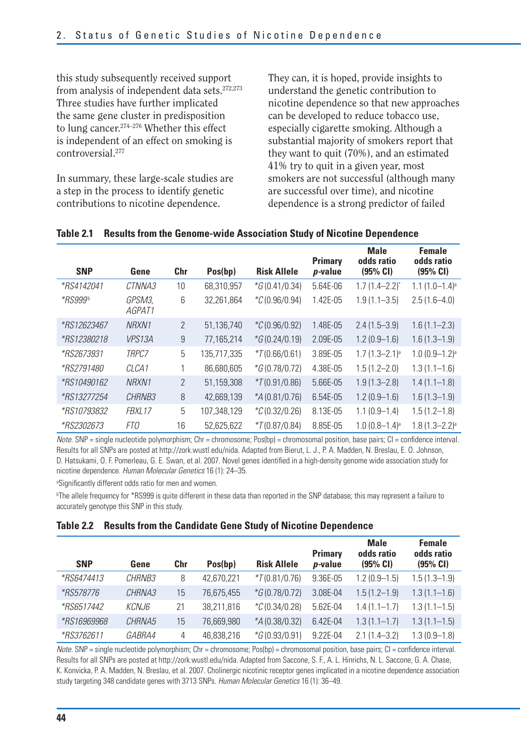this study subsequently received support from analysis of independent data sets.[272,273] Three studies have further implicated the same gene cluster in predisposition to lung cancer.[274–276] Whether this effect is independent of an effect on smoking is controversial.[277]

In summary, these large-scale studies are a step in the process to identify genetic contributions to nicotine dependence. They can, it is hoped, provide insights to understand the genetic contribution to nicotine dependence so that new approaches can be developed to reduce tobacco use, especially cigarette smoking. Although a substantial majority of smokers report that they want to quit (70%), and an estimated 41% try to quit in a given year, most smokers are not successful (although many are successful over time), and nicotine dependence is a strong predictor of failed

**Table 2.1 Results from the Genome-wide Association Study of Nicotine Dependence**

| SNP | Gene | Chr | Pos(bp) | Risk Allele | Primary *p*-value | Male odds ratio (95% CI) | Female odds ratio (95% CI) |
|---|---|---|---|---|---|---|---|
| *RS4142041 | CTNNA3 | 10 | 68,310,957 | *G (0.41/0.34) | 5.64E-06 | 1.7 (1.4–2.2)* | 1.1 (1.0–1.4)[a] |
| *RS999[b] | GPSM3, AGPAT1 | 6 | 32,261,864 | *C (0.96/0.94) | 1.42E-05 | 1.9 (1.1–3.5) | 2.5 (1.6–4.0) |
| *RS12623467 | NRXN1 | 2 | 51,136,740 | *C (0.96/0.92) | 1.48E-05 | 2.4 (1.5–3.9) | 1.6 (1.1–2.3) |
| *RS12380218 | VPS13A | 9 | 77,165,214 | *G (0.24/0.19) | 2.09E-05 | 1.2 (0.9–1.6) | 1.6 (1.3–1.9) |
| *RS2673931 | TRPC7 | 5 | 135,717,335 | *T (0.66/0.61) | 3.89E-05 | 1.7 (1.3–2.1)[a] | 1.0 (0.9–1.2)[a] |
| *RS2791480 | CLCA1 | 1 | 86,680,605 | *G (0.78/0.72) | 4.38E-05 | 1.5 (1.2–2.0) | 1.3 (1.1–1.6) |
| *RS10490162 | NRXN1 | 2 | 51,159,308 | *T (0.91/0.86) | 5.66E-05 | 1.9 (1.3–2.8) | 1.4 (1.1–1.8) |
| *RS13277254 | CHRNB3 | 8 | 42,669,139 | *A (0.81/0.76) | 6.54E-05 | 1.2 (0.9–1.6) | 1.6 (1.3–1.9) |
| *RS10793832 | FBXL17 | 5 | 107,348,129 | *C (0.32/0.26) | 8.13E-05 | 1.1 (0.9–1.4) | 1.5 (1.2–1.8) |
| *RS2302673 | FTO | 16 | 52,625,622 | *T (0.87/0.84) | 8.85E-05 | 1.0 (0.8–1.4)[a] | 1.8 (1.3–2.2)[a] |

*Note.* SNP = single nucleotide polymorphism; Chr = chromosome; Pos(bp) = chromosomal position, base pairs; CI = confidence interval. Results for all SNPs are posted at http://zork.wustl.edu/nida. Adapted from Bierut, L. J., P. A. Madden, N. Breslau, E. O. Johnson, D. Hatsukami, O. F. Pomerleau, G. E. Swan, et al. 2007. Novel genes identified in a high-density genome wide association study for nicotine dependence. *Human Molecular Genetics* 16 (1): 24–35.

[a]Significantly different odds ratio for men and women.

[b]The allele frequency for *RS999 is quite different in these data than reported in the SNP database; this may represent a failure to accurately genotype this SNP in this study.

**Table 2.2 Results from the Candidate Gene Study of Nicotine Dependence**

| SNP | Gene | Chr | Pos(bp) | Risk Allele | Primary *p*-value | Male odds ratio (95% CI) | Female odds ratio (95% CI) |
|---|---|---|---|---|---|---|---|
| *RS6474413 | CHRNB3 | 8 | 42,670,221 | *T (0.81/0.76) | 9.36E-05 | 1.2 (0.9–1.5) | 1.5 (1.3–1.9) |
| *RS578776 | CHRNA3 | 15 | 76,675,455 | *G (0.78/0.72) | 3.08E-04 | 1.5 (1.2–1.9) | 1.3 (1.1–1.6) |
| *RS6517442 | KCNJ6 | 21 | 38,211,816 | *C (0.34/0.28) | 5.62E-04 | 1.4 (1.1–1.7) | 1.3 (1.1–1.5) |
| *RS16969968 | CHRNA5 | 15 | 76,669,980 | *A (0.38/0.32) | 6.42E-04 | 1.3 (1.1–1.7) | 1.3 (1.1–1.5) |
| *RS3762611 | GABRA4 | 4 | 46,838,216 | *G (0.93/0.91) | 9.22E-04 | 2.1 (1.4–3.2) | 1.3 (0.9–1.8) |

*Note.* SNP = single nucleotide polymorphism; Chr = chromosome; Pos(bp) = chromosomal position, base pairs; CI = confidence interval. Results for all SNPs are posted at http://zork.wustl.edu/nida. Adapted from Saccone, S. F., A. L. Hinrichs, N. L. Saccone, G. A. Chase, K. Konvicka, P. A. Madden, N. Breslau, et al. 2007. Cholinergic nicotinic receptor genes implicated in a nicotine dependence association study targeting 348 candidate genes with 3713 SNPs. *Human Molecular Genetics* 16 (1): 36–49.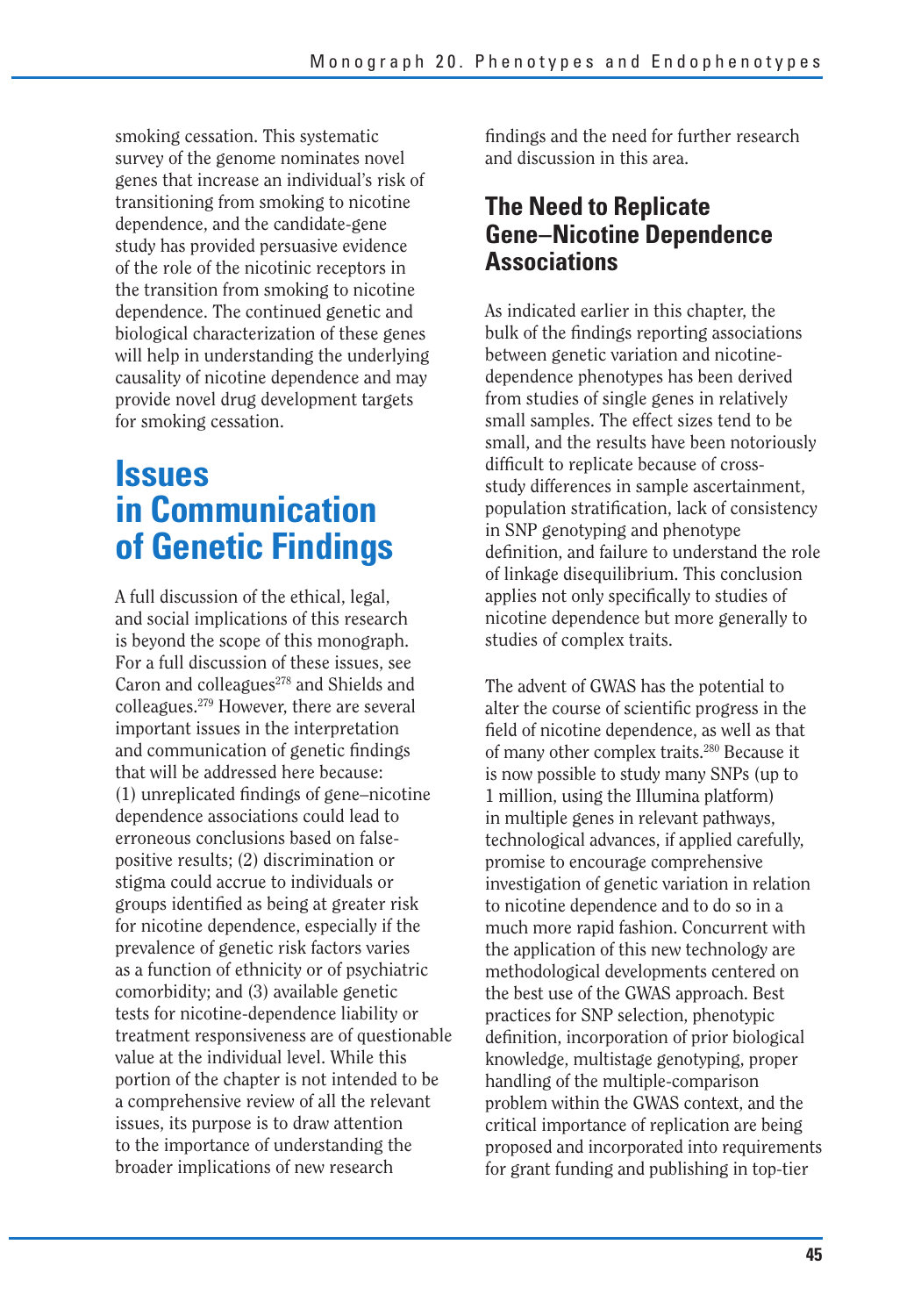smoking cessation. This systematic survey of the genome nominates novel genes that increase an individual's risk of transitioning from smoking to nicotine dependence, and the candidate-gene study has provided persuasive evidence of the role of the nicotinic receptors in the transition from smoking to nicotine dependence. The continued genetic and biological characterization of these genes will help in understanding the underlying causality of nicotine dependence and may provide novel drug development targets for smoking cessation.

# Issues in Communication of Genetic Findings

A full discussion of the ethical, legal, and social implications of this research is beyond the scope of this monograph. For a full discussion of these issues, see Caron and colleagues[278] and Shields and colleagues.[279] However, there are several important issues in the interpretation and communication of genetic findings that will be addressed here because: (1) unreplicated findings of gene–nicotine dependence associations could lead to erroneous conclusions based on false-positive results; (2) discrimination or stigma could accrue to individuals or groups identified as being at greater risk for nicotine dependence, especially if the prevalence of genetic risk factors varies as a function of ethnicity or of psychiatric comorbidity; and (3) available genetic tests for nicotine-dependence liability or treatment responsiveness are of questionable value at the individual level. While this portion of the chapter is not intended to be a comprehensive review of all the relevant issues, its purpose is to draw attention to the importance of understanding the broader implications of new research findings and the need for further research and discussion in this area.

## The Need to Replicate Gene–Nicotine Dependence Associations

As indicated earlier in this chapter, the bulk of the findings reporting associations between genetic variation and nicotine-dependence phenotypes has been derived from studies of single genes in relatively small samples. The effect sizes tend to be small, and the results have been notoriously difficult to replicate because of cross-study differences in sample ascertainment, population stratification, lack of consistency in SNP genotyping and phenotype definition, and failure to understand the role of linkage disequilibrium. This conclusion applies not only specifically to studies of nicotine dependence but more generally to studies of complex traits.

The advent of GWAS has the potential to alter the course of scientific progress in the field of nicotine dependence, as well as that of many other complex traits.[280] Because it is now possible to study many SNPs (up to 1 million, using the Illumina platform) in multiple genes in relevant pathways, technological advances, if applied carefully, promise to encourage comprehensive investigation of genetic variation in relation to nicotine dependence and to do so in a much more rapid fashion. Concurrent with the application of this new technology are methodological developments centered on the best use of the GWAS approach. Best practices for SNP selection, phenotypic definition, incorporation of prior biological knowledge, multistage genotyping, proper handling of the multiple-comparison problem within the GWAS context, and the critical importance of replication are being proposed and incorporated into requirements for grant funding and publishing in top-tier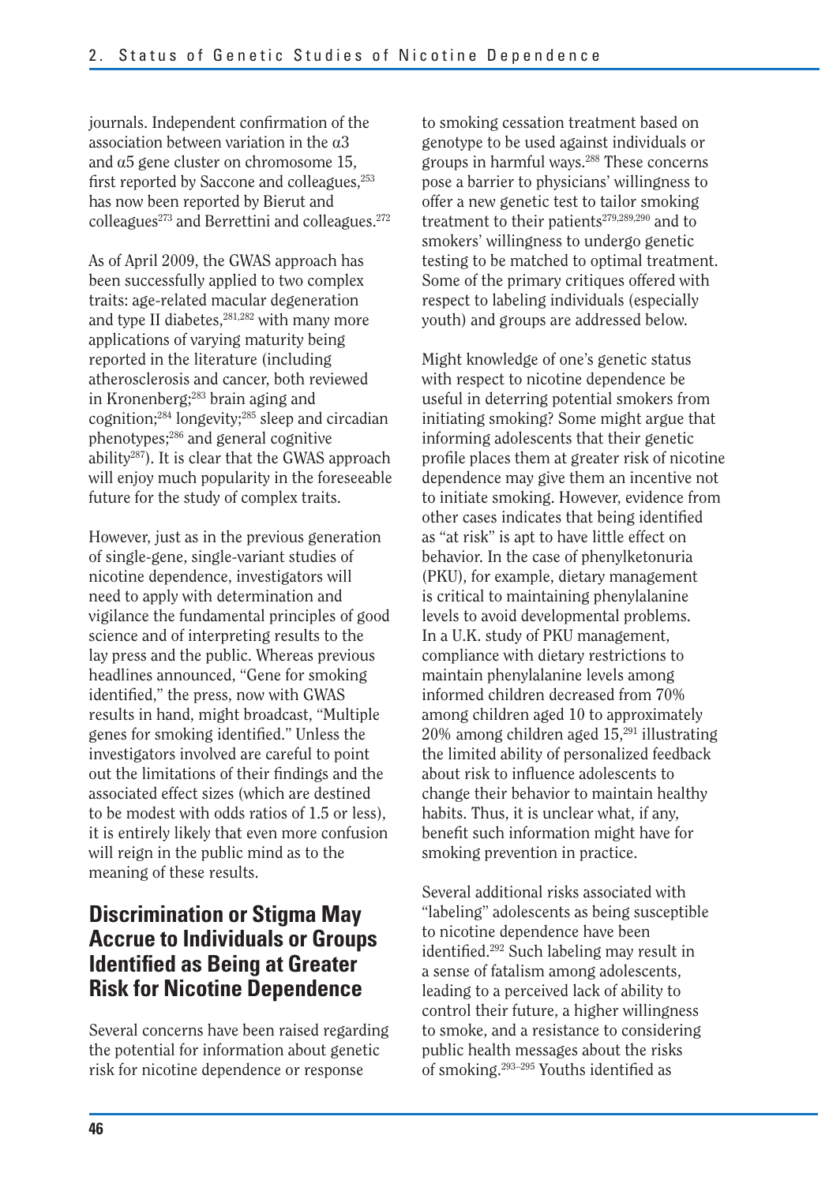journals. Independent confirmation of the association between variation in the α3 and α5 gene cluster on chromosome 15, first reported by Saccone and colleagues,[253] has now been reported by Bierut and colleagues[273] and Berrettini and colleagues.[272]

As of April 2009, the GWAS approach has been successfully applied to two complex traits: age-related macular degeneration and type II diabetes,[281,282] with many more applications of varying maturity being reported in the literature (including atherosclerosis and cancer, both reviewed in Kronenberg;[283] brain aging and cognition;[284] longevity;[285] sleep and circadian phenotypes;[286] and general cognitive ability[287]). It is clear that the GWAS approach will enjoy much popularity in the foreseeable future for the study of complex traits.

However, just as in the previous generation of single-gene, single-variant studies of nicotine dependence, investigators will need to apply with determination and vigilance the fundamental principles of good science and of interpreting results to the lay press and the public. Whereas previous headlines announced, "Gene for smoking identified," the press, now with GWAS results in hand, might broadcast, "Multiple genes for smoking identified." Unless the investigators involved are careful to point out the limitations of their findings and the associated effect sizes (which are destined to be modest with odds ratios of 1.5 or less), it is entirely likely that even more confusion will reign in the public mind as to the meaning of these results.

## Discrimination or Stigma May Accrue to Individuals or Groups Identified as Being at Greater Risk for Nicotine Dependence

Several concerns have been raised regarding the potential for information about genetic risk for nicotine dependence or response to smoking cessation treatment based on genotype to be used against individuals or groups in harmful ways.[288] These concerns pose a barrier to physicians' willingness to offer a new genetic test to tailor smoking treatment to their patients[279,289,290] and to smokers' willingness to undergo genetic testing to be matched to optimal treatment. Some of the primary critiques offered with respect to labeling individuals (especially youth) and groups are addressed below.

Might knowledge of one's genetic status with respect to nicotine dependence be useful in deterring potential smokers from initiating smoking? Some might argue that informing adolescents that their genetic profile places them at greater risk of nicotine dependence may give them an incentive not to initiate smoking. However, evidence from other cases indicates that being identified as "at risk" is apt to have little effect on behavior. In the case of phenylketonuria (PKU), for example, dietary management is critical to maintaining phenylalanine levels to avoid developmental problems. In a U.K. study of PKU management, compliance with dietary restrictions to maintain phenylalanine levels among informed children decreased from 70% among children aged 10 to approximately 20% among children aged 15,[291] illustrating the limited ability of personalized feedback about risk to influence adolescents to change their behavior to maintain healthy habits. Thus, it is unclear what, if any, benefit such information might have for smoking prevention in practice.

Several additional risks associated with "labeling" adolescents as being susceptible to nicotine dependence have been identified.[292] Such labeling may result in a sense of fatalism among adolescents, leading to a perceived lack of ability to control their future, a higher willingness to smoke, and a resistance to considering public health messages about the risks of smoking.[293–295] Youths identified as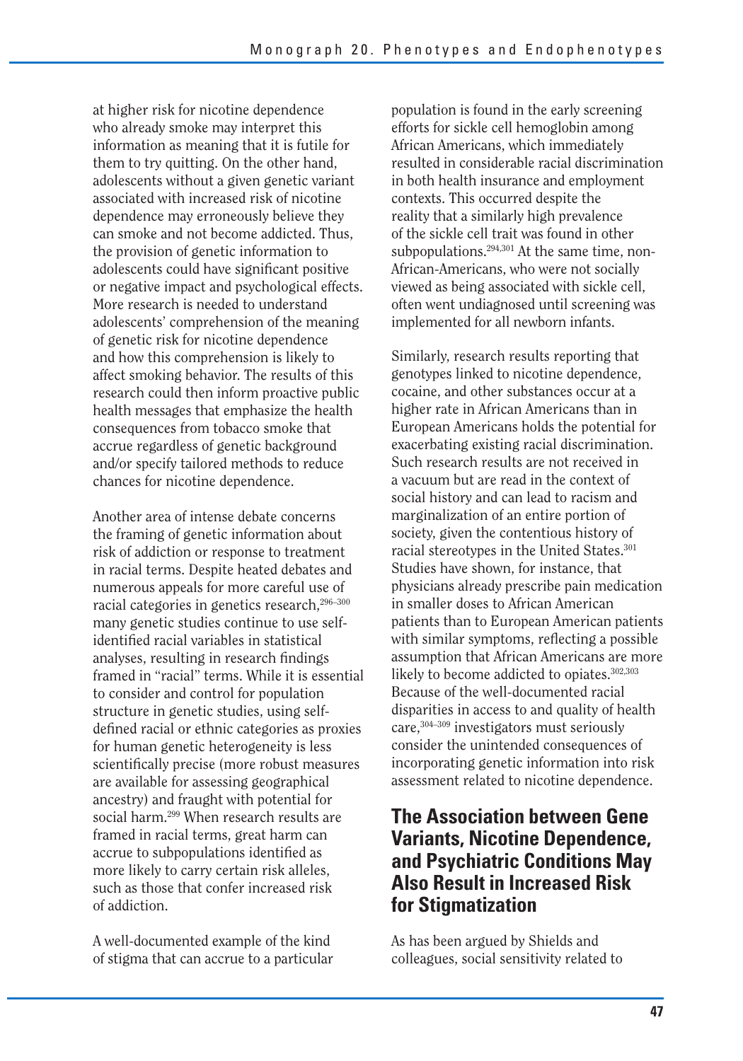at higher risk for nicotine dependence who already smoke may interpret this information as meaning that it is futile for them to try quitting. On the other hand, adolescents without a given genetic variant associated with increased risk of nicotine dependence may erroneously believe they can smoke and not become addicted. Thus, the provision of genetic information to adolescents could have significant positive or negative impact and psychological effects. More research is needed to understand adolescents' comprehension of the meaning of genetic risk for nicotine dependence and how this comprehension is likely to affect smoking behavior. The results of this research could then inform proactive public health messages that emphasize the health consequences from tobacco smoke that accrue regardless of genetic background and/or specify tailored methods to reduce chances for nicotine dependence.

Another area of intense debate concerns the framing of genetic information about risk of addiction or response to treatment in racial terms. Despite heated debates and numerous appeals for more careful use of racial categories in genetics research,[296–300] many genetic studies continue to use self-identified racial variables in statistical analyses, resulting in research findings framed in "racial" terms. While it is essential to consider and control for population structure in genetic studies, using self-defined racial or ethnic categories as proxies for human genetic heterogeneity is less scientifically precise (more robust measures are available for assessing geographical ancestry) and fraught with potential for social harm.[299] When research results are framed in racial terms, great harm can accrue to subpopulations identified as more likely to carry certain risk alleles, such as those that confer increased risk of addiction.

A well-documented example of the kind of stigma that can accrue to a particular population is found in the early screening efforts for sickle cell hemoglobin among African Americans, which immediately resulted in considerable racial discrimination in both health insurance and employment contexts. This occurred despite the reality that a similarly high prevalence of the sickle cell trait was found in other subpopulations.[294,301] At the same time, non-African-Americans, who were not socially viewed as being associated with sickle cell, often went undiagnosed until screening was implemented for all newborn infants.

Similarly, research results reporting that genotypes linked to nicotine dependence, cocaine, and other substances occur at a higher rate in African Americans than in European Americans holds the potential for exacerbating existing racial discrimination. Such research results are not received in a vacuum but are read in the context of social history and can lead to racism and marginalization of an entire portion of society, given the contentious history of racial stereotypes in the United States.[301] Studies have shown, for instance, that physicians already prescribe pain medication in smaller doses to African American patients than to European American patients with similar symptoms, reflecting a possible assumption that African Americans are more likely to become addicted to opiates.[302,303] Because of the well-documented racial disparities in access to and quality of health care,[304–309] investigators must seriously consider the unintended consequences of incorporating genetic information into risk assessment related to nicotine dependence.

## The Association between Gene Variants, Nicotine Dependence, and Psychiatric Conditions May Also Result in Increased Risk for Stigmatization

As has been argued by Shields and colleagues, social sensitivity related to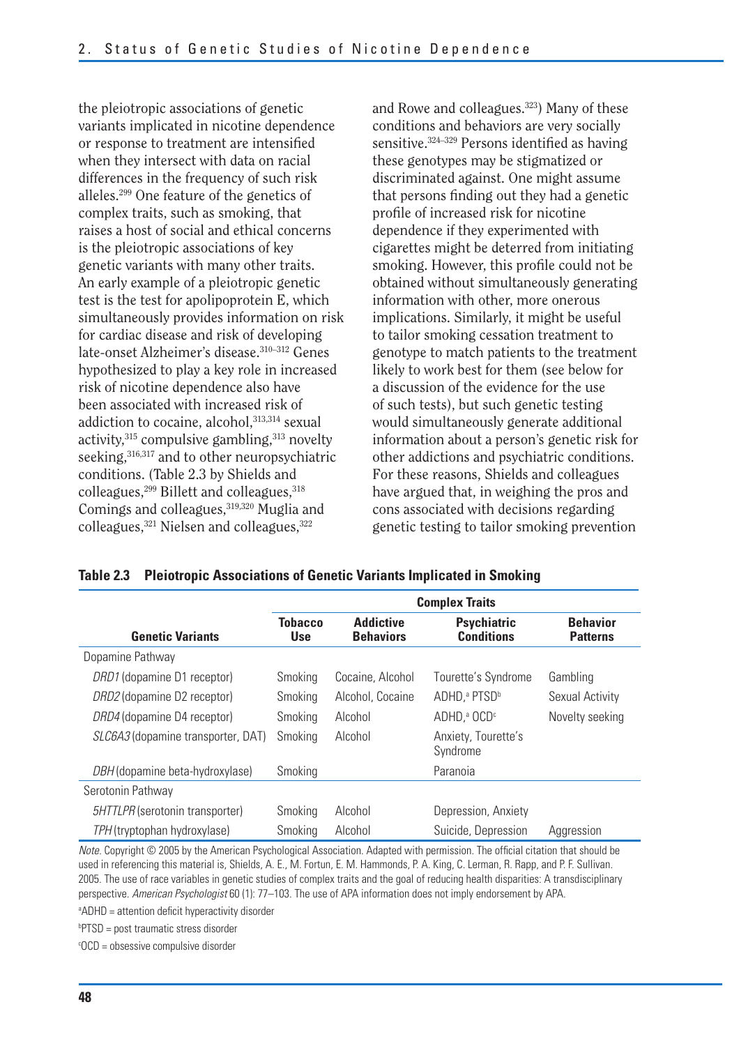the pleiotropic associations of genetic variants implicated in nicotine dependence or response to treatment are intensified when they intersect with data on racial differences in the frequency of such risk alleles.[299] One feature of the genetics of complex traits, such as smoking, that raises a host of social and ethical concerns is the pleiotropic associations of key genetic variants with many other traits. An early example of a pleiotropic genetic test is the test for apolipoprotein E, which simultaneously provides information on risk for cardiac disease and risk of developing late-onset Alzheimer's disease.[310–312] Genes hypothesized to play a key role in increased risk of nicotine dependence also have been associated with increased risk of addiction to cocaine, alcohol,[313,314] sexual activity,[315] compulsive gambling,[313] novelty seeking,[316,317] and to other neuropsychiatric conditions. (Table 2.3 by Shields and colleagues,[299] Billett and colleagues,[318] Comings and colleagues,[319,320] Muglia and colleagues,[321] Nielsen and colleagues,[322] and Rowe and colleagues.[323]) Many of these conditions and behaviors are very socially sensitive.[324–329] Persons identified as having these genotypes may be stigmatized or discriminated against. One might assume that persons finding out they had a genetic profile of increased risk for nicotine dependence if they experimented with cigarettes might be deterred from initiating smoking. However, this profile could not be obtained without simultaneously generating information with other, more onerous implications. Similarly, it might be useful to tailor smoking cessation treatment to genotype to match patients to the treatment likely to work best for them (see below for a discussion of the evidence for the use of such tests), but such genetic testing would simultaneously generate additional information about a person's genetic risk for other addictions and psychiatric conditions. For these reasons, Shields and colleagues have argued that, in weighing the pros and cons associated with decisions regarding genetic testing to tailor smoking prevention

**Table 2.3 Pleiotropic Associations of Genetic Variants Implicated in Smoking**

| | Complex Traits | | | |
|---|---|---|---|---|
| **Genetic Variants** | **Tobacco Use** | **Addictive Behaviors** | **Psychiatric Conditions** | **Behavior Patterns** |
| Dopamine Pathway | | | | |
| *DRD1* (dopamine D1 receptor) | Smoking | Cocaine, Alcohol | Tourette's Syndrome | Gambling |
| *DRD2* (dopamine D2 receptor) | Smoking | Alcohol, Cocaine | ADHD,[a] PTSD[b] | Sexual Activity |
| *DRD4* (dopamine D4 receptor) | Smoking | Alcohol | ADHD,[a] OCD[c] | Novelty seeking |
| *SLC6A3* (dopamine transporter, DAT) | Smoking | Alcohol | Anxiety, Tourette's Syndrome | |
| *DBH* (dopamine beta-hydroxylase) | Smoking | | Paranoia | |
| Serotonin Pathway | | | | |
| *5HTTLPR* (serotonin transporter) | Smoking | Alcohol | Depression, Anxiety | |
| *TPH* (tryptophan hydroxylase) | Smoking | Alcohol | Suicide, Depression | Aggression |

*Note.* Copyright © 2005 by the American Psychological Association. Adapted with permission. The official citation that should be used in referencing this material is, Shields, A. E., M. Fortun, E. M. Hammonds, P. A. King, C. Lerman, R. Rapp, and P. F. Sullivan. 2005. The use of race variables in genetic studies of complex traits and the goal of reducing health disparities: A transdisciplinary perspective. *American Psychologist* 60 (1): 77–103. The use of APA information does not imply endorsement by APA.

[a]ADHD = attention deficit hyperactivity disorder

[b]PTSD = post traumatic stress disorder

[c]OCD = obsessive compulsive disorder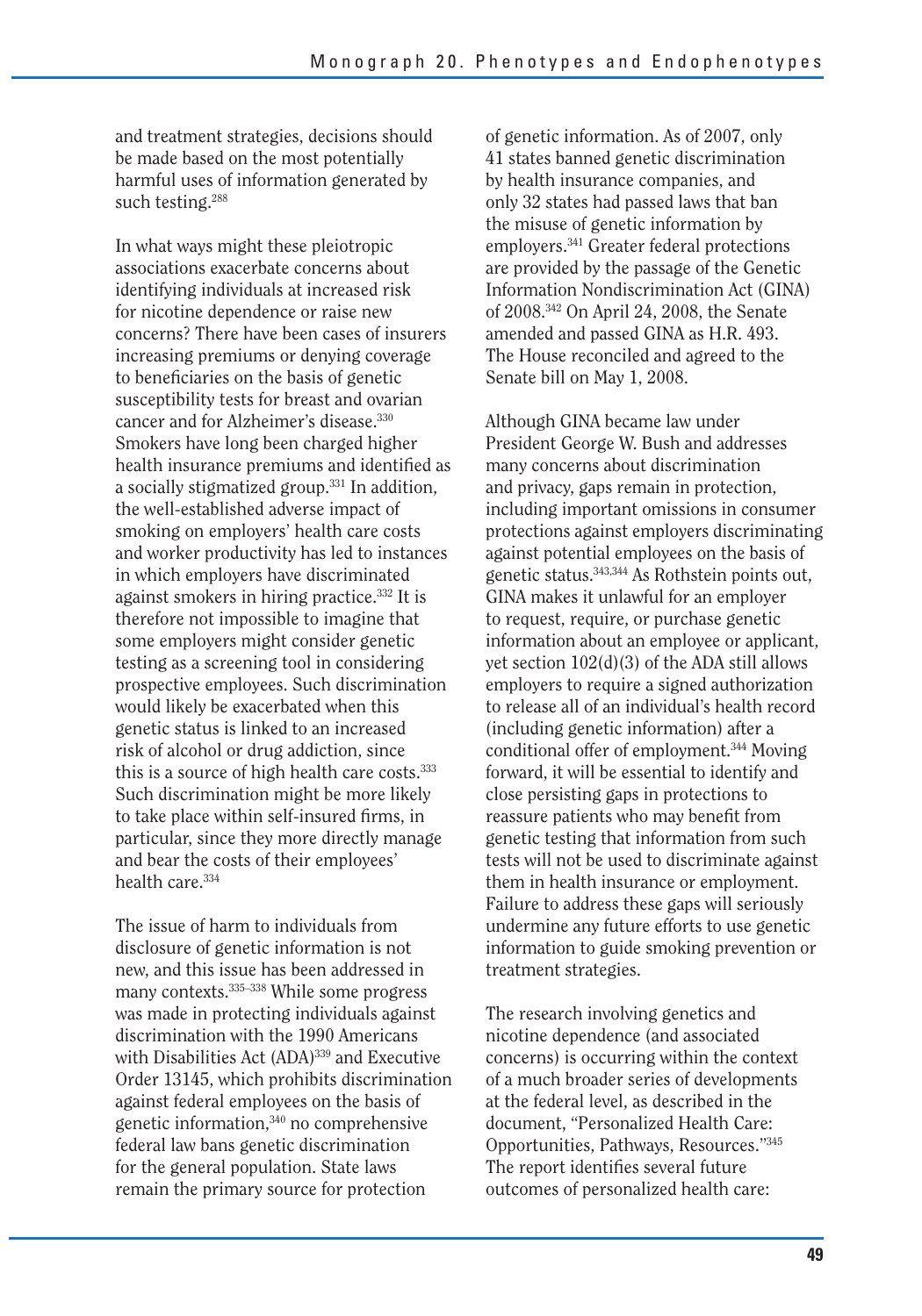and treatment strategies, decisions should be made based on the most potentially harmful uses of information generated by such testing.[288]

In what ways might these pleiotropic associations exacerbate concerns about identifying individuals at increased risk for nicotine dependence or raise new concerns? There have been cases of insurers increasing premiums or denying coverage to beneficiaries on the basis of genetic susceptibility tests for breast and ovarian cancer and for Alzheimer's disease.[330] Smokers have long been charged higher health insurance premiums and identified as a socially stigmatized group.[331] In addition, the well-established adverse impact of smoking on employers' health care costs and worker productivity has led to instances in which employers have discriminated against smokers in hiring practice.[332] It is therefore not impossible to imagine that some employers might consider genetic testing as a screening tool in considering prospective employees. Such discrimination would likely be exacerbated when this genetic status is linked to an increased risk of alcohol or drug addiction, since this is a source of high health care costs.[333] Such discrimination might be more likely to take place within self-insured firms, in particular, since they more directly manage and bear the costs of their employees' health care.[334]

The issue of harm to individuals from disclosure of genetic information is not new, and this issue has been addressed in many contexts.[335–338] While some progress was made in protecting individuals against discrimination with the 1990 Americans with Disabilities Act (ADA)[339] and Executive Order 13145, which prohibits discrimination against federal employees on the basis of genetic information,[340] no comprehensive federal law bans genetic discrimination for the general population. State laws remain the primary source for protection of genetic information. As of 2007, only 41 states banned genetic discrimination by health insurance companies, and only 32 states had passed laws that ban the misuse of genetic information by employers.[341] Greater federal protections are provided by the passage of the Genetic Information Nondiscrimination Act (GINA) of 2008.[342] On April 24, 2008, the Senate amended and passed GINA as H.R. 493. The House reconciled and agreed to the Senate bill on May 1, 2008.

Although GINA became law under President George W. Bush and addresses many concerns about discrimination and privacy, gaps remain in protection, including important omissions in consumer protections against employers discriminating against potential employees on the basis of genetic status.[343,344] As Rothstein points out, GINA makes it unlawful for an employer to request, require, or purchase genetic information about an employee or applicant, yet section 102(d)(3) of the ADA still allows employers to require a signed authorization to release all of an individual's health record (including genetic information) after a conditional offer of employment.[344] Moving forward, it will be essential to identify and close persisting gaps in protections to reassure patients who may benefit from genetic testing that information from such tests will not be used to discriminate against them in health insurance or employment. Failure to address these gaps will seriously undermine any future efforts to use genetic information to guide smoking prevention or treatment strategies.

The research involving genetics and nicotine dependence (and associated concerns) is occurring within the context of a much broader series of developments at the federal level, as described in the document, "Personalized Health Care: Opportunities, Pathways, Resources."[345] The report identifies several future outcomes of personalized health care: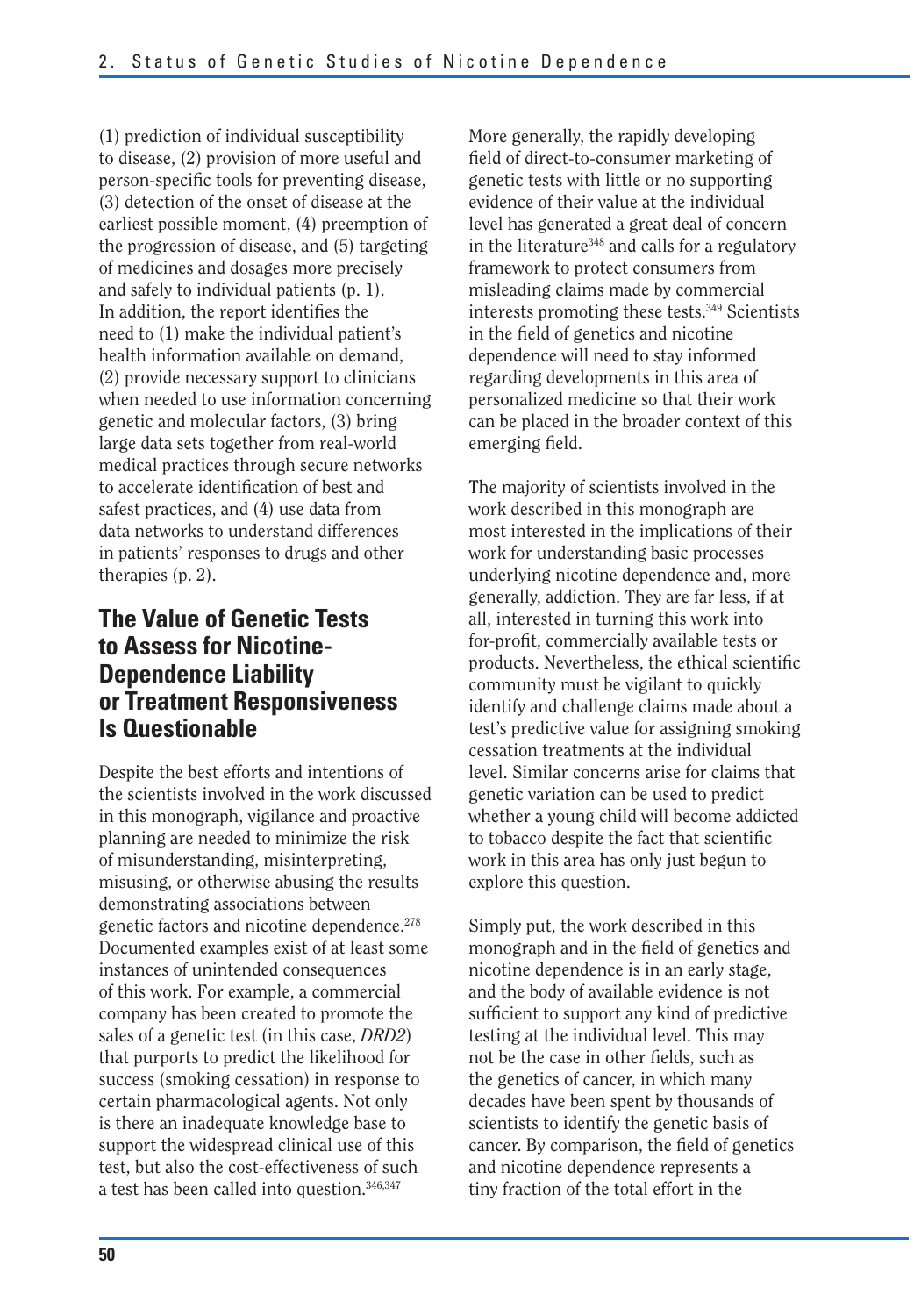(1) prediction of individual susceptibility to disease, (2) provision of more useful and person-specific tools for preventing disease, (3) detection of the onset of disease at the earliest possible moment, (4) preemption of the progression of disease, and (5) targeting of medicines and dosages more precisely and safely to individual patients (p. 1). In addition, the report identifies the need to (1) make the individual patient's health information available on demand, (2) provide necessary support to clinicians when needed to use information concerning genetic and molecular factors, (3) bring large data sets together from real-world medical practices through secure networks to accelerate identification of best and safest practices, and (4) use data from data networks to understand differences in patients' responses to drugs and other therapies (p. 2).

## The Value of Genetic Tests to Assess for Nicotine-Dependence Liability or Treatment Responsiveness Is Questionable

Despite the best efforts and intentions of the scientists involved in the work discussed in this monograph, vigilance and proactive planning are needed to minimize the risk of misunderstanding, misinterpreting, misusing, or otherwise abusing the results demonstrating associations between genetic factors and nicotine dependence.[278] Documented examples exist of at least some instances of unintended consequences of this work. For example, a commercial company has been created to promote the sales of a genetic test (in this case, *DRD2*) that purports to predict the likelihood for success (smoking cessation) in response to certain pharmacological agents. Not only is there an inadequate knowledge base to support the widespread clinical use of this test, but also the cost-effectiveness of such a test has been called into question.[346,347]

More generally, the rapidly developing field of direct-to-consumer marketing of genetic tests with little or no supporting evidence of their value at the individual level has generated a great deal of concern in the literature[348] and calls for a regulatory framework to protect consumers from misleading claims made by commercial interests promoting these tests.[349] Scientists in the field of genetics and nicotine dependence will need to stay informed regarding developments in this area of personalized medicine so that their work can be placed in the broader context of this emerging field.

The majority of scientists involved in the work described in this monograph are most interested in the implications of their work for understanding basic processes underlying nicotine dependence and, more generally, addiction. They are far less, if at all, interested in turning this work into for-profit, commercially available tests or products. Nevertheless, the ethical scientific community must be vigilant to quickly identify and challenge claims made about a test's predictive value for assigning smoking cessation treatments at the individual level. Similar concerns arise for claims that genetic variation can be used to predict whether a young child will become addicted to tobacco despite the fact that scientific work in this area has only just begun to explore this question.

Simply put, the work described in this monograph and in the field of genetics and nicotine dependence is in an early stage, and the body of available evidence is not sufficient to support any kind of predictive testing at the individual level. This may not be the case in other fields, such as the genetics of cancer, in which many decades have been spent by thousands of scientists to identify the genetic basis of cancer. By comparison, the field of genetics and nicotine dependence represents a tiny fraction of the total effort in the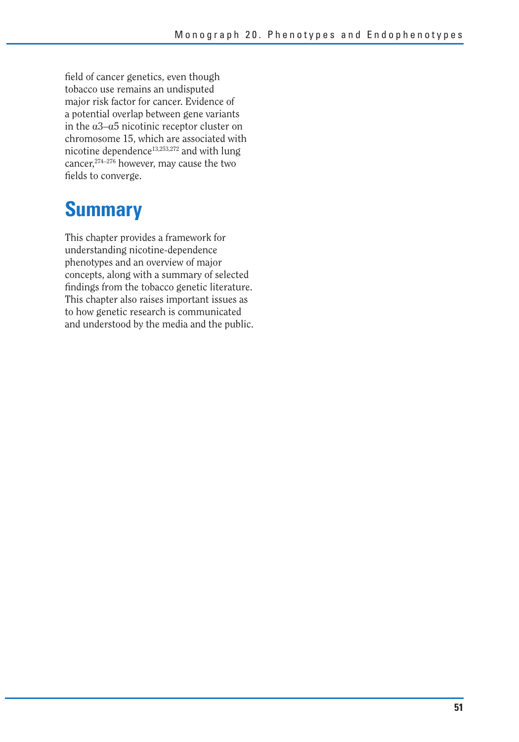field of cancer genetics, even though tobacco use remains an undisputed major risk factor for cancer. Evidence of a potential overlap between gene variants in the α3–α5 nicotinic receptor cluster on chromosome 15, which are associated with nicotine dependence[13,253,272] and with lung cancer,[274–276] however, may cause the two fields to converge.

## Summary

This chapter provides a framework for understanding nicotine-dependence phenotypes and an overview of major concepts, along with a summary of selected findings from the tobacco genetic literature. This chapter also raises important issues as to how genetic research is communicated and understood by the media and the public.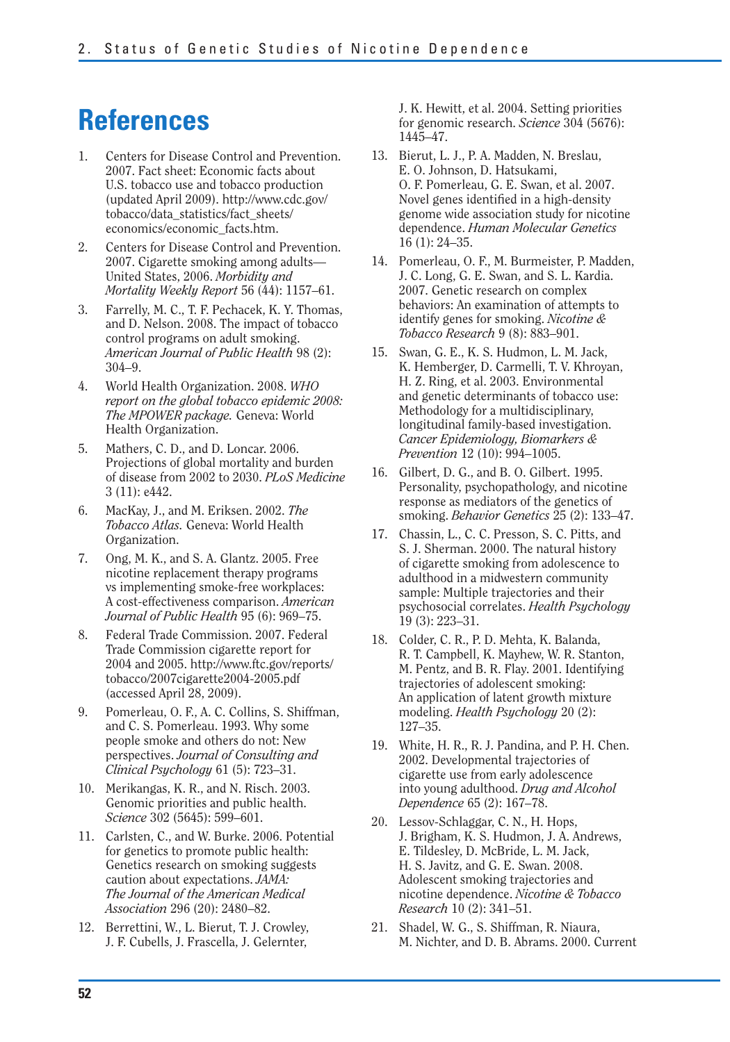# References

1. Centers for Disease Control and Prevention. 2007. Fact sheet: Economic facts about U.S. tobacco use and tobacco production (updated April 2009). http://www.cdc.gov/tobacco/data_statistics/fact_sheets/economics/economic_facts.htm.
2. Centers for Disease Control and Prevention. 2007. Cigarette smoking among adults—United States, 2006. *Morbidity and Mortality Weekly Report* 56 (44): 1157–61.
3. Farrelly, M. C., T. F. Pechacek, K. Y. Thomas, and D. Nelson. 2008. The impact of tobacco control programs on adult smoking. *American Journal of Public Health* 98 (2): 304–9.
4. World Health Organization. 2008. *WHO report on the global tobacco epidemic 2008: The MPOWER package.* Geneva: World Health Organization.
5. Mathers, C. D., and D. Loncar. 2006. Projections of global mortality and burden of disease from 2002 to 2030. *PLoS Medicine* 3 (11): e442.
6. MacKay, J., and M. Eriksen. 2002. *The Tobacco Atlas.* Geneva: World Health Organization.
7. Ong, M. K., and S. A. Glantz. 2005. Free nicotine replacement therapy programs vs implementing smoke-free workplaces: A cost-effectiveness comparison. *American Journal of Public Health* 95 (6): 969–75.
8. Federal Trade Commission. 2007. Federal Trade Commission cigarette report for 2004 and 2005. http://www.ftc.gov/reports/tobacco/2007cigarette2004-2005.pdf (accessed April 28, 2009).
9. Pomerleau, O. F., A. C. Collins, S. Shiffman, and C. S. Pomerleau. 1993. Why some people smoke and others do not: New perspectives. *Journal of Consulting and Clinical Psychology* 61 (5): 723–31.
10. Merikangas, K. R., and N. Risch. 2003. Genomic priorities and public health. *Science* 302 (5645): 599–601.
11. Carlsten, C., and W. Burke. 2006. Potential for genetics to promote public health: Genetics research on smoking suggests caution about expectations. *JAMA: The Journal of the American Medical Association* 296 (20): 2480–82.
12. Berrettini, W., L. Bierut, T. J. Crowley, J. F. Cubells, J. Frascella, J. Gelernter, J. K. Hewitt, et al. 2004. Setting priorities for genomic research. *Science* 304 (5676): 1445–47.
13. Bierut, L. J., P. A. Madden, N. Breslau, E. O. Johnson, D. Hatsukami, O. F. Pomerleau, G. E. Swan, et al. 2007. Novel genes identified in a high-density genome wide association study for nicotine dependence. *Human Molecular Genetics* 16 (1): 24–35.
14. Pomerleau, O. F., M. Burmeister, P. Madden, J. C. Long, G. E. Swan, and S. L. Kardia. 2007. Genetic research on complex behaviors: An examination of attempts to identify genes for smoking. *Nicotine & Tobacco Research* 9 (8): 883–901.
15. Swan, G. E., K. S. Hudmon, L. M. Jack, K. Hemberger, D. Carmelli, T. V. Khroyan, H. Z. Ring, et al. 2003. Environmental and genetic determinants of tobacco use: Methodology for a multidisciplinary, longitudinal family-based investigation. *Cancer Epidemiology, Biomarkers & Prevention* 12 (10): 994–1005.
16. Gilbert, D. G., and B. O. Gilbert. 1995. Personality, psychopathology, and nicotine response as mediators of the genetics of smoking. *Behavior Genetics* 25 (2): 133–47.
17. Chassin, L., C. C. Presson, S. C. Pitts, and S. J. Sherman. 2000. The natural history of cigarette smoking from adolescence to adulthood in a midwestern community sample: Multiple trajectories and their psychosocial correlates. *Health Psychology* 19 (3): 223–31.
18. Colder, C. R., P. D. Mehta, K. Balanda, R. T. Campbell, K. Mayhew, W. R. Stanton, M. Pentz, and B. R. Flay. 2001. Identifying trajectories of adolescent smoking: An application of latent growth mixture modeling. *Health Psychology* 20 (2): 127–35.
19. White, H. R., R. J. Pandina, and P. H. Chen. 2002. Developmental trajectories of cigarette use from early adolescence into young adulthood. *Drug and Alcohol Dependence* 65 (2): 167–78.
20. Lessov-Schlaggar, C. N., H. Hops, J. Brigham, K. S. Hudmon, J. A. Andrews, E. Tildesley, D. McBride, L. M. Jack, H. S. Javitz, and G. E. Swan. 2008. Adolescent smoking trajectories and nicotine dependence. *Nicotine & Tobacco Research* 10 (2): 341–51.
21. Shadel, W. G., S. Shiffman, R. Niaura, M. Nichter, and D. B. Abrams. 2000. Current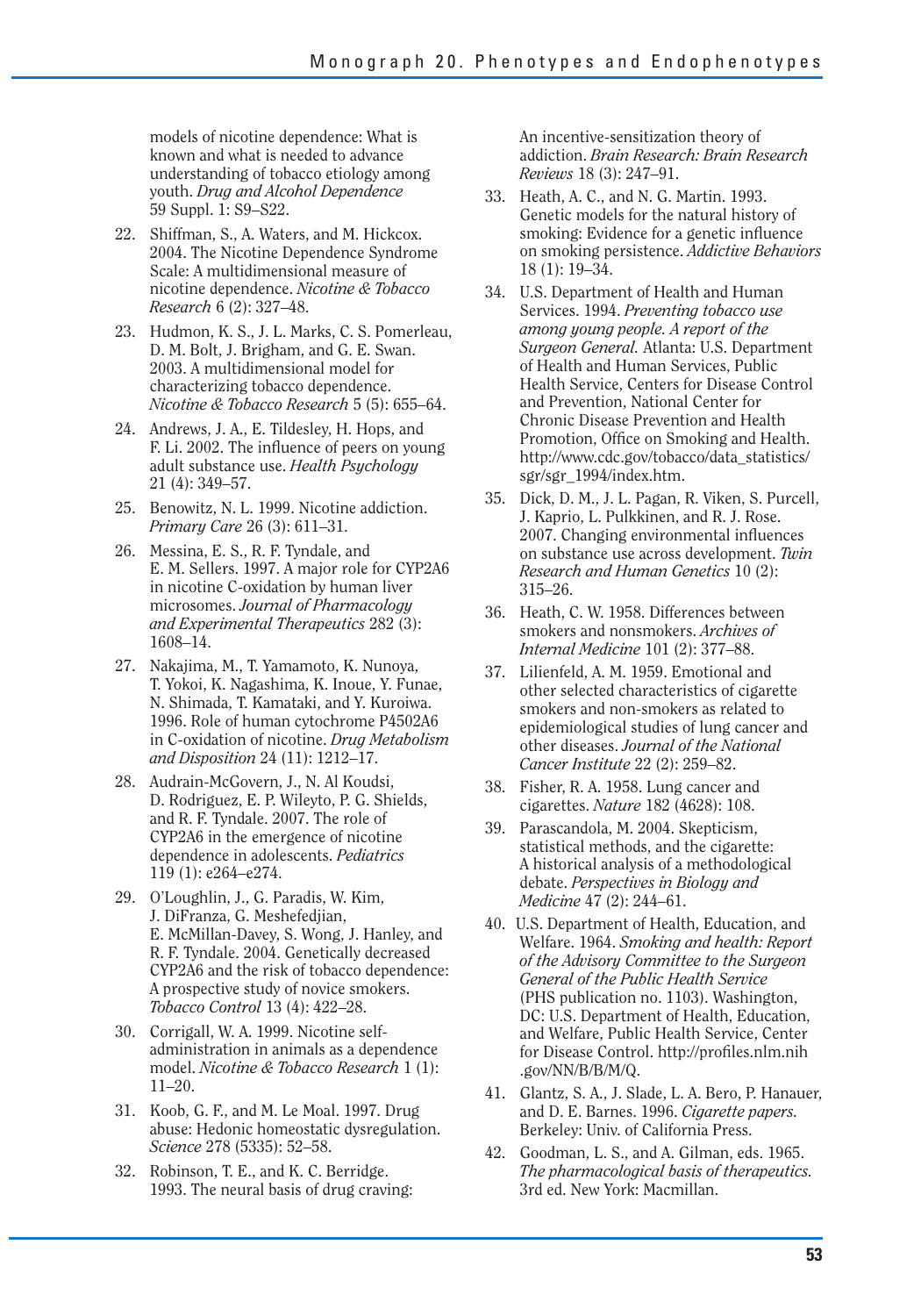models of nicotine dependence: What is known and what is needed to advance understanding of tobacco etiology among youth. *Drug and Alcohol Dependence* 59 Suppl. 1: S9–S22.

22. Shiffman, S., A. Waters, and M. Hickcox. 2004. The Nicotine Dependence Syndrome Scale: A multidimensional measure of nicotine dependence. *Nicotine & Tobacco Research* 6 (2): 327–48.

23. Hudmon, K. S., J. L. Marks, C. S. Pomerleau, D. M. Bolt, J. Brigham, and G. E. Swan. 2003. A multidimensional model for characterizing tobacco dependence. *Nicotine & Tobacco Research* 5 (5): 655–64.

24. Andrews, J. A., E. Tildesley, H. Hops, and F. Li. 2002. The influence of peers on young adult substance use. *Health Psychology* 21 (4): 349–57.

25. Benowitz, N. L. 1999. Nicotine addiction. *Primary Care* 26 (3): 611–31.

26. Messina, E. S., R. F. Tyndale, and E. M. Sellers. 1997. A major role for CYP2A6 in nicotine C-oxidation by human liver microsomes. *Journal of Pharmacology and Experimental Therapeutics* 282 (3): 1608–14.

27. Nakajima, M., T. Yamamoto, K. Nunoya, T. Yokoi, K. Nagashima, K. Inoue, Y. Funae, N. Shimada, T. Kamataki, and Y. Kuroiwa. 1996. Role of human cytochrome P4502A6 in C-oxidation of nicotine. *Drug Metabolism and Disposition* 24 (11): 1212–17.

28. Audrain-McGovern, J., N. Al Koudsi, D. Rodriguez, E. P. Wileyto, P. G. Shields, and R. F. Tyndale. 2007. The role of CYP2A6 in the emergence of nicotine dependence in adolescents. *Pediatrics* 119 (1): e264–e274.

29. O'Loughlin, J., G. Paradis, W. Kim, J. DiFranza, G. Meshefedjian, E. McMillan-Davey, S. Wong, J. Hanley, and R. F. Tyndale. 2004. Genetically decreased CYP2A6 and the risk of tobacco dependence: A prospective study of novice smokers. *Tobacco Control* 13 (4): 422–28.

30. Corrigall, W. A. 1999. Nicotine self-administration in animals as a dependence model. *Nicotine & Tobacco Research* 1 (1): 11–20.

31. Koob, G. F., and M. Le Moal. 1997. Drug abuse: Hedonic homeostatic dysregulation. *Science* 278 (5335): 52–58.

32. Robinson, T. E., and K. C. Berridge. 1993. The neural basis of drug craving: An incentive-sensitization theory of addiction. *Brain Research: Brain Research Reviews* 18 (3): 247–91.

33. Heath, A. C., and N. G. Martin. 1993. Genetic models for the natural history of smoking: Evidence for a genetic influence on smoking persistence. *Addictive Behaviors* 18 (1): 19–34.

34. U.S. Department of Health and Human Services. 1994. *Preventing tobacco use among young people. A report of the Surgeon General.* Atlanta: U.S. Department of Health and Human Services, Public Health Service, Centers for Disease Control and Prevention, National Center for Chronic Disease Prevention and Health Promotion, Office on Smoking and Health. http://www.cdc.gov/tobacco/data_statistics/sgr/sgr_1994/index.htm.

35. Dick, D. M., J. L. Pagan, R. Viken, S. Purcell, J. Kaprio, L. Pulkkinen, and R. J. Rose. 2007. Changing environmental influences on substance use across development. *Twin Research and Human Genetics* 10 (2): 315–26.

36. Heath, C. W. 1958. Differences between smokers and nonsmokers. *Archives of Internal Medicine* 101 (2): 377–88.

37. Lilienfeld, A. M. 1959. Emotional and other selected characteristics of cigarette smokers and non-smokers as related to epidemiological studies of lung cancer and other diseases. *Journal of the National Cancer Institute* 22 (2): 259–82.

38. Fisher, R. A. 1958. Lung cancer and cigarettes. *Nature* 182 (4628): 108.

39. Parascandola, M. 2004. Skepticism, statistical methods, and the cigarette: A historical analysis of a methodological debate. *Perspectives in Biology and Medicine* 47 (2): 244–61.

40. U.S. Department of Health, Education, and Welfare. 1964. *Smoking and health: Report of the Advisory Committee to the Surgeon General of the Public Health Service* (PHS publication no. 1103). Washington, DC: U.S. Department of Health, Education, and Welfare, Public Health Service, Center for Disease Control. http://profiles.nlm.nih.gov/NN/B/B/M/Q.

41. Glantz, S. A., J. Slade, L. A. Bero, P. Hanauer, and D. E. Barnes. 1996. *Cigarette papers.* Berkeley: Univ. of California Press.

42. Goodman, L. S., and A. Gilman, eds. 1965. *The pharmacological basis of therapeutics.* 3rd ed. New York: Macmillan.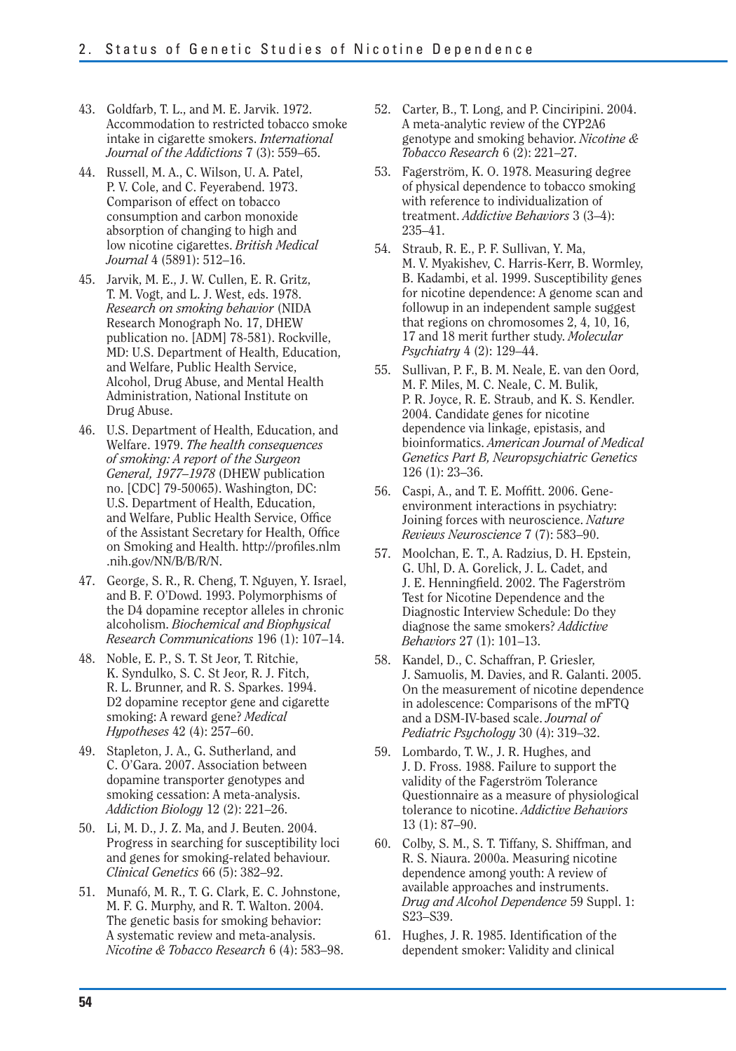43. Goldfarb, T. L., and M. E. Jarvik. 1972. Accommodation to restricted tobacco smoke intake in cigarette smokers. *International Journal of the Addictions* 7 (3): 559–65.
44. Russell, M. A., C. Wilson, U. A. Patel, P. V. Cole, and C. Feyerabend. 1973. Comparison of effect on tobacco consumption and carbon monoxide absorption of changing to high and low nicotine cigarettes. *British Medical Journal* 4 (5891): 512–16.
45. Jarvik, M. E., J. W. Cullen, E. R. Gritz, T. M. Vogt, and L. J. West, eds. 1978. *Research on smoking behavior* (NIDA Research Monograph No. 17, DHEW publication no. [ADM] 78-581). Rockville, MD: U.S. Department of Health, Education, and Welfare, Public Health Service, Alcohol, Drug Abuse, and Mental Health Administration, National Institute on Drug Abuse.
46. U.S. Department of Health, Education, and Welfare. 1979. *The health consequences of smoking: A report of the Surgeon General, 1977–1978* (DHEW publication no. [CDC] 79-50065). Washington, DC: U.S. Department of Health, Education, and Welfare, Public Health Service, Office of the Assistant Secretary for Health, Office on Smoking and Health. http://profiles.nlm.nih.gov/NN/B/B/R/N.
47. George, S. R., R. Cheng, T. Nguyen, Y. Israel, and B. F. O'Dowd. 1993. Polymorphisms of the D4 dopamine receptor alleles in chronic alcoholism. *Biochemical and Biophysical Research Communications* 196 (1): 107–14.
48. Noble, E. P., S. T. St Jeor, T. Ritchie, K. Syndulko, S. C. St Jeor, R. J. Fitch, R. L. Brunner, and R. S. Sparkes. 1994. D2 dopamine receptor gene and cigarette smoking: A reward gene? *Medical Hypotheses* 42 (4): 257–60.
49. Stapleton, J. A., G. Sutherland, and C. O'Gara. 2007. Association between dopamine transporter genotypes and smoking cessation: A meta-analysis. *Addiction Biology* 12 (2): 221–26.
50. Li, M. D., J. Z. Ma, and J. Beuten. 2004. Progress in searching for susceptibility loci and genes for smoking-related behaviour. *Clinical Genetics* 66 (5): 382–92.
51. Munafó, M. R., T. G. Clark, E. C. Johnstone, M. F. G. Murphy, and R. T. Walton. 2004. The genetic basis for smoking behavior: A systematic review and meta-analysis. *Nicotine & Tobacco Research* 6 (4): 583–98.
52. Carter, B., T. Long, and P. Cinciripini. 2004. A meta-analytic review of the CYP2A6 genotype and smoking behavior. *Nicotine & Tobacco Research* 6 (2): 221–27.
53. Fagerström, K. O. 1978. Measuring degree of physical dependence to tobacco smoking with reference to individualization of treatment. *Addictive Behaviors* 3 (3–4): 235–41.
54. Straub, R. E., P. F. Sullivan, Y. Ma, M. V. Myakishev, C. Harris-Kerr, B. Wormley, B. Kadambi, et al. 1999. Susceptibility genes for nicotine dependence: A genome scan and followup in an independent sample suggest that regions on chromosomes 2, 4, 10, 16, 17 and 18 merit further study. *Molecular Psychiatry* 4 (2): 129–44.
55. Sullivan, P. F., B. M. Neale, E. van den Oord, M. F. Miles, M. C. Neale, C. M. Bulik, P. R. Joyce, R. E. Straub, and K. S. Kendler. 2004. Candidate genes for nicotine dependence via linkage, epistasis, and bioinformatics. *American Journal of Medical Genetics Part B, Neuropsychiatric Genetics* 126 (1): 23–36.
56. Caspi, A., and T. E. Moffitt. 2006. Gene-environment interactions in psychiatry: Joining forces with neuroscience. *Nature Reviews Neuroscience* 7 (7): 583–90.
57. Moolchan, E. T., A. Radzius, D. H. Epstein, G. Uhl, D. A. Gorelick, J. L. Cadet, and J. E. Henningfield. 2002. The Fagerström Test for Nicotine Dependence and the Diagnostic Interview Schedule: Do they diagnose the same smokers? *Addictive Behaviors* 27 (1): 101–13.
58. Kandel, D., C. Schaffran, P. Griesler, J. Samuolis, M. Davies, and R. Galanti. 2005. On the measurement of nicotine dependence in adolescence: Comparisons of the mFTQ and a DSM-IV-based scale. *Journal of Pediatric Psychology* 30 (4): 319–32.
59. Lombardo, T. W., J. R. Hughes, and J. D. Fross. 1988. Failure to support the validity of the Fagerström Tolerance Questionnaire as a measure of physiological tolerance to nicotine. *Addictive Behaviors* 13 (1): 87–90.
60. Colby, S. M., S. T. Tiffany, S. Shiffman, and R. S. Niaura. 2000a. Measuring nicotine dependence among youth: A review of available approaches and instruments. *Drug and Alcohol Dependence* 59 Suppl. 1: S23–S39.
61. Hughes, J. R. 1985. Identification of the dependent smoker: Validity and clinical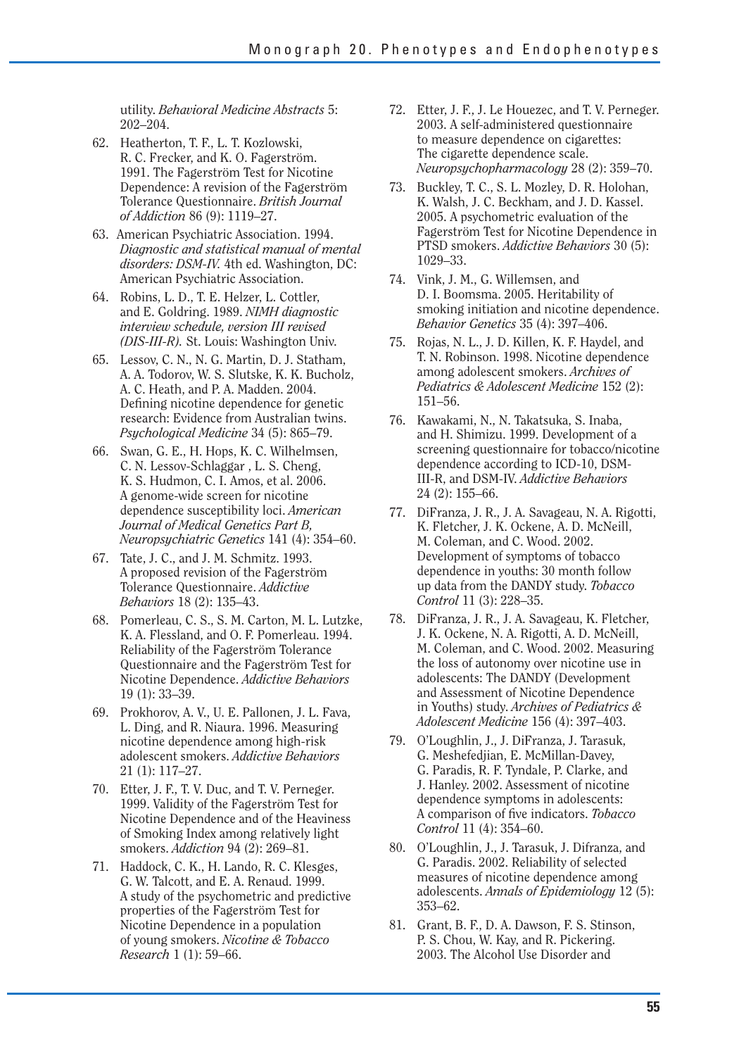utility. *Behavioral Medicine Abstracts* 5: 202–204.

62. Heatherton, T. F., L. T. Kozlowski, R. C. Frecker, and K. O. Fagerström. 1991. The Fagerström Test for Nicotine Dependence: A revision of the Fagerström Tolerance Questionnaire. *British Journal of Addiction* 86 (9): 1119–27.
63. American Psychiatric Association. 1994. *Diagnostic and statistical manual of mental disorders: DSM-IV.* 4th ed. Washington, DC: American Psychiatric Association.
64. Robins, L. D., T. E. Helzer, L. Cottler, and E. Goldring. 1989. *NIMH diagnostic interview schedule, version III revised (DIS-III-R).* St. Louis: Washington Univ.
65. Lessov, C. N., N. G. Martin, D. J. Statham, A. A. Todorov, W. S. Slutske, K. K. Bucholz, A. C. Heath, and P. A. Madden. 2004. Defining nicotine dependence for genetic research: Evidence from Australian twins. *Psychological Medicine* 34 (5): 865–79.
66. Swan, G. E., H. Hops, K. C. Wilhelmsen, C. N. Lessov-Schlaggar , L. S. Cheng, K. S. Hudmon, C. I. Amos, et al. 2006. A genome-wide screen for nicotine dependence susceptibility loci. *American Journal of Medical Genetics Part B, Neuropsychiatric Genetics* 141 (4): 354–60.
67. Tate, J. C., and J. M. Schmitz. 1993. A proposed revision of the Fagerström Tolerance Questionnaire. *Addictive Behaviors* 18 (2): 135–43.
68. Pomerleau, C. S., S. M. Carton, M. L. Lutzke, K. A. Flessland, and O. F. Pomerleau. 1994. Reliability of the Fagerström Tolerance Questionnaire and the Fagerström Test for Nicotine Dependence. *Addictive Behaviors* 19 (1): 33–39.
69. Prokhorov, A. V., U. E. Pallonen, J. L. Fava, L. Ding, and R. Niaura. 1996. Measuring nicotine dependence among high-risk adolescent smokers. *Addictive Behaviors* 21 (1): 117–27.
70. Etter, J. F., T. V. Duc, and T. V. Perneger. 1999. Validity of the Fagerström Test for Nicotine Dependence and of the Heaviness of Smoking Index among relatively light smokers. *Addiction* 94 (2): 269–81.
71. Haddock, C. K., H. Lando, R. C. Klesges, G. W. Talcott, and E. A. Renaud. 1999. A study of the psychometric and predictive properties of the Fagerström Test for Nicotine Dependence in a population of young smokers. *Nicotine & Tobacco Research* 1 (1): 59–66.
72. Etter, J. F., J. Le Houezec, and T. V. Perneger. 2003. A self-administered questionnaire to measure dependence on cigarettes: The cigarette dependence scale. *Neuropsychopharmacology* 28 (2): 359–70.
73. Buckley, T. C., S. L. Mozley, D. R. Holohan, K. Walsh, J. C. Beckham, and J. D. Kassel. 2005. A psychometric evaluation of the Fagerström Test for Nicotine Dependence in PTSD smokers. *Addictive Behaviors* 30 (5): 1029–33.
74. Vink, J. M., G. Willemsen, and D. I. Boomsma. 2005. Heritability of smoking initiation and nicotine dependence. *Behavior Genetics* 35 (4): 397–406.
75. Rojas, N. L., J. D. Killen, K. F. Haydel, and T. N. Robinson. 1998. Nicotine dependence among adolescent smokers. *Archives of Pediatrics & Adolescent Medicine* 152 (2): 151–56.
76. Kawakami, N., N. Takatsuka, S. Inaba, and H. Shimizu. 1999. Development of a screening questionnaire for tobacco/nicotine dependence according to ICD-10, DSM-III-R, and DSM-IV. *Addictive Behaviors* 24 (2): 155–66.
77. DiFranza, J. R., J. A. Savageau, N. A. Rigotti, K. Fletcher, J. K. Ockene, A. D. McNeill, M. Coleman, and C. Wood. 2002. Development of symptoms of tobacco dependence in youths: 30 month follow up data from the DANDY study. *Tobacco Control* 11 (3): 228–35.
78. DiFranza, J. R., J. A. Savageau, K. Fletcher, J. K. Ockene, N. A. Rigotti, A. D. McNeill, M. Coleman, and C. Wood. 2002. Measuring the loss of autonomy over nicotine use in adolescents: The DANDY (Development and Assessment of Nicotine Dependence in Youths) study. *Archives of Pediatrics & Adolescent Medicine* 156 (4): 397–403.
79. O'Loughlin, J., J. DiFranza, J. Tarasuk, G. Meshefedjian, E. McMillan-Davey, G. Paradis, R. F. Tyndale, P. Clarke, and J. Hanley. 2002. Assessment of nicotine dependence symptoms in adolescents: A comparison of five indicators. *Tobacco Control* 11 (4): 354–60.
80. O'Loughlin, J., J. Tarasuk, J. Difranza, and G. Paradis. 2002. Reliability of selected measures of nicotine dependence among adolescents. *Annals of Epidemiology* 12 (5): 353–62.
81. Grant, B. F., D. A. Dawson, F. S. Stinson, P. S. Chou, W. Kay, and R. Pickering. 2003. The Alcohol Use Disorder and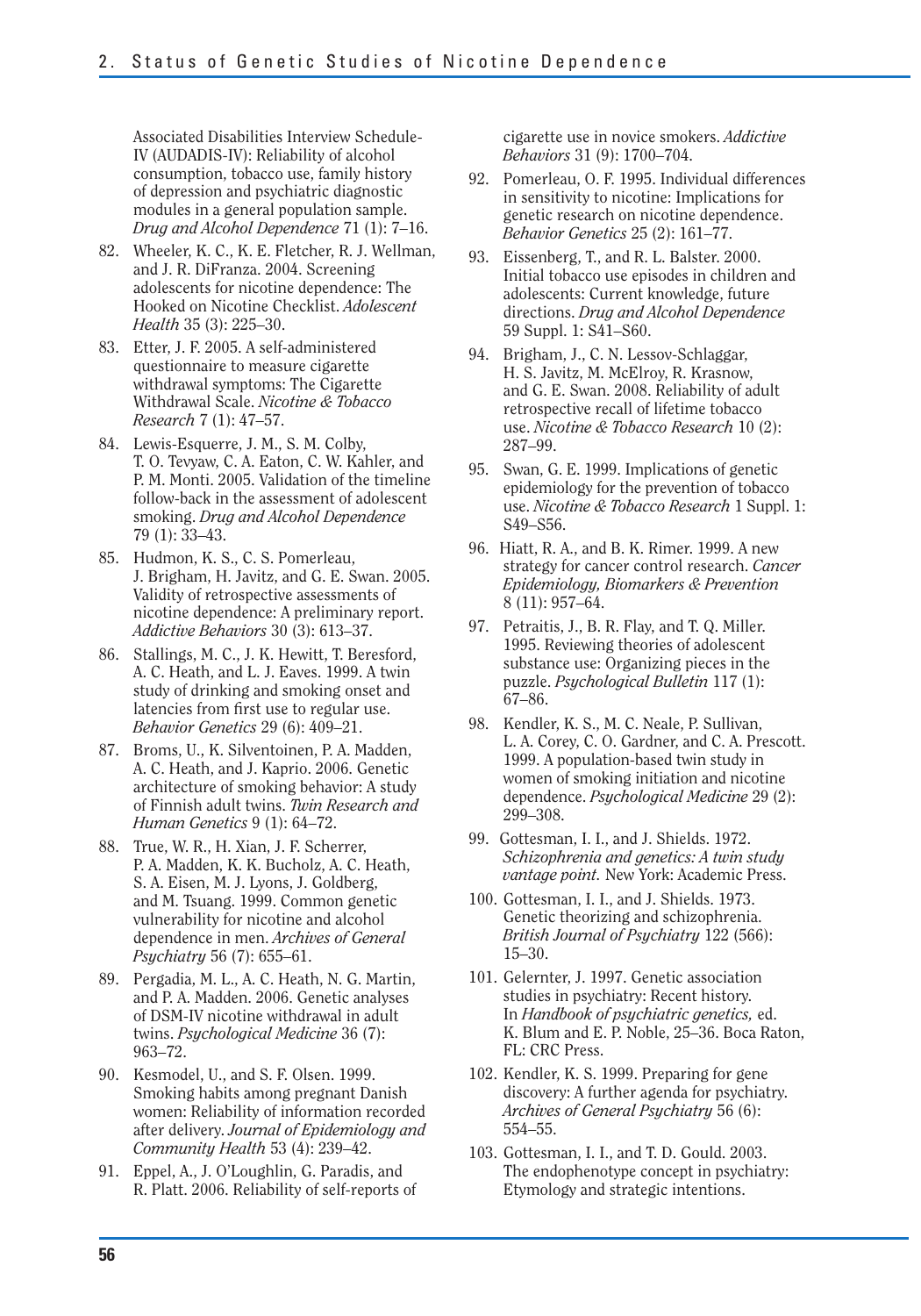Associated Disabilities Interview Schedule-IV (AUDADIS-IV): Reliability of alcohol consumption, tobacco use, family history of depression and psychiatric diagnostic modules in a general population sample. *Drug and Alcohol Dependence* 71 (1): 7–16.

82. Wheeler, K. C., K. E. Fletcher, R. J. Wellman, and J. R. DiFranza. 2004. Screening adolescents for nicotine dependence: The Hooked on Nicotine Checklist. *Adolescent Health* 35 (3): 225–30.
83. Etter, J. F. 2005. A self-administered questionnaire to measure cigarette withdrawal symptoms: The Cigarette Withdrawal Scale. *Nicotine & Tobacco Research* 7 (1): 47–57.
84. Lewis-Esquerre, J. M., S. M. Colby, T. O. Tevyaw, C. A. Eaton, C. W. Kahler, and P. M. Monti. 2005. Validation of the timeline follow-back in the assessment of adolescent smoking. *Drug and Alcohol Dependence* 79 (1): 33–43.
85. Hudmon, K. S., C. S. Pomerleau, J. Brigham, H. Javitz, and G. E. Swan. 2005. Validity of retrospective assessments of nicotine dependence: A preliminary report. *Addictive Behaviors* 30 (3): 613–37.
86. Stallings, M. C., J. K. Hewitt, T. Beresford, A. C. Heath, and L. J. Eaves. 1999. A twin study of drinking and smoking onset and latencies from first use to regular use. *Behavior Genetics* 29 (6): 409–21.
87. Broms, U., K. Silventoinen, P. A. Madden, A. C. Heath, and J. Kaprio. 2006. Genetic architecture of smoking behavior: A study of Finnish adult twins. *Twin Research and Human Genetics* 9 (1): 64–72.
88. True, W. R., H. Xian, J. F. Scherrer, P. A. Madden, K. K. Bucholz, A. C. Heath, S. A. Eisen, M. J. Lyons, J. Goldberg, and M. Tsuang. 1999. Common genetic vulnerability for nicotine and alcohol dependence in men. *Archives of General Psychiatry* 56 (7): 655–61.
89. Pergadia, M. L., A. C. Heath, N. G. Martin, and P. A. Madden. 2006. Genetic analyses of DSM-IV nicotine withdrawal in adult twins. *Psychological Medicine* 36 (7): 963–72.
90. Kesmodel, U., and S. F. Olsen. 1999. Smoking habits among pregnant Danish women: Reliability of information recorded after delivery. *Journal of Epidemiology and Community Health* 53 (4): 239–42.
91. Eppel, A., J. O'Loughlin, G. Paradis, and R. Platt. 2006. Reliability of self-reports of cigarette use in novice smokers. *Addictive Behaviors* 31 (9): 1700–704.
92. Pomerleau, O. F. 1995. Individual differences in sensitivity to nicotine: Implications for genetic research on nicotine dependence. *Behavior Genetics* 25 (2): 161–77.
93. Eissenberg, T., and R. L. Balster. 2000. Initial tobacco use episodes in children and adolescents: Current knowledge, future directions. *Drug and Alcohol Dependence* 59 Suppl. 1: S41–S60.
94. Brigham, J., C. N. Lessov-Schlaggar, H. S. Javitz, M. McElroy, R. Krasnow, and G. E. Swan. 2008. Reliability of adult retrospective recall of lifetime tobacco use. *Nicotine & Tobacco Research* 10 (2): 287–99.
95. Swan, G. E. 1999. Implications of genetic epidemiology for the prevention of tobacco use. *Nicotine & Tobacco Research* 1 Suppl. 1: S49–S56.
96. Hiatt, R. A., and B. K. Rimer. 1999. A new strategy for cancer control research. *Cancer Epidemiology, Biomarkers & Prevention* 8 (11): 957–64.
97. Petraitis, J., B. R. Flay, and T. Q. Miller. 1995. Reviewing theories of adolescent substance use: Organizing pieces in the puzzle. *Psychological Bulletin* 117 (1): 67–86.
98. Kendler, K. S., M. C. Neale, P. Sullivan, L. A. Corey, C. O. Gardner, and C. A. Prescott. 1999. A population-based twin study in women of smoking initiation and nicotine dependence. *Psychological Medicine* 29 (2): 299–308.
99. Gottesman, I. I., and J. Shields. 1972. *Schizophrenia and genetics: A twin study vantage point.* New York: Academic Press.
100. Gottesman, I. I., and J. Shields. 1973. Genetic theorizing and schizophrenia. *British Journal of Psychiatry* 122 (566): 15–30.
101. Gelernter, J. 1997. Genetic association studies in psychiatry: Recent history. In *Handbook of psychiatric genetics,* ed. K. Blum and E. P. Noble, 25–36. Boca Raton, FL: CRC Press.
102. Kendler, K. S. 1999. Preparing for gene discovery: A further agenda for psychiatry. *Archives of General Psychiatry* 56 (6): 554–55.
103. Gottesman, I. I., and T. D. Gould. 2003. The endophenotype concept in psychiatry: Etymology and strategic intentions.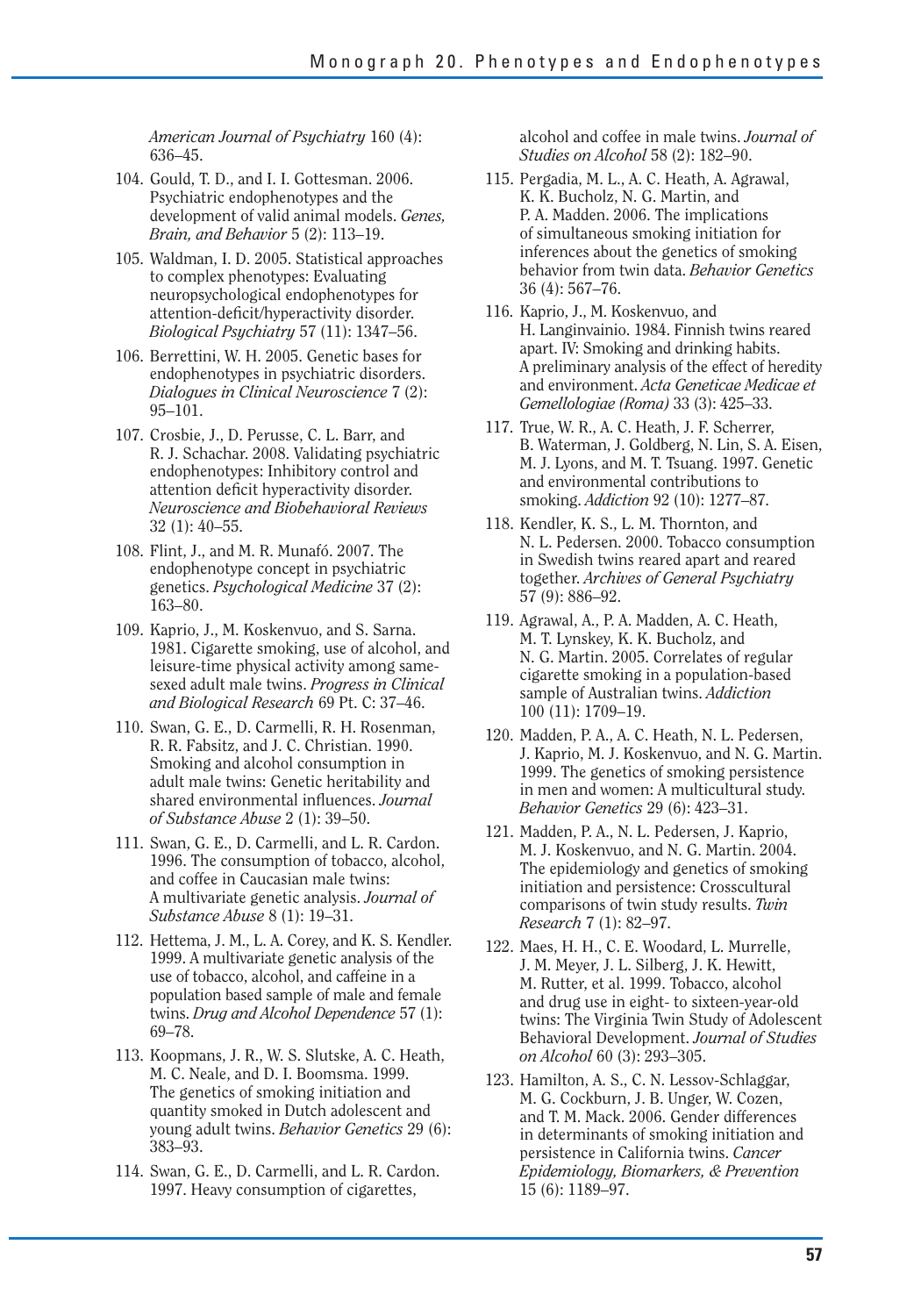*American Journal of Psychiatry* 160 (4): 636–45.

104. Gould, T. D., and I. I. Gottesman. 2006. Psychiatric endophenotypes and the development of valid animal models. *Genes, Brain, and Behavior* 5 (2): 113–19.

105. Waldman, I. D. 2005. Statistical approaches to complex phenotypes: Evaluating neuropsychological endophenotypes for attention-deficit/hyperactivity disorder. *Biological Psychiatry* 57 (11): 1347–56.

106. Berrettini, W. H. 2005. Genetic bases for endophenotypes in psychiatric disorders. *Dialogues in Clinical Neuroscience* 7 (2): 95–101.

107. Crosbie, J., D. Perusse, C. L. Barr, and R. J. Schachar. 2008. Validating psychiatric endophenotypes: Inhibitory control and attention deficit hyperactivity disorder. *Neuroscience and Biobehavioral Reviews* 32 (1): 40–55.

108. Flint, J., and M. R. Munafó. 2007. The endophenotype concept in psychiatric genetics. *Psychological Medicine* 37 (2): 163–80.

109. Kaprio, J., M. Koskenvuo, and S. Sarna. 1981. Cigarette smoking, use of alcohol, and leisure-time physical activity among same-sexed adult male twins. *Progress in Clinical and Biological Research* 69 Pt. C: 37–46.

110. Swan, G. E., D. Carmelli, R. H. Rosenman, R. R. Fabsitz, and J. C. Christian. 1990. Smoking and alcohol consumption in adult male twins: Genetic heritability and shared environmental influences. *Journal of Substance Abuse* 2 (1): 39–50.

111. Swan, G. E., D. Carmelli, and L. R. Cardon. 1996. The consumption of tobacco, alcohol, and coffee in Caucasian male twins: A multivariate genetic analysis. *Journal of Substance Abuse* 8 (1): 19–31.

112. Hettema, J. M., L. A. Corey, and K. S. Kendler. 1999. A multivariate genetic analysis of the use of tobacco, alcohol, and caffeine in a population based sample of male and female twins. *Drug and Alcohol Dependence* 57 (1): 69–78.

113. Koopmans, J. R., W. S. Slutske, A. C. Heath, M. C. Neale, and D. I. Boomsma. 1999. The genetics of smoking initiation and quantity smoked in Dutch adolescent and young adult twins. *Behavior Genetics* 29 (6): 383–93.

114. Swan, G. E., D. Carmelli, and L. R. Cardon. 1997. Heavy consumption of cigarettes, alcohol and coffee in male twins. *Journal of Studies on Alcohol* 58 (2): 182–90.

115. Pergadia, M. L., A. C. Heath, A. Agrawal, K. K. Bucholz, N. G. Martin, and P. A. Madden. 2006. The implications of simultaneous smoking initiation for inferences about the genetics of smoking behavior from twin data. *Behavior Genetics* 36 (4): 567–76.

116. Kaprio, J., M. Koskenvuo, and H. Langinvainio. 1984. Finnish twins reared apart. IV: Smoking and drinking habits. A preliminary analysis of the effect of heredity and environment. *Acta Geneticae Medicae et Gemellologiae (Roma)* 33 (3): 425–33.

117. True, W. R., A. C. Heath, J. F. Scherrer, B. Waterman, J. Goldberg, N. Lin, S. A. Eisen, M. J. Lyons, and M. T. Tsuang. 1997. Genetic and environmental contributions to smoking. *Addiction* 92 (10): 1277–87.

118. Kendler, K. S., L. M. Thornton, and N. L. Pedersen. 2000. Tobacco consumption in Swedish twins reared apart and reared together. *Archives of General Psychiatry* 57 (9): 886–92.

119. Agrawal, A., P. A. Madden, A. C. Heath, M. T. Lynskey, K. K. Bucholz, and N. G. Martin. 2005. Correlates of regular cigarette smoking in a population-based sample of Australian twins. *Addiction* 100 (11): 1709–19.

120. Madden, P. A., A. C. Heath, N. L. Pedersen, J. Kaprio, M. J. Koskenvuo, and N. G. Martin. 1999. The genetics of smoking persistence in men and women: A multicultural study. *Behavior Genetics* 29 (6): 423–31.

121. Madden, P. A., N. L. Pedersen, J. Kaprio, M. J. Koskenvuo, and N. G. Martin. 2004. The epidemiology and genetics of smoking initiation and persistence: Crosscultural comparisons of twin study results. *Twin Research* 7 (1): 82–97.

122. Maes, H. H., C. E. Woodard, L. Murrelle, J. M. Meyer, J. L. Silberg, J. K. Hewitt, M. Rutter, et al. 1999. Tobacco, alcohol and drug use in eight- to sixteen-year-old twins: The Virginia Twin Study of Adolescent Behavioral Development. *Journal of Studies on Alcohol* 60 (3): 293–305.

123. Hamilton, A. S., C. N. Lessov-Schlaggar, M. G. Cockburn, J. B. Unger, W. Cozen, and T. M. Mack. 2006. Gender differences in determinants of smoking initiation and persistence in California twins. *Cancer Epidemiology, Biomarkers, & Prevention* 15 (6): 1189–97.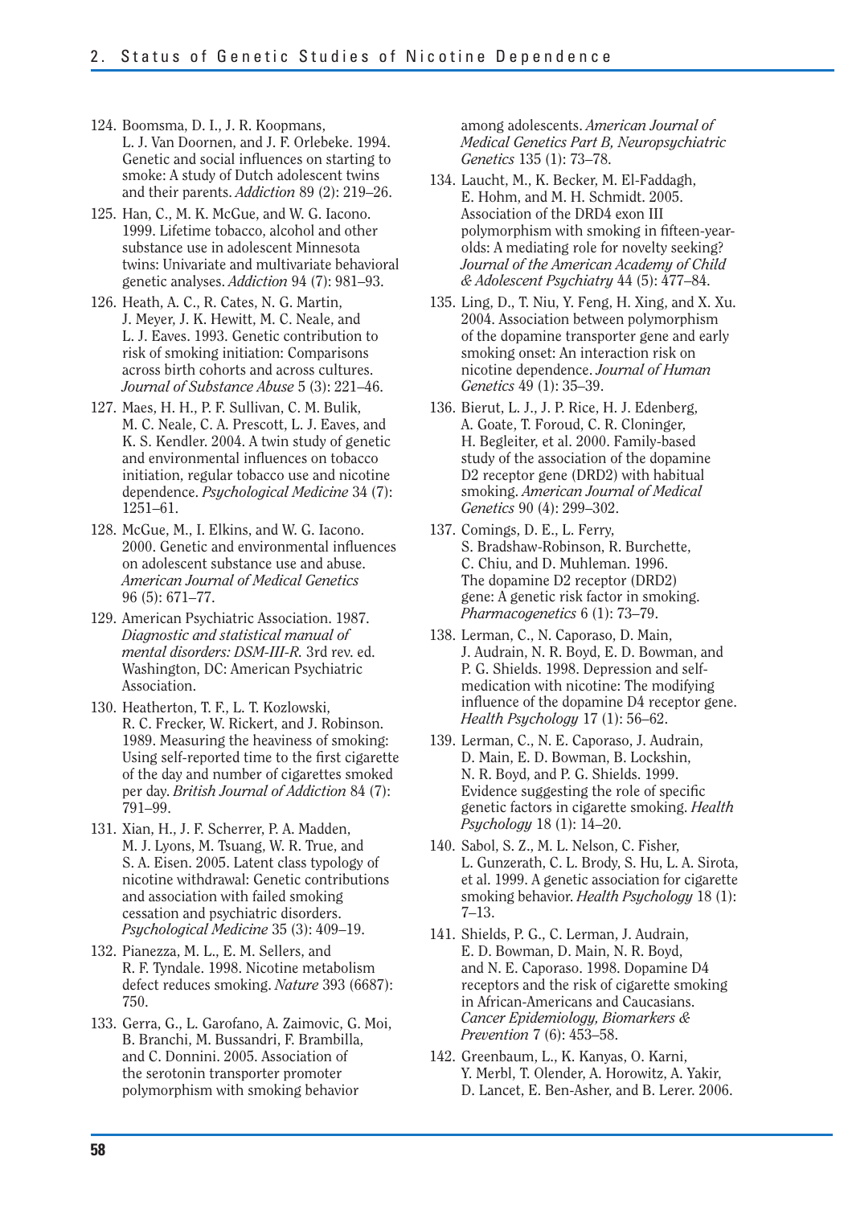124. Boomsma, D. I., J. R. Koopmans, L. J. Van Doornen, and J. F. Orlebeke. 1994. Genetic and social influences on starting to smoke: A study of Dutch adolescent twins and their parents. *Addiction* 89 (2): 219–26.

125. Han, C., M. K. McGue, and W. G. Iacono. 1999. Lifetime tobacco, alcohol and other substance use in adolescent Minnesota twins: Univariate and multivariate behavioral genetic analyses. *Addiction* 94 (7): 981–93.

126. Heath, A. C., R. Cates, N. G. Martin, J. Meyer, J. K. Hewitt, M. C. Neale, and L. J. Eaves. 1993. Genetic contribution to risk of smoking initiation: Comparisons across birth cohorts and across cultures. *Journal of Substance Abuse* 5 (3): 221–46.

127. Maes, H. H., P. F. Sullivan, C. M. Bulik, M. C. Neale, C. A. Prescott, L. J. Eaves, and K. S. Kendler. 2004. A twin study of genetic and environmental influences on tobacco initiation, regular tobacco use and nicotine dependence. *Psychological Medicine* 34 (7): 1251–61.

128. McGue, M., I. Elkins, and W. G. Iacono. 2000. Genetic and environmental influences on adolescent substance use and abuse. *American Journal of Medical Genetics* 96 (5): 671–77.

129. American Psychiatric Association. 1987. *Diagnostic and statistical manual of mental disorders: DSM-III-R.* 3rd rev. ed. Washington, DC: American Psychiatric Association.

130. Heatherton, T. F., L. T. Kozlowski, R. C. Frecker, W. Rickert, and J. Robinson. 1989. Measuring the heaviness of smoking: Using self-reported time to the first cigarette of the day and number of cigarettes smoked per day. *British Journal of Addiction* 84 (7): 791–99.

131. Xian, H., J. F. Scherrer, P. A. Madden, M. J. Lyons, M. Tsuang, W. R. True, and S. A. Eisen. 2005. Latent class typology of nicotine withdrawal: Genetic contributions and association with failed smoking cessation and psychiatric disorders. *Psychological Medicine* 35 (3): 409–19.

132. Pianezza, M. L., E. M. Sellers, and R. F. Tyndale. 1998. Nicotine metabolism defect reduces smoking. *Nature* 393 (6687): 750.

133. Gerra, G., L. Garofano, A. Zaimovic, G. Moi, B. Branchi, M. Bussandri, F. Brambilla, and C. Donnini. 2005. Association of the serotonin transporter promoter polymorphism with smoking behavior among adolescents. *American Journal of Medical Genetics Part B, Neuropsychiatric Genetics* 135 (1): 73–78.

134. Laucht, M., K. Becker, M. El-Faddagh, E. Hohm, and M. H. Schmidt. 2005. Association of the DRD4 exon III polymorphism with smoking in fifteen-year-olds: A mediating role for novelty seeking? *Journal of the American Academy of Child & Adolescent Psychiatry* 44 (5): 477–84.

135. Ling, D., T. Niu, Y. Feng, H. Xing, and X. Xu. 2004. Association between polymorphism of the dopamine transporter gene and early smoking onset: An interaction risk on nicotine dependence. *Journal of Human Genetics* 49 (1): 35–39.

136. Bierut, L. J., J. P. Rice, H. J. Edenberg, A. Goate, T. Foroud, C. R. Cloninger, H. Begleiter, et al. 2000. Family-based study of the association of the dopamine D2 receptor gene (DRD2) with habitual smoking. *American Journal of Medical Genetics* 90 (4): 299–302.

137. Comings, D. E., L. Ferry, S. Bradshaw-Robinson, R. Burchette, C. Chiu, and D. Muhleman. 1996. The dopamine D2 receptor (DRD2) gene: A genetic risk factor in smoking. *Pharmacogenetics* 6 (1): 73–79.

138. Lerman, C., N. Caporaso, D. Main, J. Audrain, N. R. Boyd, E. D. Bowman, and P. G. Shields. 1998. Depression and self-medication with nicotine: The modifying influence of the dopamine D4 receptor gene. *Health Psychology* 17 (1): 56–62.

139. Lerman, C., N. E. Caporaso, J. Audrain, D. Main, E. D. Bowman, B. Lockshin, N. R. Boyd, and P. G. Shields. 1999. Evidence suggesting the role of specific genetic factors in cigarette smoking. *Health Psychology* 18 (1): 14–20.

140. Sabol, S. Z., M. L. Nelson, C. Fisher, L. Gunzerath, C. L. Brody, S. Hu, L. A. Sirota, et al. 1999. A genetic association for cigarette smoking behavior. *Health Psychology* 18 (1): 7–13.

141. Shields, P. G., C. Lerman, J. Audrain, E. D. Bowman, D. Main, N. R. Boyd, and N. E. Caporaso. 1998. Dopamine D4 receptors and the risk of cigarette smoking in African-Americans and Caucasians. *Cancer Epidemiology, Biomarkers & Prevention* 7 (6): 453–58.

142. Greenbaum, L., K. Kanyas, O. Karni, Y. Merbl, T. Olender, A. Horowitz, A. Yakir, D. Lancet, E. Ben-Asher, and B. Lerer. 2006.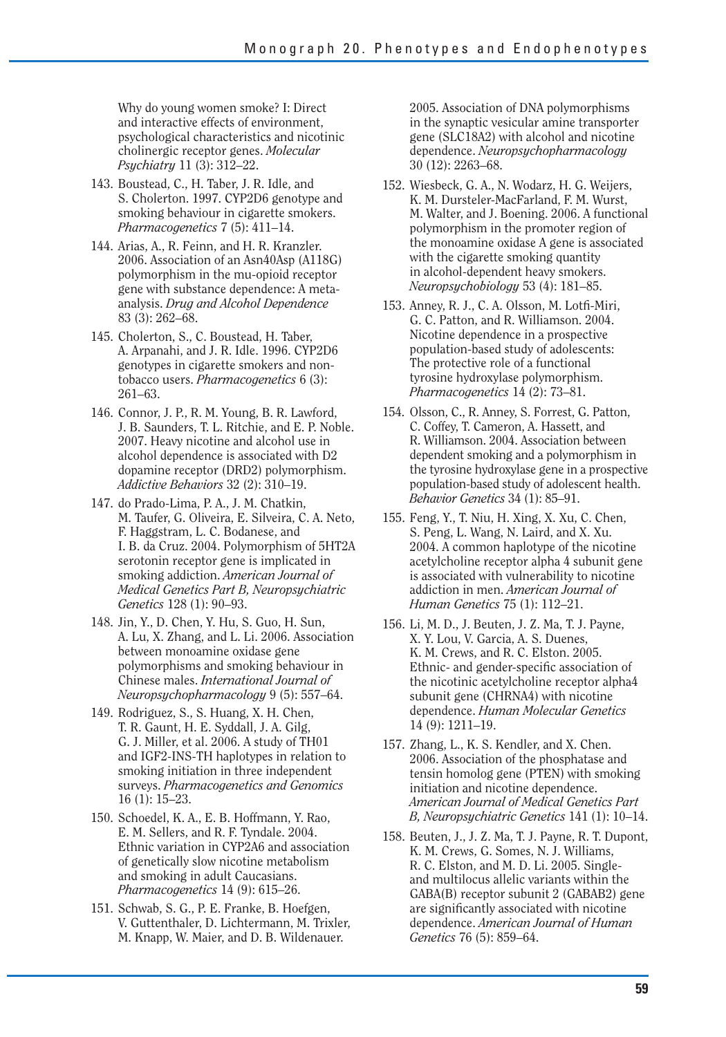Why do young women smoke? I: Direct and interactive effects of environment, psychological characteristics and nicotinic cholinergic receptor genes. *Molecular Psychiatry* 11 (3): 312–22.

143. Boustead, C., H. Taber, J. R. Idle, and S. Cholerton. 1997. CYP2D6 genotype and smoking behaviour in cigarette smokers. *Pharmacogenetics* 7 (5): 411–14.

144. Arias, A., R. Feinn, and H. R. Kranzler. 2006. Association of an Asn40Asp (A118G) polymorphism in the mu-opioid receptor gene with substance dependence: A meta-analysis. *Drug and Alcohol Dependence* 83 (3): 262–68.

145. Cholerton, S., C. Boustead, H. Taber, A. Arpanahi, and J. R. Idle. 1996. CYP2D6 genotypes in cigarette smokers and non-tobacco users. *Pharmacogenetics* 6 (3): 261–63.

146. Connor, J. P., R. M. Young, B. R. Lawford, J. B. Saunders, T. L. Ritchie, and E. P. Noble. 2007. Heavy nicotine and alcohol use in alcohol dependence is associated with D2 dopamine receptor (DRD2) polymorphism. *Addictive Behaviors* 32 (2): 310–19.

147. do Prado-Lima, P. A., J. M. Chatkin, M. Taufer, G. Oliveira, E. Silveira, C. A. Neto, F. Haggstram, L. C. Bodanese, and I. B. da Cruz. 2004. Polymorphism of 5HT2A serotonin receptor gene is implicated in smoking addiction. *American Journal of Medical Genetics Part B, Neuropsychiatric Genetics* 128 (1): 90–93.

148. Jin, Y., D. Chen, Y. Hu, S. Guo, H. Sun, A. Lu, X. Zhang, and L. Li. 2006. Association between monoamine oxidase gene polymorphisms and smoking behaviour in Chinese males. *International Journal of Neuropsychopharmacology* 9 (5): 557–64.

149. Rodriguez, S., S. Huang, X. H. Chen, T. R. Gaunt, H. E. Syddall, J. A. Gilg, G. J. Miller, et al. 2006. A study of TH01 and IGF2-INS-TH haplotypes in relation to smoking initiation in three independent surveys. *Pharmacogenetics and Genomics* 16 (1): 15–23.

150. Schoedel, K. A., E. B. Hoffmann, Y. Rao, E. M. Sellers, and R. F. Tyndale. 2004. Ethnic variation in CYP2A6 and association of genetically slow nicotine metabolism and smoking in adult Caucasians. *Pharmacogenetics* 14 (9): 615–26.

151. Schwab, S. G., P. E. Franke, B. Hoefgen, V. Guttenthaler, D. Lichtermann, M. Trixler, M. Knapp, W. Maier, and D. B. Wildenauer. 2005. Association of DNA polymorphisms in the synaptic vesicular amine transporter gene (SLC18A2) with alcohol and nicotine dependence. *Neuropsychopharmacology* 30 (12): 2263–68.

152. Wiesbeck, G. A., N. Wodarz, H. G. Weijers, K. M. Dursteler-MacFarland, F. M. Wurst, M. Walter, and J. Boening. 2006. A functional polymorphism in the promoter region of the monoamine oxidase A gene is associated with the cigarette smoking quantity in alcohol-dependent heavy smokers. *Neuropsychobiology* 53 (4): 181–85.

153. Anney, R. J., C. A. Olsson, M. Lotfi-Miri, G. C. Patton, and R. Williamson. 2004. Nicotine dependence in a prospective population-based study of adolescents: The protective role of a functional tyrosine hydroxylase polymorphism. *Pharmacogenetics* 14 (2): 73–81.

154. Olsson, C., R. Anney, S. Forrest, G. Patton, C. Coffey, T. Cameron, A. Hassett, and R. Williamson. 2004. Association between dependent smoking and a polymorphism in the tyrosine hydroxylase gene in a prospective population-based study of adolescent health. *Behavior Genetics* 34 (1): 85–91.

155. Feng, Y., T. Niu, H. Xing, X. Xu, C. Chen, S. Peng, L. Wang, N. Laird, and X. Xu. 2004. A common haplotype of the nicotine acetylcholine receptor alpha 4 subunit gene is associated with vulnerability to nicotine addiction in men. *American Journal of Human Genetics* 75 (1): 112–21.

156. Li, M. D., J. Beuten, J. Z. Ma, T. J. Payne, X. Y. Lou, V. Garcia, A. S. Duenes, K. M. Crews, and R. C. Elston. 2005. Ethnic- and gender-specific association of the nicotinic acetylcholine receptor alpha4 subunit gene (CHRNA4) with nicotine dependence. *Human Molecular Genetics* 14 (9): 1211–19.

157. Zhang, L., K. S. Kendler, and X. Chen. 2006. Association of the phosphatase and tensin homolog gene (PTEN) with smoking initiation and nicotine dependence. *American Journal of Medical Genetics Part B, Neuropsychiatric Genetics* 141 (1): 10–14.

158. Beuten, J., J. Z. Ma, T. J. Payne, R. T. Dupont, K. M. Crews, G. Somes, N. J. Williams, R. C. Elston, and M. D. Li. 2005. Single- and multilocus allelic variants within the GABA(B) receptor subunit 2 (GABAB2) gene are significantly associated with nicotine dependence. *American Journal of Human Genetics* 76 (5): 859–64.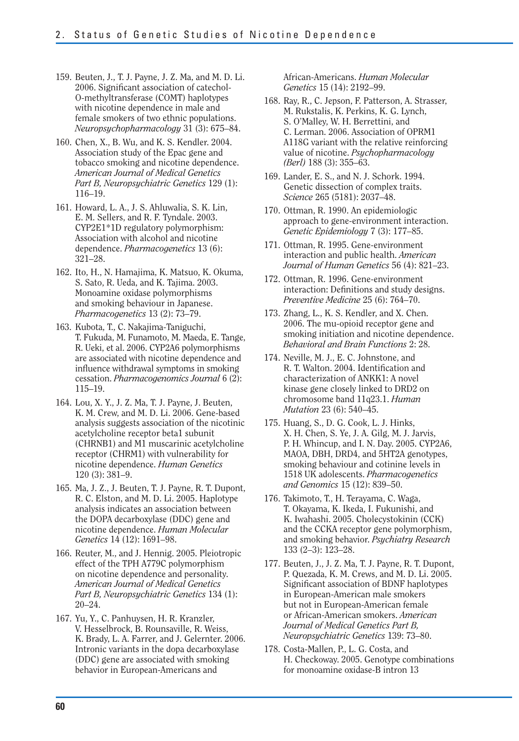159. Beuten, J., T. J. Payne, J. Z. Ma, and M. D. Li. 2006. Significant association of catechol-O-methyltransferase (COMT) haplotypes with nicotine dependence in male and female smokers of two ethnic populations. *Neuropsychopharmacology* 31 (3): 675–84.

160. Chen, X., B. Wu, and K. S. Kendler. 2004. Association study of the Epac gene and tobacco smoking and nicotine dependence. *American Journal of Medical Genetics Part B, Neuropsychiatric Genetics* 129 (1): 116–19.

161. Howard, L. A., J. S. Ahluwalia, S. K. Lin, E. M. Sellers, and R. F. Tyndale. 2003. CYP2E1*1D regulatory polymorphism: Association with alcohol and nicotine dependence. *Pharmacogenetics* 13 (6): 321–28.

162. Ito, H., N. Hamajima, K. Matsuo, K. Okuma, S. Sato, R. Ueda, and K. Tajima. 2003. Monoamine oxidase polymorphisms and smoking behaviour in Japanese. *Pharmacogenetics* 13 (2): 73–79.

163. Kubota, T., C. Nakajima-Taniguchi, T. Fukuda, M. Funamoto, M. Maeda, E. Tange, R. Ueki, et al. 2006. CYP2A6 polymorphisms are associated with nicotine dependence and influence withdrawal symptoms in smoking cessation. *Pharmacogenomics Journal* 6 (2): 115–19.

164. Lou, X. Y., J. Z. Ma, T. J. Payne, J. Beuten, K. M. Crew, and M. D. Li. 2006. Gene-based analysis suggests association of the nicotinic acetylcholine receptor beta1 subunit (CHRNB1) and M1 muscarinic acetylcholine receptor (CHRM1) with vulnerability for nicotine dependence. *Human Genetics* 120 (3): 381–9.

165. Ma, J. Z., J. Beuten, T. J. Payne, R. T. Dupont, R. C. Elston, and M. D. Li. 2005. Haplotype analysis indicates an association between the DOPA decarboxylase (DDC) gene and nicotine dependence. *Human Molecular Genetics* 14 (12): 1691–98.

166. Reuter, M., and J. Hennig. 2005. Pleiotropic effect of the TPH A779C polymorphism on nicotine dependence and personality. *American Journal of Medical Genetics Part B, Neuropsychiatric Genetics* 134 (1): 20–24.

167. Yu, Y., C. Panhuysen, H. R. Kranzler, V. Hesselbrock, B. Rounsaville, R. Weiss, K. Brady, L. A. Farrer, and J. Gelernter. 2006. Intronic variants in the dopa decarboxylase (DDC) gene are associated with smoking behavior in European-Americans and African-Americans. *Human Molecular Genetics* 15 (14): 2192–99.

168. Ray, R., C. Jepson, F. Patterson, A. Strasser, M. Rukstalis, K. Perkins, K. G. Lynch, S. O'Malley, W. H. Berrettini, and C. Lerman. 2006. Association of OPRM1 A118G variant with the relative reinforcing value of nicotine. *Psychopharmacology (Berl)* 188 (3): 355–63.

169. Lander, E. S., and N. J. Schork. 1994. Genetic dissection of complex traits. *Science* 265 (5181): 2037–48.

170. Ottman, R. 1990. An epidemiologic approach to gene-environment interaction. *Genetic Epidemiology* 7 (3): 177–85.

171. Ottman, R. 1995. Gene-environment interaction and public health. *American Journal of Human Genetics* 56 (4): 821–23.

172. Ottman, R. 1996. Gene-environment interaction: Definitions and study designs. *Preventive Medicine* 25 (6): 764–70.

173. Zhang, L., K. S. Kendler, and X. Chen. 2006. The mu-opioid receptor gene and smoking initiation and nicotine dependence. *Behavioral and Brain Functions* 2: 28.

174. Neville, M. J., E. C. Johnstone, and R. T. Walton. 2004. Identification and characterization of ANKK1: A novel kinase gene closely linked to DRD2 on chromosome band 11q23.1. *Human Mutation* 23 (6): 540–45.

175. Huang, S., D. G. Cook, L. J. Hinks, X. H. Chen, S. Ye, J. A. Gilg, M. J. Jarvis, P. H. Whincup, and I. N. Day. 2005. CYP2A6, MAOA, DBH, DRD4, and 5HT2A genotypes, smoking behaviour and cotinine levels in 1518 UK adolescents. *Pharmacogenetics and Genomics* 15 (12): 839–50.

176. Takimoto, T., H. Terayama, C. Waga, T. Okayama, K. Ikeda, I. Fukunishi, and K. Iwahashi. 2005. Cholecystokinin (CCK) and the CCKA receptor gene polymorphism, and smoking behavior. *Psychiatry Research* 133 (2–3): 123–28.

177. Beuten, J., J. Z. Ma, T. J. Payne, R. T. Dupont, P. Quezada, K. M. Crews, and M. D. Li. 2005. Significant association of BDNF haplotypes in European-American male smokers but not in European-American female or African-American smokers. *American Journal of Medical Genetics Part B, Neuropsychiatric Genetics* 139: 73–80.

178. Costa-Mallen, P., L. G. Costa, and H. Checkoway. 2005. Genotype combinations for monoamine oxidase-B intron 13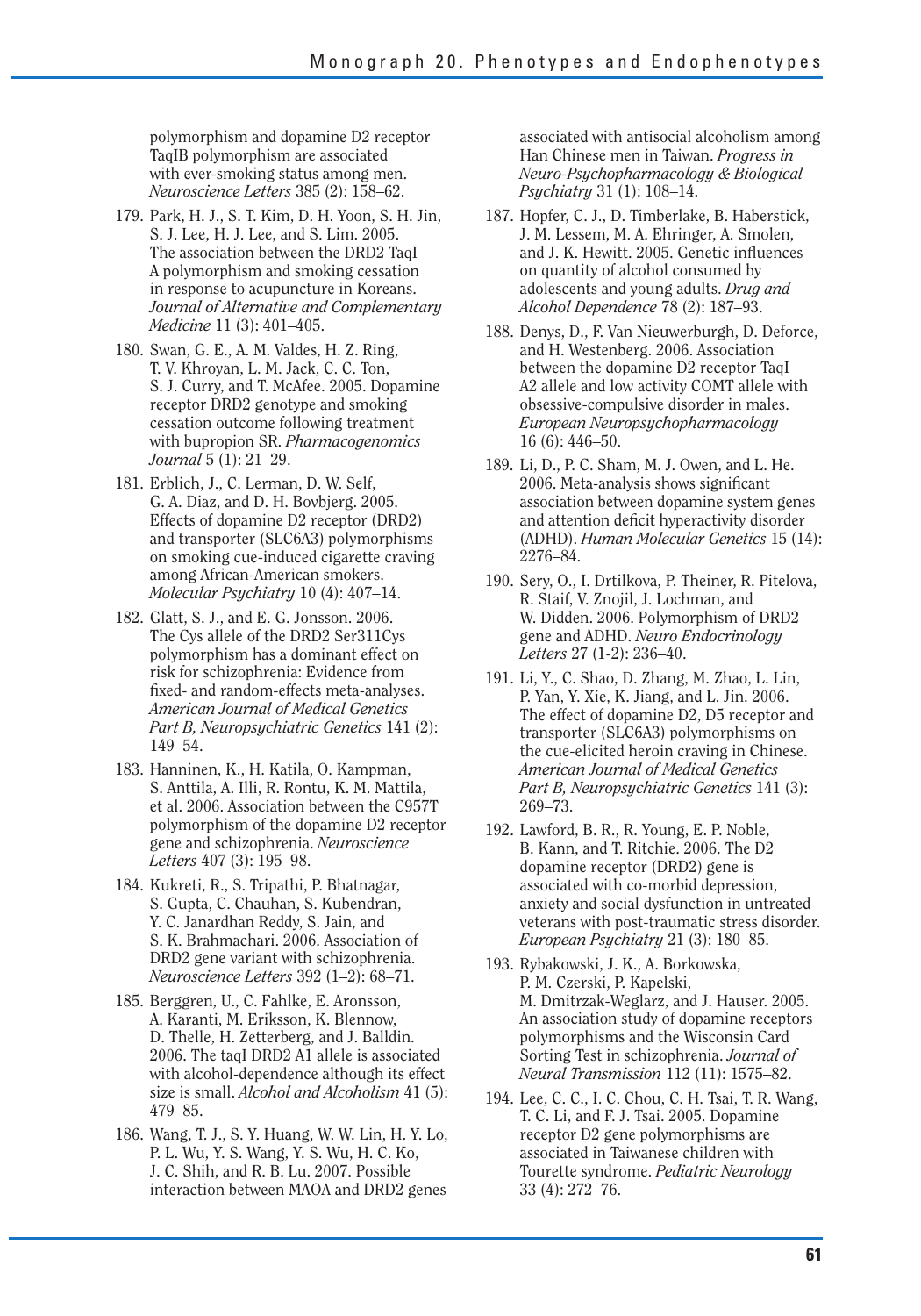polymorphism and dopamine D2 receptor TaqIB polymorphism are associated with ever-smoking status among men. *Neuroscience Letters* 385 (2): 158–62.

179. Park, H. J., S. T. Kim, D. H. Yoon, S. H. Jin, S. J. Lee, H. J. Lee, and S. Lim. 2005. The association between the DRD2 TaqI A polymorphism and smoking cessation in response to acupuncture in Koreans. *Journal of Alternative and Complementary Medicine* 11 (3): 401–405.

180. Swan, G. E., A. M. Valdes, H. Z. Ring, T. V. Khroyan, L. M. Jack, C. C. Ton, S. J. Curry, and T. McAfee. 2005. Dopamine receptor DRD2 genotype and smoking cessation outcome following treatment with bupropion SR. *Pharmacogenomics Journal* 5 (1): 21–29.

181. Erblich, J., C. Lerman, D. W. Self, G. A. Diaz, and D. H. Bovbjerg. 2005. Effects of dopamine D2 receptor (DRD2) and transporter (SLC6A3) polymorphisms on smoking cue-induced cigarette craving among African-American smokers. *Molecular Psychiatry* 10 (4): 407–14.

182. Glatt, S. J., and E. G. Jonsson. 2006. The Cys allele of the DRD2 Ser311Cys polymorphism has a dominant effect on risk for schizophrenia: Evidence from fixed- and random-effects meta-analyses. *American Journal of Medical Genetics Part B, Neuropsychiatric Genetics* 141 (2): 149–54.

183. Hanninen, K., H. Katila, O. Kampman, S. Anttila, A. Illi, R. Rontu, K. M. Mattila, et al. 2006. Association between the C957T polymorphism of the dopamine D2 receptor gene and schizophrenia. *Neuroscience Letters* 407 (3): 195–98.

184. Kukreti, R., S. Tripathi, P. Bhatnagar, S. Gupta, C. Chauhan, S. Kubendran, Y. C. Janardhan Reddy, S. Jain, and S. K. Brahmachari. 2006. Association of DRD2 gene variant with schizophrenia. *Neuroscience Letters* 392 (1–2): 68–71.

185. Berggren, U., C. Fahlke, E. Aronsson, A. Karanti, M. Eriksson, K. Blennow, D. Thelle, H. Zetterberg, and J. Balldin. 2006. The taqI DRD2 A1 allele is associated with alcohol-dependence although its effect size is small. *Alcohol and Alcoholism* 41 (5): 479–85.

186. Wang, T. J., S. Y. Huang, W. W. Lin, H. Y. Lo, P. L. Wu, Y. S. Wang, Y. S. Wu, H. C. Ko, J. C. Shih, and R. B. Lu. 2007. Possible interaction between MAOA and DRD2 genes associated with antisocial alcoholism among Han Chinese men in Taiwan. *Progress in Neuro-Psychopharmacology & Biological Psychiatry* 31 (1): 108–14.

187. Hopfer, C. J., D. Timberlake, B. Haberstick, J. M. Lessem, M. A. Ehringer, A. Smolen, and J. K. Hewitt. 2005. Genetic influences on quantity of alcohol consumed by adolescents and young adults. *Drug and Alcohol Dependence* 78 (2): 187–93.

188. Denys, D., F. Van Nieuwerburgh, D. Deforce, and H. Westenberg. 2006. Association between the dopamine D2 receptor TaqI A2 allele and low activity COMT allele with obsessive-compulsive disorder in males. *European Neuropsychopharmacology* 16 (6): 446–50.

189. Li, D., P. C. Sham, M. J. Owen, and L. He. 2006. Meta-analysis shows significant association between dopamine system genes and attention deficit hyperactivity disorder (ADHD). *Human Molecular Genetics* 15 (14): 2276–84.

190. Sery, O., I. Drtilkova, P. Theiner, R. Pitelova, R. Staif, V. Znojil, J. Lochman, and W. Didden. 2006. Polymorphism of DRD2 gene and ADHD. *Neuro Endocrinology Letters* 27 (1-2): 236–40.

191. Li, Y., C. Shao, D. Zhang, M. Zhao, L. Lin, P. Yan, Y. Xie, K. Jiang, and L. Jin. 2006. The effect of dopamine D2, D5 receptor and transporter (SLC6A3) polymorphisms on the cue-elicited heroin craving in Chinese. *American Journal of Medical Genetics Part B, Neuropsychiatric Genetics* 141 (3): 269–73.

192. Lawford, B. R., R. Young, E. P. Noble, B. Kann, and T. Ritchie. 2006. The D2 dopamine receptor (DRD2) gene is associated with co-morbid depression, anxiety and social dysfunction in untreated veterans with post-traumatic stress disorder. *European Psychiatry* 21 (3): 180–85.

193. Rybakowski, J. K., A. Borkowska, P. M. Czerski, P. Kapelski, M. Dmitrzak-Weglarz, and J. Hauser. 2005. An association study of dopamine receptors polymorphisms and the Wisconsin Card Sorting Test in schizophrenia. *Journal of Neural Transmission* 112 (11): 1575–82.

194. Lee, C. C., I. C. Chou, C. H. Tsai, T. R. Wang, T. C. Li, and F. J. Tsai. 2005. Dopamine receptor D2 gene polymorphisms are associated in Taiwanese children with Tourette syndrome. *Pediatric Neurology* 33 (4): 272–76.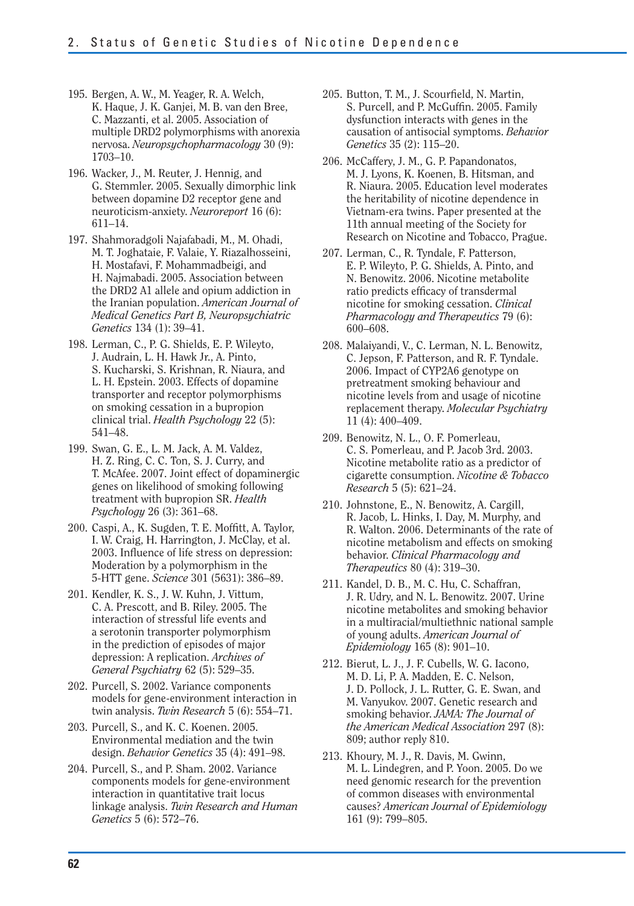195. Bergen, A. W., M. Yeager, R. A. Welch, K. Haque, J. K. Ganjei, M. B. van den Bree, C. Mazzanti, et al. 2005. Association of multiple DRD2 polymorphisms with anorexia nervosa. *Neuropsychopharmacology* 30 (9): 1703–10.

196. Wacker, J., M. Reuter, J. Hennig, and G. Stemmler. 2005. Sexually dimorphic link between dopamine D2 receptor gene and neuroticism-anxiety. *Neuroreport* 16 (6): 611–14.

197. Shahmoradgoli Najafabadi, M., M. Ohadi, M. T. Joghataie, F. Valaie, Y. Riazalhosseini, H. Mostafavi, F. Mohammadbeigi, and H. Najmabadi. 2005. Association between the DRD2 A1 allele and opium addiction in the Iranian population. *American Journal of Medical Genetics Part B, Neuropsychiatric Genetics* 134 (1): 39–41.

198. Lerman, C., P. G. Shields, E. P. Wileyto, J. Audrain, L. H. Hawk Jr., A. Pinto, S. Kucharski, S. Krishnan, R. Niaura, and L. H. Epstein. 2003. Effects of dopamine transporter and receptor polymorphisms on smoking cessation in a bupropion clinical trial. *Health Psychology* 22 (5): 541–48.

199. Swan, G. E., L. M. Jack, A. M. Valdez, H. Z. Ring, C. C. Ton, S. J. Curry, and T. McAfee. 2007. Joint effect of dopaminergic genes on likelihood of smoking following treatment with bupropion SR. *Health Psychology* 26 (3): 361–68.

200. Caspi, A., K. Sugden, T. E. Moffitt, A. Taylor, I. W. Craig, H. Harrington, J. McClay, et al. 2003. Influence of life stress on depression: Moderation by a polymorphism in the 5-HTT gene. *Science* 301 (5631): 386–89.

201. Kendler, K. S., J. W. Kuhn, J. Vittum, C. A. Prescott, and B. Riley. 2005. The interaction of stressful life events and a serotonin transporter polymorphism in the prediction of episodes of major depression: A replication. *Archives of General Psychiatry* 62 (5): 529–35.

202. Purcell, S. 2002. Variance components models for gene-environment interaction in twin analysis. *Twin Research* 5 (6): 554–71.

203. Purcell, S., and K. C. Koenen. 2005. Environmental mediation and the twin design. *Behavior Genetics* 35 (4): 491–98.

204. Purcell, S., and P. Sham. 2002. Variance components models for gene-environment interaction in quantitative trait locus linkage analysis. *Twin Research and Human Genetics* 5 (6): 572–76.

205. Button, T. M., J. Scourfield, N. Martin, S. Purcell, and P. McGuffin. 2005. Family dysfunction interacts with genes in the causation of antisocial symptoms. *Behavior Genetics* 35 (2): 115–20.

206. McCaffery, J. M., G. P. Papandonatos, M. J. Lyons, K. Koenen, B. Hitsman, and R. Niaura. 2005. Education level moderates the heritability of nicotine dependence in Vietnam-era twins. Paper presented at the 11th annual meeting of the Society for Research on Nicotine and Tobacco, Prague.

207. Lerman, C., R. Tyndale, F. Patterson, E. P. Wileyto, P. G. Shields, A. Pinto, and N. Benowitz. 2006. Nicotine metabolite ratio predicts efficacy of transdermal nicotine for smoking cessation. *Clinical Pharmacology and Therapeutics* 79 (6): 600–608.

208. Malaiyandi, V., C. Lerman, N. L. Benowitz, C. Jepson, F. Patterson, and R. F. Tyndale. 2006. Impact of CYP2A6 genotype on pretreatment smoking behaviour and nicotine levels from and usage of nicotine replacement therapy. *Molecular Psychiatry* 11 (4): 400–409.

209. Benowitz, N. L., O. F. Pomerleau, C. S. Pomerleau, and P. Jacob 3rd. 2003. Nicotine metabolite ratio as a predictor of cigarette consumption. *Nicotine & Tobacco Research* 5 (5): 621–24.

210. Johnstone, E., N. Benowitz, A. Cargill, R. Jacob, L. Hinks, I. Day, M. Murphy, and R. Walton. 2006. Determinants of the rate of nicotine metabolism and effects on smoking behavior. *Clinical Pharmacology and Therapeutics* 80 (4): 319–30.

211. Kandel, D. B., M. C. Hu, C. Schaffran, J. R. Udry, and N. L. Benowitz. 2007. Urine nicotine metabolites and smoking behavior in a multiracial/multiethnic national sample of young adults. *American Journal of Epidemiology* 165 (8): 901–10.

212. Bierut, L. J., J. F. Cubells, W. G. Iacono, M. D. Li, P. A. Madden, E. C. Nelson, J. D. Pollock, J. L. Rutter, G. E. Swan, and M. Vanyukov. 2007. Genetic research and smoking behavior. *JAMA: The Journal of the American Medical Association* 297 (8): 809; author reply 810.

213. Khoury, M. J., R. Davis, M. Gwinn, M. L. Lindegren, and P. Yoon. 2005. Do we need genomic research for the prevention of common diseases with environmental causes? *American Journal of Epidemiology* 161 (9): 799–805.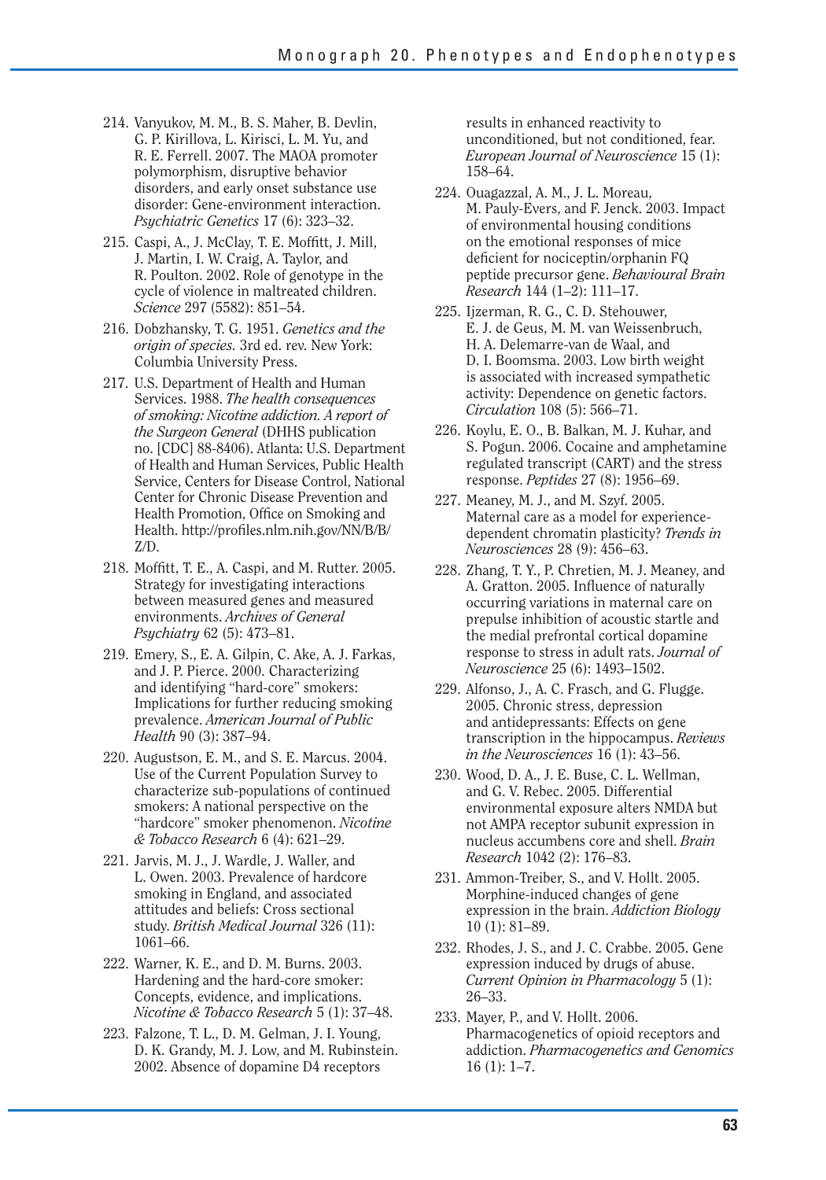214. Vanyukov, M. M., B. S. Maher, B. Devlin, G. P. Kirillova, L. Kirisci, L. M. Yu, and R. E. Ferrell. 2007. The MAOA promoter polymorphism, disruptive behavior disorders, and early onset substance use disorder: Gene-environment interaction. *Psychiatric Genetics* 17 (6): 323–32.

215. Caspi, A., J. McClay, T. E. Moffitt, J. Mill, J. Martin, I. W. Craig, A. Taylor, and R. Poulton. 2002. Role of genotype in the cycle of violence in maltreated children. *Science* 297 (5582): 851–54.

216. Dobzhansky, T. G. 1951. *Genetics and the origin of species.* 3rd ed. rev. New York: Columbia University Press.

217. U.S. Department of Health and Human Services. 1988. *The health consequences of smoking: Nicotine addiction. A report of the Surgeon General* (DHHS publication no. [CDC] 88-8406). Atlanta: U.S. Department of Health and Human Services, Public Health Service, Centers for Disease Control, National Center for Chronic Disease Prevention and Health Promotion, Office on Smoking and Health. http://profiles.nlm.nih.gov/NN/B/B/Z/D.

218. Moffitt, T. E., A. Caspi, and M. Rutter. 2005. Strategy for investigating interactions between measured genes and measured environments. *Archives of General Psychiatry* 62 (5): 473–81.

219. Emery, S., E. A. Gilpin, C. Ake, A. J. Farkas, and J. P. Pierce. 2000. Characterizing and identifying "hard-core" smokers: Implications for further reducing smoking prevalence. *American Journal of Public Health* 90 (3): 387–94.

220. Augustson, E. M., and S. E. Marcus. 2004. Use of the Current Population Survey to characterize sub-populations of continued smokers: A national perspective on the "hardcore" smoker phenomenon. *Nicotine & Tobacco Research* 6 (4): 621–29.

221. Jarvis, M. J., J. Wardle, J. Waller, and L. Owen. 2003. Prevalence of hardcore smoking in England, and associated attitudes and beliefs: Cross sectional study. *British Medical Journal* 326 (11): 1061–66.

222. Warner, K. E., and D. M. Burns. 2003. Hardening and the hard-core smoker: Concepts, evidence, and implications. *Nicotine & Tobacco Research* 5 (1): 37–48.

223. Falzone, T. L., D. M. Gelman, J. I. Young, D. K. Grandy, M. J. Low, and M. Rubinstein. 2002. Absence of dopamine D4 receptors results in enhanced reactivity to unconditioned, but not conditioned, fear. *European Journal of Neuroscience* 15 (1): 158–64.

224. Ouagazzal, A. M., J. L. Moreau, M. Pauly-Evers, and F. Jenck. 2003. Impact of environmental housing conditions on the emotional responses of mice deficient for nociceptin/orphanin FQ peptide precursor gene. *Behavioural Brain Research* 144 (1–2): 111–17.

225. Ijzerman, R. G., C. D. Stehouwer, E. J. de Geus, M. M. van Weissenbruch, H. A. Delemarre-van de Waal, and D. I. Boomsma. 2003. Low birth weight is associated with increased sympathetic activity: Dependence on genetic factors. *Circulation* 108 (5): 566–71.

226. Koylu, E. O., B. Balkan, M. J. Kuhar, and S. Pogun. 2006. Cocaine and amphetamine regulated transcript (CART) and the stress response. *Peptides* 27 (8): 1956–69.

227. Meaney, M. J., and M. Szyf. 2005. Maternal care as a model for experience-dependent chromatin plasticity? *Trends in Neurosciences* 28 (9): 456–63.

228. Zhang, T. Y., P. Chretien, M. J. Meaney, and A. Gratton. 2005. Influence of naturally occurring variations in maternal care on prepulse inhibition of acoustic startle and the medial prefrontal cortical dopamine response to stress in adult rats. *Journal of Neuroscience* 25 (6): 1493–1502.

229. Alfonso, J., A. C. Frasch, and G. Flugge. 2005. Chronic stress, depression and antidepressants: Effects on gene transcription in the hippocampus. *Reviews in the Neurosciences* 16 (1): 43–56.

230. Wood, D. A., J. E. Buse, C. L. Wellman, and G. V. Rebec. 2005. Differential environmental exposure alters NMDA but not AMPA receptor subunit expression in nucleus accumbens core and shell. *Brain Research* 1042 (2): 176–83.

231. Ammon-Treiber, S., and V. Hollt. 2005. Morphine-induced changes of gene expression in the brain. *Addiction Biology* 10 (1): 81–89.

232. Rhodes, J. S., and J. C. Crabbe. 2005. Gene expression induced by drugs of abuse. *Current Opinion in Pharmacology* 5 (1): 26–33.

233. Mayer, P., and V. Hollt. 2006. Pharmacogenetics of opioid receptors and addiction. *Pharmacogenetics and Genomics* 16 (1): 1–7.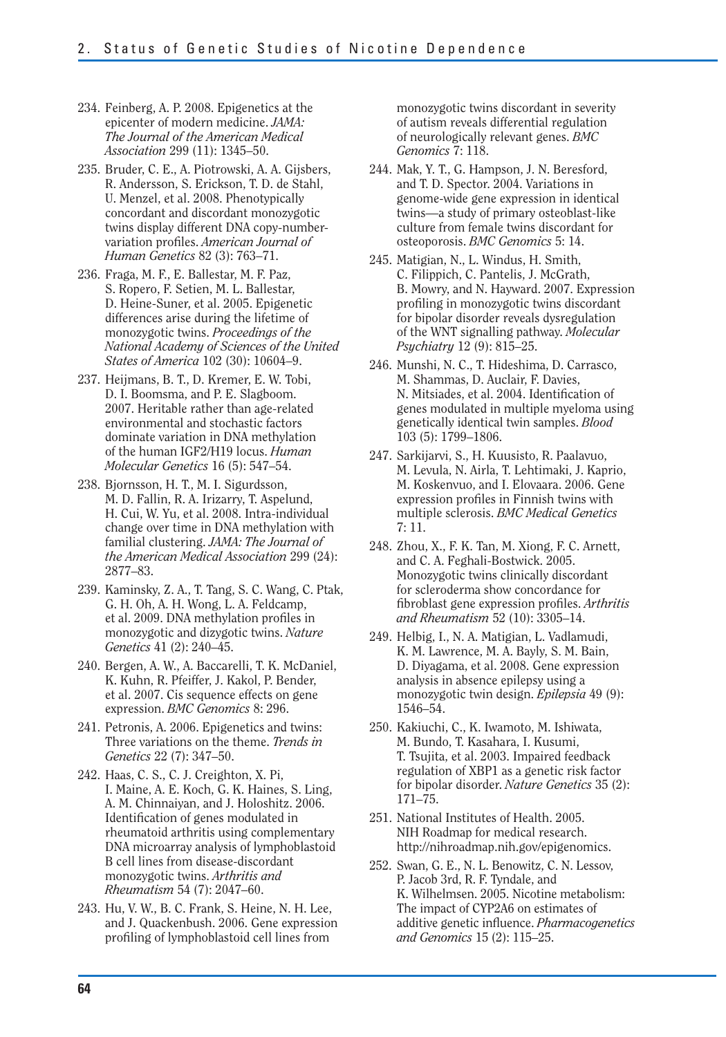234. Feinberg, A. P. 2008. Epigenetics at the epicenter of modern medicine. *JAMA: The Journal of the American Medical Association* 299 (11): 1345–50.

235. Bruder, C. E., A. Piotrowski, A. A. Gijsbers, R. Andersson, S. Erickson, T. D. de Stahl, U. Menzel, et al. 2008. Phenotypically concordant and discordant monozygotic twins display different DNA copy-number-variation profiles. *American Journal of Human Genetics* 82 (3): 763–71.

236. Fraga, M. F., E. Ballestar, M. F. Paz, S. Ropero, F. Setien, M. L. Ballestar, D. Heine-Suner, et al. 2005. Epigenetic differences arise during the lifetime of monozygotic twins. *Proceedings of the National Academy of Sciences of the United States of America* 102 (30): 10604–9.

237. Heijmans, B. T., D. Kremer, E. W. Tobi, D. I. Boomsma, and P. E. Slagboom. 2007. Heritable rather than age-related environmental and stochastic factors dominate variation in DNA methylation of the human IGF2/H19 locus. *Human Molecular Genetics* 16 (5): 547–54.

238. Bjornsson, H. T., M. I. Sigurdsson, M. D. Fallin, R. A. Irizarry, T. Aspelund, H. Cui, W. Yu, et al. 2008. Intra-individual change over time in DNA methylation with familial clustering. *JAMA: The Journal of the American Medical Association* 299 (24): 2877–83.

239. Kaminsky, Z. A., T. Tang, S. C. Wang, C. Ptak, G. H. Oh, A. H. Wong, L. A. Feldcamp, et al. 2009. DNA methylation profiles in monozygotic and dizygotic twins. *Nature Genetics* 41 (2): 240–45.

240. Bergen, A. W., A. Baccarelli, T. K. McDaniel, K. Kuhn, R. Pfeiffer, J. Kakol, P. Bender, et al. 2007. Cis sequence effects on gene expression. *BMC Genomics* 8: 296.

241. Petronis, A. 2006. Epigenetics and twins: Three variations on the theme. *Trends in Genetics* 22 (7): 347–50.

242. Haas, C. S., C. J. Creighton, X. Pi, I. Maine, A. E. Koch, G. K. Haines, S. Ling, A. M. Chinnaiyan, and J. Holoshitz. 2006. Identification of genes modulated in rheumatoid arthritis using complementary DNA microarray analysis of lymphoblastoid B cell lines from disease-discordant monozygotic twins. *Arthritis and Rheumatism* 54 (7): 2047–60.

243. Hu, V. W., B. C. Frank, S. Heine, N. H. Lee, and J. Quackenbush. 2006. Gene expression profiling of lymphoblastoid cell lines from monozygotic twins discordant in severity of autism reveals differential regulation of neurologically relevant genes. *BMC Genomics* 7: 118.

244. Mak, Y. T., G. Hampson, J. N. Beresford, and T. D. Spector. 2004. Variations in genome-wide gene expression in identical twins—a study of primary osteoblast-like culture from female twins discordant for osteoporosis. *BMC Genomics* 5: 14.

245. Matigian, N., L. Windus, H. Smith, C. Filippich, C. Pantelis, J. McGrath, B. Mowry, and N. Hayward. 2007. Expression profiling in monozygotic twins discordant for bipolar disorder reveals dysregulation of the WNT signalling pathway. *Molecular Psychiatry* 12 (9): 815–25.

246. Munshi, N. C., T. Hideshima, D. Carrasco, M. Shammas, D. Auclair, F. Davies, N. Mitsiades, et al. 2004. Identification of genes modulated in multiple myeloma using genetically identical twin samples. *Blood* 103 (5): 1799–1806.

247. Sarkijarvi, S., H. Kuusisto, R. Paalavuo, M. Levula, N. Airla, T. Lehtimaki, J. Kaprio, M. Koskenvuo, and I. Elovaara. 2006. Gene expression profiles in Finnish twins with multiple sclerosis. *BMC Medical Genetics* 7: 11.

248. Zhou, X., F. K. Tan, M. Xiong, F. C. Arnett, and C. A. Feghali-Bostwick. 2005. Monozygotic twins clinically discordant for scleroderma show concordance for fibroblast gene expression profiles. *Arthritis and Rheumatism* 52 (10): 3305–14.

249. Helbig, I., N. A. Matigian, L. Vadlamudi, K. M. Lawrence, M. A. Bayly, S. M. Bain, D. Diyagama, et al. 2008. Gene expression analysis in absence epilepsy using a monozygotic twin design. *Epilepsia* 49 (9): 1546–54.

250. Kakiuchi, C., K. Iwamoto, M. Ishiwata, M. Bundo, T. Kasahara, I. Kusumi, T. Tsujita, et al. 2003. Impaired feedback regulation of XBP1 as a genetic risk factor for bipolar disorder. *Nature Genetics* 35 (2): 171–75.

251. National Institutes of Health. 2005. NIH Roadmap for medical research. http://nihroadmap.nih.gov/epigenomics.

252. Swan, G. E., N. L. Benowitz, C. N. Lessov, P. Jacob 3rd, R. F. Tyndale, and K. Wilhelmsen. 2005. Nicotine metabolism: The impact of CYP2A6 on estimates of additive genetic influence. *Pharmacogenetics and Genomics* 15 (2): 115–25.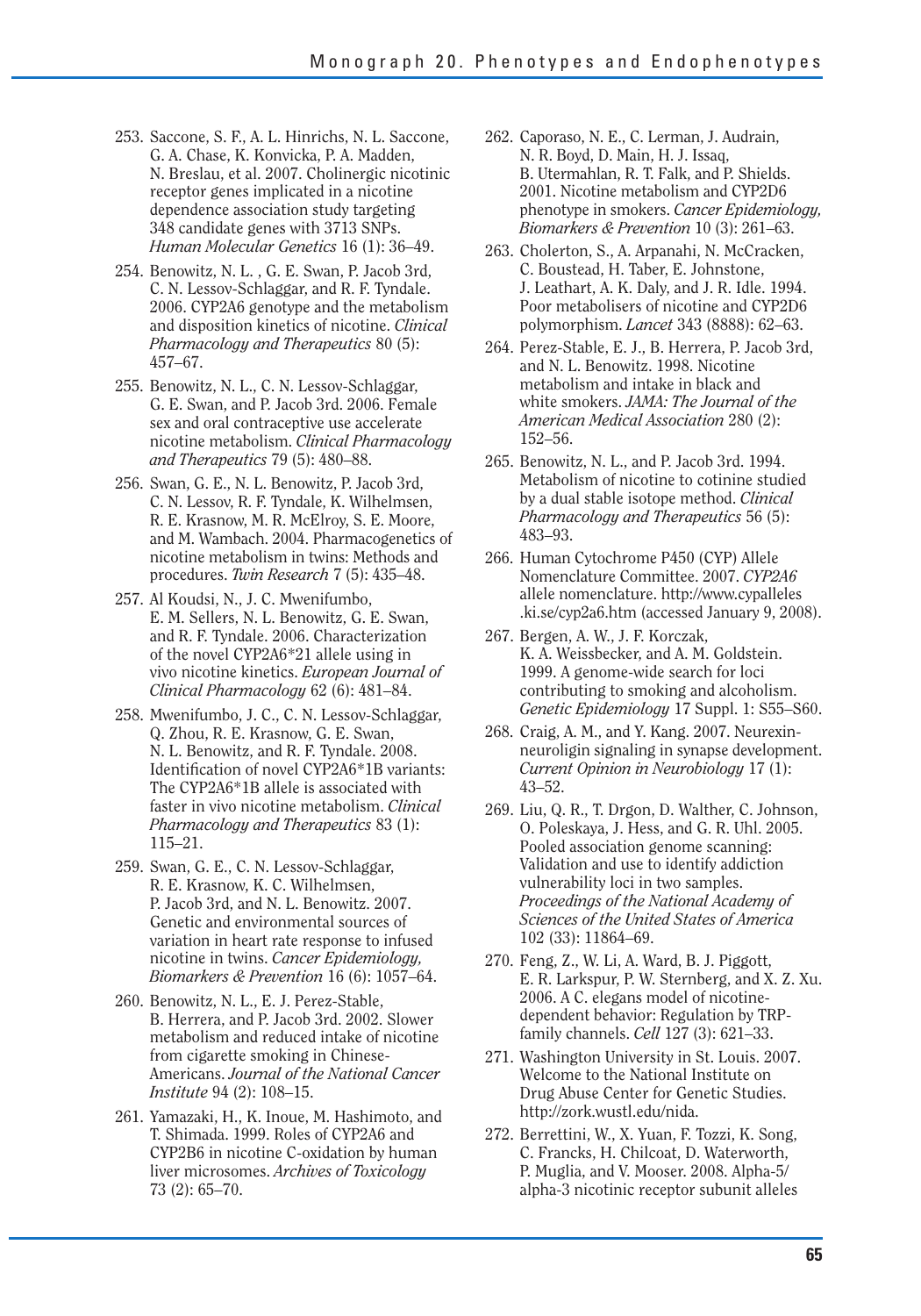253. Saccone, S. F., A. L. Hinrichs, N. L. Saccone, G. A. Chase, K. Konvicka, P. A. Madden, N. Breslau, et al. 2007. Cholinergic nicotinic receptor genes implicated in a nicotine dependence association study targeting 348 candidate genes with 3713 SNPs. *Human Molecular Genetics* 16 (1): 36–49.

254. Benowitz, N. L. , G. E. Swan, P. Jacob 3rd, C. N. Lessov-Schlaggar, and R. F. Tyndale. 2006. CYP2A6 genotype and the metabolism and disposition kinetics of nicotine. *Clinical Pharmacology and Therapeutics* 80 (5): 457–67.

255. Benowitz, N. L., C. N. Lessov-Schlaggar, G. E. Swan, and P. Jacob 3rd. 2006. Female sex and oral contraceptive use accelerate nicotine metabolism. *Clinical Pharmacology and Therapeutics* 79 (5): 480–88.

256. Swan, G. E., N. L. Benowitz, P. Jacob 3rd, C. N. Lessov, R. F. Tyndale, K. Wilhelmsen, R. E. Krasnow, M. R. McElroy, S. E. Moore, and M. Wambach. 2004. Pharmacogenetics of nicotine metabolism in twins: Methods and procedures. *Twin Research* 7 (5): 435–48.

257. Al Koudsi, N., J. C. Mwenifumbo, E. M. Sellers, N. L. Benowitz, G. E. Swan, and R. F. Tyndale. 2006. Characterization of the novel CYP2A6*21 allele using in vivo nicotine kinetics. *European Journal of Clinical Pharmacology* 62 (6): 481–84.

258. Mwenifumbo, J. C., C. N. Lessov-Schlaggar, Q. Zhou, R. E. Krasnow, G. E. Swan, N. L. Benowitz, and R. F. Tyndale. 2008. Identification of novel CYP2A6*1B variants: The CYP2A6*1B allele is associated with faster in vivo nicotine metabolism. *Clinical Pharmacology and Therapeutics* 83 (1): 115–21.

259. Swan, G. E., C. N. Lessov-Schlaggar, R. E. Krasnow, K. C. Wilhelmsen, P. Jacob 3rd, and N. L. Benowitz. 2007. Genetic and environmental sources of variation in heart rate response to infused nicotine in twins. *Cancer Epidemiology, Biomarkers & Prevention* 16 (6): 1057–64.

260. Benowitz, N. L., E. J. Perez-Stable, B. Herrera, and P. Jacob 3rd. 2002. Slower metabolism and reduced intake of nicotine from cigarette smoking in Chinese-Americans. *Journal of the National Cancer Institute* 94 (2): 108–15.

261. Yamazaki, H., K. Inoue, M. Hashimoto, and T. Shimada. 1999. Roles of CYP2A6 and CYP2B6 in nicotine C-oxidation by human liver microsomes. *Archives of Toxicology* 73 (2): 65–70.

262. Caporaso, N. E., C. Lerman, J. Audrain, N. R. Boyd, D. Main, H. J. Issaq, B. Utermahlan, R. T. Falk, and P. Shields. 2001. Nicotine metabolism and CYP2D6 phenotype in smokers. *Cancer Epidemiology, Biomarkers & Prevention* 10 (3): 261–63.

263. Cholerton, S., A. Arpanahi, N. McCracken, C. Boustead, H. Taber, E. Johnstone, J. Leathart, A. K. Daly, and J. R. Idle. 1994. Poor metabolisers of nicotine and CYP2D6 polymorphism. *Lancet* 343 (8888): 62–63.

264. Perez-Stable, E. J., B. Herrera, P. Jacob 3rd, and N. L. Benowitz. 1998. Nicotine metabolism and intake in black and white smokers. *JAMA: The Journal of the American Medical Association* 280 (2): 152–56.

265. Benowitz, N. L., and P. Jacob 3rd. 1994. Metabolism of nicotine to cotinine studied by a dual stable isotope method. *Clinical Pharmacology and Therapeutics* 56 (5): 483–93.

266. Human Cytochrome P450 (CYP) Allele Nomenclature Committee. 2007. *CYP2A6* allele nomenclature. http://www.cypalleles.ki.se/cyp2a6.htm (accessed January 9, 2008).

267. Bergen, A. W., J. F. Korczak, K. A. Weissbecker, and A. M. Goldstein. 1999. A genome-wide search for loci contributing to smoking and alcoholism. *Genetic Epidemiology* 17 Suppl. 1: S55–S60.

268. Craig, A. M., and Y. Kang. 2007. Neurexin-neuroligin signaling in synapse development. *Current Opinion in Neurobiology* 17 (1): 43–52.

269. Liu, Q. R., T. Drgon, D. Walther, C. Johnson, O. Poleskaya, J. Hess, and G. R. Uhl. 2005. Pooled association genome scanning: Validation and use to identify addiction vulnerability loci in two samples. *Proceedings of the National Academy of Sciences of the United States of America* 102 (33): 11864–69.

270. Feng, Z., W. Li, A. Ward, B. J. Piggott, E. R. Larkspur, P. W. Sternberg, and X. Z. Xu. 2006. A C. elegans model of nicotine-dependent behavior: Regulation by TRP-family channels. *Cell* 127 (3): 621–33.

271. Washington University in St. Louis. 2007. Welcome to the National Institute on Drug Abuse Center for Genetic Studies. http://zork.wustl.edu/nida.

272. Berrettini, W., X. Yuan, F. Tozzi, K. Song, C. Francks, H. Chilcoat, D. Waterworth, P. Muglia, and V. Mooser. 2008. Alpha-5/alpha-3 nicotinic receptor subunit alleles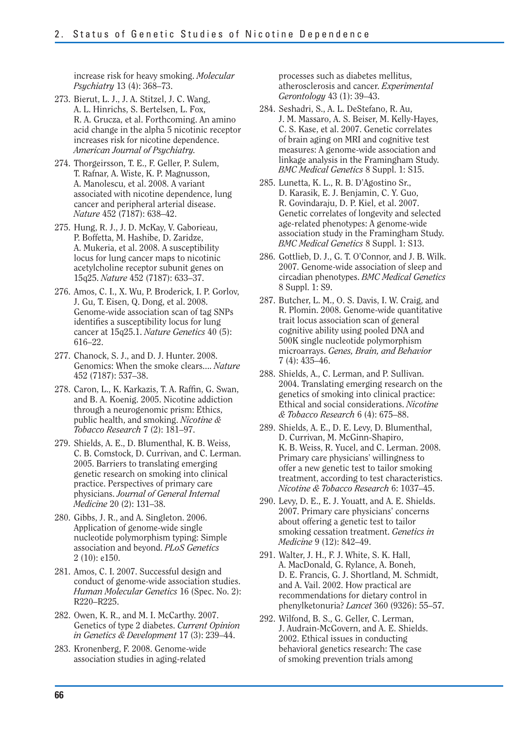increase risk for heavy smoking. *Molecular Psychiatry* 13 (4): 368–73.

273. Bierut, L. J., J. A. Stitzel, J. C. Wang, A. L. Hinrichs, S. Bertelsen, L. Fox, R. A. Grucza, et al. Forthcoming. An amino acid change in the alpha 5 nicotinic receptor increases risk for nicotine dependence. *American Journal of Psychiatry.*

274. Thorgeirsson, T. E., F. Geller, P. Sulem, T. Rafnar, A. Wiste, K. P. Magnusson, A. Manolescu, et al. 2008. A variant associated with nicotine dependence, lung cancer and peripheral arterial disease. *Nature* 452 (7187): 638–42.

275. Hung, R. J., J. D. McKay, V. Gaborieau, P. Boffetta, M. Hashibe, D. Zaridze, A. Mukeria, et al. 2008. A susceptibility locus for lung cancer maps to nicotinic acetylcholine receptor subunit genes on 15q25. *Nature* 452 (7187): 633–37.

276. Amos, C. I., X. Wu, P. Broderick, I. P. Gorlov, J. Gu, T. Eisen, Q. Dong, et al. 2008. Genome-wide association scan of tag SNPs identifies a susceptibility locus for lung cancer at 15q25.1. *Nature Genetics* 40 (5): 616–22.

277. Chanock, S. J., and D. J. Hunter. 2008. Genomics: When the smoke clears.... *Nature* 452 (7187): 537–38.

278. Caron, L., K. Karkazis, T. A. Raffin, G. Swan, and B. A. Koenig. 2005. Nicotine addiction through a neurogenomic prism: Ethics, public health, and smoking. *Nicotine & Tobacco Research* 7 (2): 181–97.

279. Shields, A. E., D. Blumenthal, K. B. Weiss, C. B. Comstock, D. Currivan, and C. Lerman. 2005. Barriers to translating emerging genetic research on smoking into clinical practice. Perspectives of primary care physicians. *Journal of General Internal Medicine* 20 (2): 131–38.

280. Gibbs, J. R., and A. Singleton. 2006. Application of genome-wide single nucleotide polymorphism typing: Simple association and beyond. *PLoS Genetics* 2 (10): e150.

281. Amos, C. I. 2007. Successful design and conduct of genome-wide association studies. *Human Molecular Genetics* 16 (Spec. No. 2): R220–R225.

282. Owen, K. R., and M. I. McCarthy. 2007. Genetics of type 2 diabetes. *Current Opinion in Genetics & Development* 17 (3): 239–44.

283. Kronenberg, F. 2008. Genome-wide association studies in aging-related processes such as diabetes mellitus, atherosclerosis and cancer. *Experimental Gerontology* 43 (1): 39–43.

284. Seshadri, S., A. L. DeStefano, R. Au, J. M. Massaro, A. S. Beiser, M. Kelly-Hayes, C. S. Kase, et al. 2007. Genetic correlates of brain aging on MRI and cognitive test measures: A genome-wide association and linkage analysis in the Framingham Study. *BMC Medical Genetics* 8 Suppl. 1: S15.

285. Lunetta, K. L., R. B. D'Agostino Sr., D. Karasik, E. J. Benjamin, C. Y. Guo, R. Govindaraju, D. P. Kiel, et al. 2007. Genetic correlates of longevity and selected age-related phenotypes: A genome-wide association study in the Framingham Study. *BMC Medical Genetics* 8 Suppl. 1: S13.

286. Gottlieb, D. J., G. T. O'Connor, and J. B. Wilk. 2007. Genome-wide association of sleep and circadian phenotypes. *BMC Medical Genetics* 8 Suppl. 1: S9.

287. Butcher, L. M., O. S. Davis, I. W. Craig, and R. Plomin. 2008. Genome-wide quantitative trait locus association scan of general cognitive ability using pooled DNA and 500K single nucleotide polymorphism microarrays. *Genes, Brain, and Behavior* 7 (4): 435–46.

288. Shields, A., C. Lerman, and P. Sullivan. 2004. Translating emerging research on the genetics of smoking into clinical practice: Ethical and social considerations. *Nicotine & Tobacco Research* 6 (4): 675–88.

289. Shields, A. E., D. E. Levy, D. Blumenthal, D. Currivan, M. McGinn-Shapiro, K. B. Weiss, R. Yucel, and C. Lerman. 2008. Primary care physicians' willingness to offer a new genetic test to tailor smoking treatment, according to test characteristics. *Nicotine & Tobacco Research* 6: 1037–45.

290. Levy, D. E., E. J. Youatt, and A. E. Shields. 2007. Primary care physicians' concerns about offering a genetic test to tailor smoking cessation treatment. *Genetics in Medicine* 9 (12): 842–49.

291. Walter, J. H., F. J. White, S. K. Hall, A. MacDonald, G. Rylance, A. Boneh, D. E. Francis, G. J. Shortland, M. Schmidt, and A. Vail. 2002. How practical are recommendations for dietary control in phenylketonuria? *Lancet* 360 (9326): 55–57.

292. Wilfond, B. S., G. Geller, C. Lerman, J. Audrain-McGovern, and A. E. Shields. 2002. Ethical issues in conducting behavioral genetics research: The case of smoking prevention trials among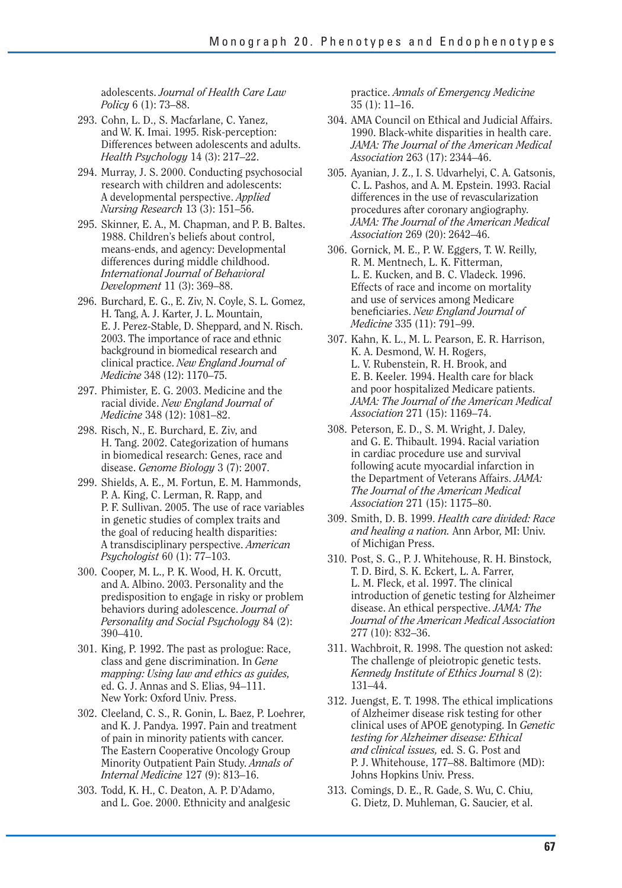adolescents. *Journal of Health Care Law Policy* 6 (1): 73–88.

293. Cohn, L. D., S. Macfarlane, C. Yanez, and W. K. Imai. 1995. Risk-perception: Differences between adolescents and adults. *Health Psychology* 14 (3): 217–22.

294. Murray, J. S. 2000. Conducting psychosocial research with children and adolescents: A developmental perspective. *Applied Nursing Research* 13 (3): 151–56.

295. Skinner, E. A., M. Chapman, and P. B. Baltes. 1988. Children's beliefs about control, means-ends, and agency: Developmental differences during middle childhood. *International Journal of Behavioral Development* 11 (3): 369–88.

296. Burchard, E. G., E. Ziv, N. Coyle, S. L. Gomez, H. Tang, A. J. Karter, J. L. Mountain, E. J. Perez-Stable, D. Sheppard, and N. Risch. 2003. The importance of race and ethnic background in biomedical research and clinical practice. *New England Journal of Medicine* 348 (12): 1170–75.

297. Phimister, E. G. 2003. Medicine and the racial divide. *New England Journal of Medicine* 348 (12): 1081–82.

298. Risch, N., E. Burchard, E. Ziv, and H. Tang. 2002. Categorization of humans in biomedical research: Genes, race and disease. *Genome Biology* 3 (7): 2007.

299. Shields, A. E., M. Fortun, E. M. Hammonds, P. A. King, C. Lerman, R. Rapp, and P. F. Sullivan. 2005. The use of race variables in genetic studies of complex traits and the goal of reducing health disparities: A transdisciplinary perspective. *American Psychologist* 60 (1): 77–103.

300. Cooper, M. L., P. K. Wood, H. K. Orcutt, and A. Albino. 2003. Personality and the predisposition to engage in risky or problem behaviors during adolescence. *Journal of Personality and Social Psychology* 84 (2): 390–410.

301. King, P. 1992. The past as prologue: Race, class and gene discrimination. In *Gene mapping: Using law and ethics as guides,* ed. G. J. Annas and S. Elias, 94–111. New York: Oxford Univ. Press.

302. Cleeland, C. S., R. Gonin, L. Baez, P. Loehrer, and K. J. Pandya. 1997. Pain and treatment of pain in minority patients with cancer. The Eastern Cooperative Oncology Group Minority Outpatient Pain Study. *Annals of Internal Medicine* 127 (9): 813–16.

303. Todd, K. H., C. Deaton, A. P. D'Adamo, and L. Goe. 2000. Ethnicity and analgesic practice. *Annals of Emergency Medicine* 35 (1): 11–16.

304. AMA Council on Ethical and Judicial Affairs. 1990. Black-white disparities in health care. *JAMA: The Journal of the American Medical Association* 263 (17): 2344–46.

305. Ayanian, J. Z., I. S. Udvarhelyi, C. A. Gatsonis, C. L. Pashos, and A. M. Epstein. 1993. Racial differences in the use of revascularization procedures after coronary angiography. *JAMA: The Journal of the American Medical Association* 269 (20): 2642–46.

306. Gornick, M. E., P. W. Eggers, T. W. Reilly, R. M. Mentnech, L. K. Fitterman, L. E. Kucken, and B. C. Vladeck. 1996. Effects of race and income on mortality and use of services among Medicare beneficiaries. *New England Journal of Medicine* 335 (11): 791–99.

307. Kahn, K. L., M. L. Pearson, E. R. Harrison, K. A. Desmond, W. H. Rogers, L. V. Rubenstein, R. H. Brook, and E. B. Keeler. 1994. Health care for black and poor hospitalized Medicare patients. *JAMA: The Journal of the American Medical Association* 271 (15): 1169–74.

308. Peterson, E. D., S. M. Wright, J. Daley, and G. E. Thibault. 1994. Racial variation in cardiac procedure use and survival following acute myocardial infarction in the Department of Veterans Affairs. *JAMA: The Journal of the American Medical Association* 271 (15): 1175–80.

309. Smith, D. B. 1999. *Health care divided: Race and healing a nation.* Ann Arbor, MI: Univ. of Michigan Press.

310. Post, S. G., P. J. Whitehouse, R. H. Binstock, T. D. Bird, S. K. Eckert, L. A. Farrer, L. M. Fleck, et al. 1997. The clinical introduction of genetic testing for Alzheimer disease. An ethical perspective. *JAMA: The Journal of the American Medical Association* 277 (10): 832–36.

311. Wachbroit, R. 1998. The question not asked: The challenge of pleiotropic genetic tests. *Kennedy Institute of Ethics Journal* 8 (2): 131–44.

312. Juengst, E. T. 1998. The ethical implications of Alzheimer disease risk testing for other clinical uses of APOE genotyping. In *Genetic testing for Alzheimer disease: Ethical and clinical issues,* ed. S. G. Post and P. J. Whitehouse, 177–88. Baltimore (MD): Johns Hopkins Univ. Press.

313. Comings, D. E., R. Gade, S. Wu, C. Chiu, G. Dietz, D. Muhleman, G. Saucier, et al.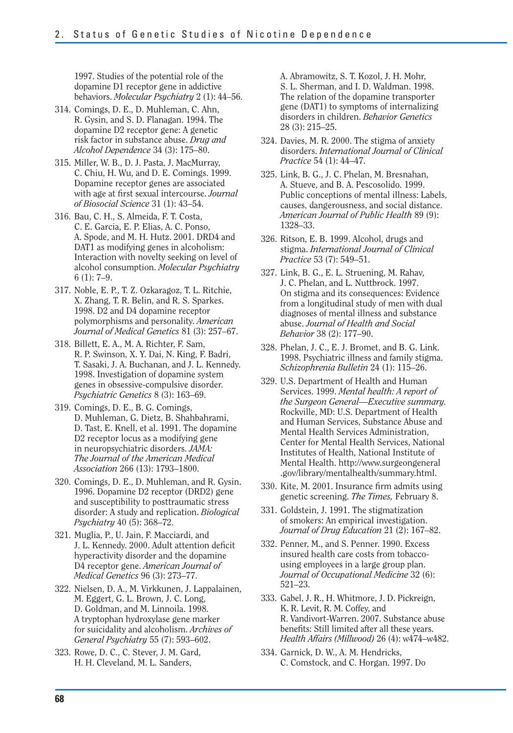1997. Studies of the potential role of the dopamine D1 receptor gene in addictive behaviors. *Molecular Psychiatry* 2 (1): 44–56.

314. Comings, D. E., D. Muhleman, C. Ahn, R. Gysin, and S. D. Flanagan. 1994. The dopamine D2 receptor gene: A genetic risk factor in substance abuse. *Drug and Alcohol Dependence* 34 (3): 175–80.

315. Miller, W. B., D. J. Pasta, J. MacMurray, C. Chiu, H. Wu, and D. E. Comings. 1999. Dopamine receptor genes are associated with age at first sexual intercourse. *Journal of Biosocial Science* 31 (1): 43–54.

316. Bau, C. H., S. Almeida, F. T. Costa, C. E. Garcia, E. P. Elias, A. C. Ponso, A. Spode, and M. H. Hutz. 2001. DRD4 and DAT1 as modifying genes in alcoholism: Interaction with novelty seeking on level of alcohol consumption. *Molecular Psychiatry* 6 (1): 7–9.

317. Noble, E. P., T. Z. Ozkaragoz, T. L. Ritchie, X. Zhang, T. R. Belin, and R. S. Sparkes. 1998. D2 and D4 dopamine receptor polymorphisms and personality. *American Journal of Medical Genetics* 81 (3): 257–67.

318. Billett, E. A., M. A. Richter, F. Sam, R. P. Swinson, X. Y. Dai, N. King, F. Badri, T. Sasaki, J. A. Buchanan, and J. L. Kennedy. 1998. Investigation of dopamine system genes in obsessive-compulsive disorder. *Psychiatric Genetics* 8 (3): 163–69.

319. Comings, D. E., B. G. Comings, D. Muhleman, G. Dietz, B. Shahbahrami, D. Tast, E. Knell, et al. 1991. The dopamine D2 receptor locus as a modifying gene in neuropsychiatric disorders. *JAMA: The Journal of the American Medical Association* 266 (13): 1793–1800.

320. Comings, D. E., D. Muhleman, and R. Gysin. 1996. Dopamine D2 receptor (DRD2) gene and susceptibility to posttraumatic stress disorder: A study and replication. *Biological Psychiatry* 40 (5): 368–72.

321. Muglia, P., U. Jain, F. Macciardi, and J. L. Kennedy. 2000. Adult attention deficit hyperactivity disorder and the dopamine D4 receptor gene. *American Journal of Medical Genetics* 96 (3): 273–77.

322. Nielsen, D. A., M. Virkkunen, J. Lappalainen, M. Eggert, G. L. Brown, J. C. Long, D. Goldman, and M. Linnoila. 1998. A tryptophan hydroxylase gene marker for suicidality and alcoholism. *Archives of General Psychiatry* 55 (7): 593–602.

323. Rowe, D. C., C. Stever, J. M. Gard, H. H. Cleveland, M. L. Sanders, A. Abramowitz, S. T. Kozol, J. H. Mohr, S. L. Sherman, and I. D. Waldman. 1998. The relation of the dopamine transporter gene (DAT1) to symptoms of internalizing disorders in children. *Behavior Genetics* 28 (3): 215–25.

324. Davies, M. R. 2000. The stigma of anxiety disorders. *International Journal of Clinical Practice* 54 (1): 44–47.

325. Link, B. G., J. C. Phelan, M. Bresnahan, A. Stueve, and B. A. Pescosolido. 1999. Public conceptions of mental illness: Labels, causes, dangerousness, and social distance. *American Journal of Public Health* 89 (9): 1328–33.

326. Ritson, E. B. 1999. Alcohol, drugs and stigma. *International Journal of Clinical Practice* 53 (7): 549–51.

327. Link, B. G., E. L. Struening, M. Rahav, J. C. Phelan, and L. Nuttbrock. 1997. On stigma and its consequences: Evidence from a longitudinal study of men with dual diagnoses of mental illness and substance abuse. *Journal of Health and Social Behavior* 38 (2): 177–90.

328. Phelan, J. C., E. J. Bromet, and B. G. Link. 1998. Psychiatric illness and family stigma. *Schizophrenia Bulletin* 24 (1): 115–26.

329. U.S. Department of Health and Human Services. 1999. *Mental health: A report of the Surgeon General—Executive summary*. Rockville, MD: U.S. Department of Health and Human Services, Substance Abuse and Mental Health Services Administration, Center for Mental Health Services, National Institutes of Health, National Institute of Mental Health. http://www.surgeongeneral.gov/library/mentalhealth/summary.html.

330. Kite, M. 2001. Insurance firm admits using genetic screening. *The Times,* February 8.

331. Goldstein, J. 1991. The stigmatization of smokers: An empirical investigation. *Journal of Drug Education* 21 (2): 167–82.

332. Penner, M., and S. Penner. 1990. Excess insured health care costs from tobacco-using employees in a large group plan. *Journal of Occupational Medicine* 32 (6): 521–23.

333. Gabel, J. R., H. Whitmore, J. D. Pickreign, K. R. Levit, R. M. Coffey, and R. Vandivort-Warren. 2007. Substance abuse benefits: Still limited after all these years. *Health Affairs (Millwood)* 26 (4): w474–w482.

334. Garnick, D. W., A. M. Hendricks, C. Comstock, and C. Horgan. 1997. Do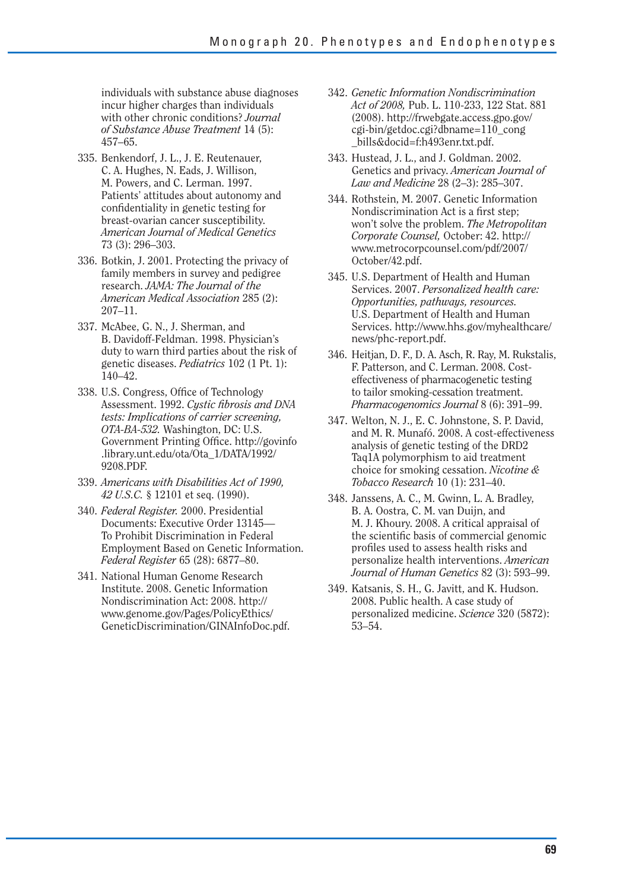individuals with substance abuse diagnoses incur higher charges than individuals with other chronic conditions? *Journal of Substance Abuse Treatment* 14 (5): 457–65.

335. Benkendorf, J. L., J. E. Reutenauer, C. A. Hughes, N. Eads, J. Willison, M. Powers, and C. Lerman. 1997. Patients' attitudes about autonomy and confidentiality in genetic testing for breast-ovarian cancer susceptibility. *American Journal of Medical Genetics* 73 (3): 296–303.

336. Botkin, J. 2001. Protecting the privacy of family members in survey and pedigree research. *JAMA: The Journal of the American Medical Association* 285 (2): 207–11.

337. McAbee, G. N., J. Sherman, and B. Davidoff-Feldman. 1998. Physician's duty to warn third parties about the risk of genetic diseases. *Pediatrics* 102 (1 Pt. 1): 140–42.

338. U.S. Congress, Office of Technology Assessment. 1992. *Cystic fibrosis and DNA tests: Implications of carrier screening, OTA-BA-532.* Washington, DC: U.S. Government Printing Office. http://govinfo.library.unt.edu/ota/Ota_1/DATA/1992/9208.PDF.

339. *Americans with Disabilities Act of 1990, 42 U.S.C.* § 12101 et seq. (1990).

340. *Federal Register.* 2000. Presidential Documents: Executive Order 13145—To Prohibit Discrimination in Federal Employment Based on Genetic Information. *Federal Register* 65 (28): 6877–80.

341. National Human Genome Research Institute. 2008. Genetic Information Nondiscrimination Act: 2008. http://www.genome.gov/Pages/PolicyEthics/GeneticDiscrimination/GINAInfoDoc.pdf.

342. *Genetic Information Nondiscrimination Act of 2008,* Pub. L. 110-233, 122 Stat. 881 (2008). http://frwebgate.access.gpo.gov/cgi-bin/getdoc.cgi?dbname=110_cong_bills&docid=f:h493enr.txt.pdf.

343. Hustead, J. L., and J. Goldman. 2002. Genetics and privacy. *American Journal of Law and Medicine* 28 (2–3): 285–307.

344. Rothstein, M. 2007. Genetic Information Nondiscrimination Act is a first step; won't solve the problem. *The Metropolitan Corporate Counsel,* October: 42. http://www.metrocorpcounsel.com/pdf/2007/October/42.pdf.

345. U.S. Department of Health and Human Services. 2007. *Personalized health care: Opportunities, pathways, resources.* U.S. Department of Health and Human Services. http://www.hhs.gov/myhealthcare/news/phc-report.pdf.

346. Heitjan, D. F., D. A. Asch, R. Ray, M. Rukstalis, F. Patterson, and C. Lerman. 2008. Cost-effectiveness of pharmacogenetic testing to tailor smoking-cessation treatment. *Pharmacogenomics Journal* 8 (6): 391–99.

347. Welton, N. J., E. C. Johnstone, S. P. David, and M. R. Munafó. 2008. A cost-effectiveness analysis of genetic testing of the DRD2 Taq1A polymorphism to aid treatment choice for smoking cessation. *Nicotine & Tobacco Research* 10 (1): 231–40.

348. Janssens, A. C., M. Gwinn, L. A. Bradley, B. A. Oostra, C. M. van Duijn, and M. J. Khoury. 2008. A critical appraisal of the scientific basis of commercial genomic profiles used to assess health risks and personalize health interventions. *American Journal of Human Genetics* 82 (3): 593–99.

349. Katsanis, S. H., G. Javitt, and K. Hudson. 2008. Public health. A case study of personalized medicine. *Science* 320 (5872): 53–54.